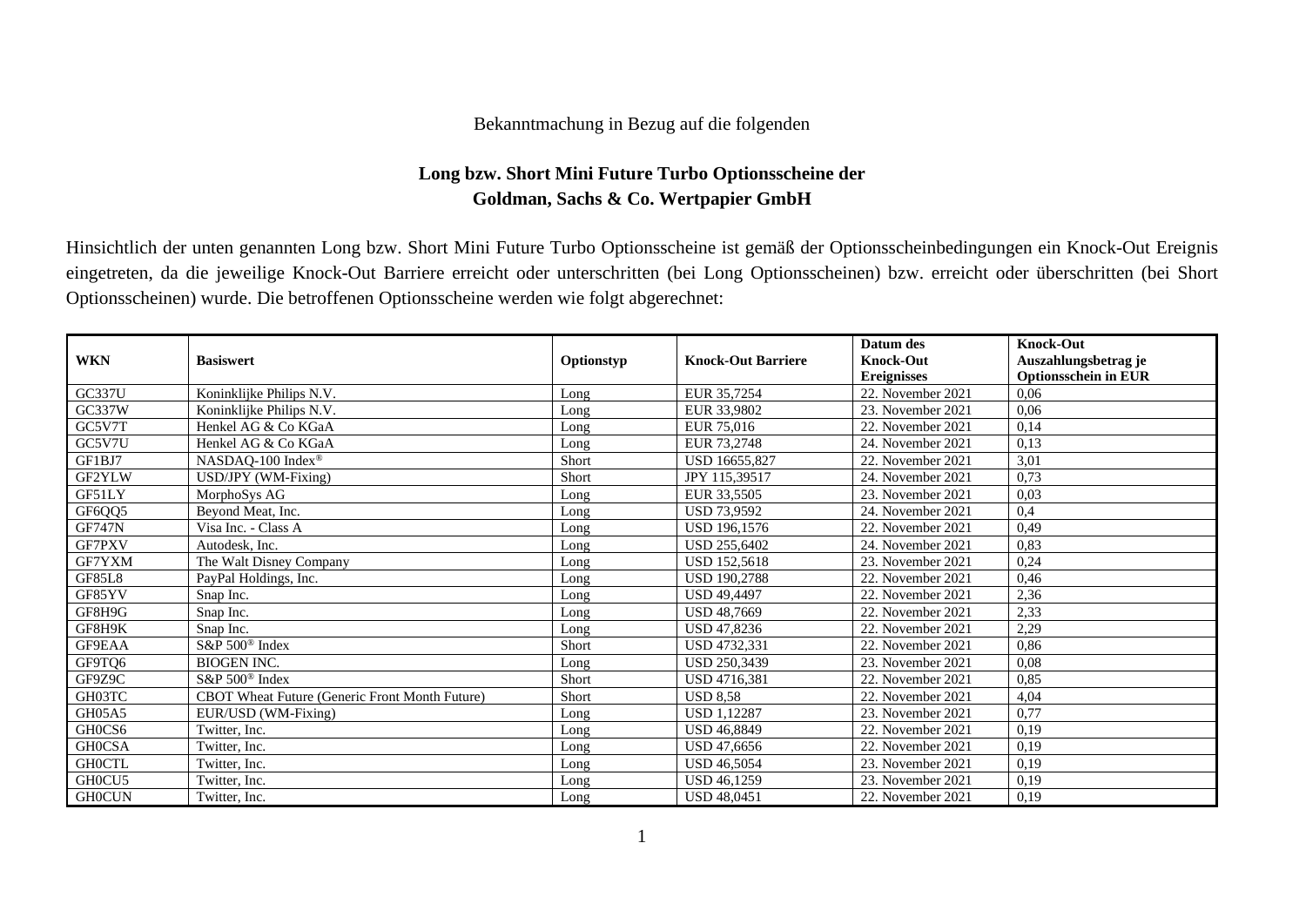Bekanntmachung in Bezug auf die folgenden

**Long bzw. Short Mini Future Turbo Optionsscheine der Goldman, Sachs & Co. Wertpapier GmbH**

Hinsichtlich der unten genannten Long bzw. Short Mini Future Turbo Optionsscheine ist gemäß der Optionsscheinbedingungen ein Knock-Out Ereignis eingetreten, da die jeweilige Knock-Out Barriere erreicht oder unterschritten (bei Long Optionsscheinen) bzw. erreicht oder überschritten (bei Short Optionsscheinen) wurde. Die betroffenen Optionsscheine werden wie folgt abgerechnet:

| WKN | Basiswert | Optionstyp | Knock-Out Barriere | Datum des Knock-Out Ereignisses | Knock-Out Auszahlungsbetrag je Optionsschein in EUR |
|---|---|---|---|---|---|
| GC337U | Koninklijke Philips N.V. | Long | EUR 35,7254 | 22. November 2021 | 0,06 |
| GC337W | Koninklijke Philips N.V. | Long | EUR 33,9802 | 23. November 2021 | 0,06 |
| GC5V7T | Henkel AG & Co KGaA | Long | EUR 75,016 | 22. November 2021 | 0,14 |
| GC5V7U | Henkel AG & Co KGaA | Long | EUR 73,2748 | 24. November 2021 | 0,13 |
| GF1BJ7 | NASDAQ-100 Index® | Short | USD 16655,827 | 22. November 2021 | 3,01 |
| GF2YLW | USD/JPY (WM-Fixing) | Short | JPY 115,39517 | 24. November 2021 | 0,73 |
| GF51LY | MorphoSys AG | Long | EUR 33,5505 | 23. November 2021 | 0,03 |
| GF6QQ5 | Beyond Meat, Inc. | Long | USD 73,9592 | 24. November 2021 | 0,4 |
| GF747N | Visa Inc. - Class A | Long | USD 196,1576 | 22. November 2021 | 0,49 |
| GF7PXV | Autodesk, Inc. | Long | USD 255,6402 | 24. November 2021 | 0,83 |
| GF7YXM | The Walt Disney Company | Long | USD 152,5618 | 23. November 2021 | 0,24 |
| GF85L8 | PayPal Holdings, Inc. | Long | USD 190,2788 | 22. November 2021 | 0,46 |
| GF85YV | Snap Inc. | Long | USD 49,4497 | 22. November 2021 | 2,36 |
| GF8H9G | Snap Inc. | Long | USD 48,7669 | 22. November 2021 | 2,33 |
| GF8H9K | Snap Inc. | Long | USD 47,8236 | 22. November 2021 | 2,29 |
| GF9EAA | S&P 500® Index | Short | USD 4732,331 | 22. November 2021 | 0,86 |
| GF9TQ6 | BIOGEN INC. | Long | USD 250,3439 | 23. November 2021 | 0,08 |
| GF9Z9C | S&P 500® Index | Short | USD 4716,381 | 22. November 2021 | 0,85 |
| GH03TC | CBOT Wheat Future (Generic Front Month Future) | Short | USD 8,58 | 22. November 2021 | 4,04 |
| GH05A5 | EUR/USD (WM-Fixing) | Long | USD 1,12287 | 23. November 2021 | 0,77 |
| GH0CS6 | Twitter, Inc. | Long | USD 46,8849 | 22. November 2021 | 0,19 |
| GH0CSA | Twitter, Inc. | Long | USD 47,6656 | 22. November 2021 | 0,19 |
| GH0CTL | Twitter, Inc. | Long | USD 46,5054 | 23. November 2021 | 0,19 |
| GH0CU5 | Twitter, Inc. | Long | USD 46,1259 | 23. November 2021 | 0,19 |
| GH0CUN | Twitter, Inc. | Long | USD 48,0451 | 22. November 2021 | 0,19 |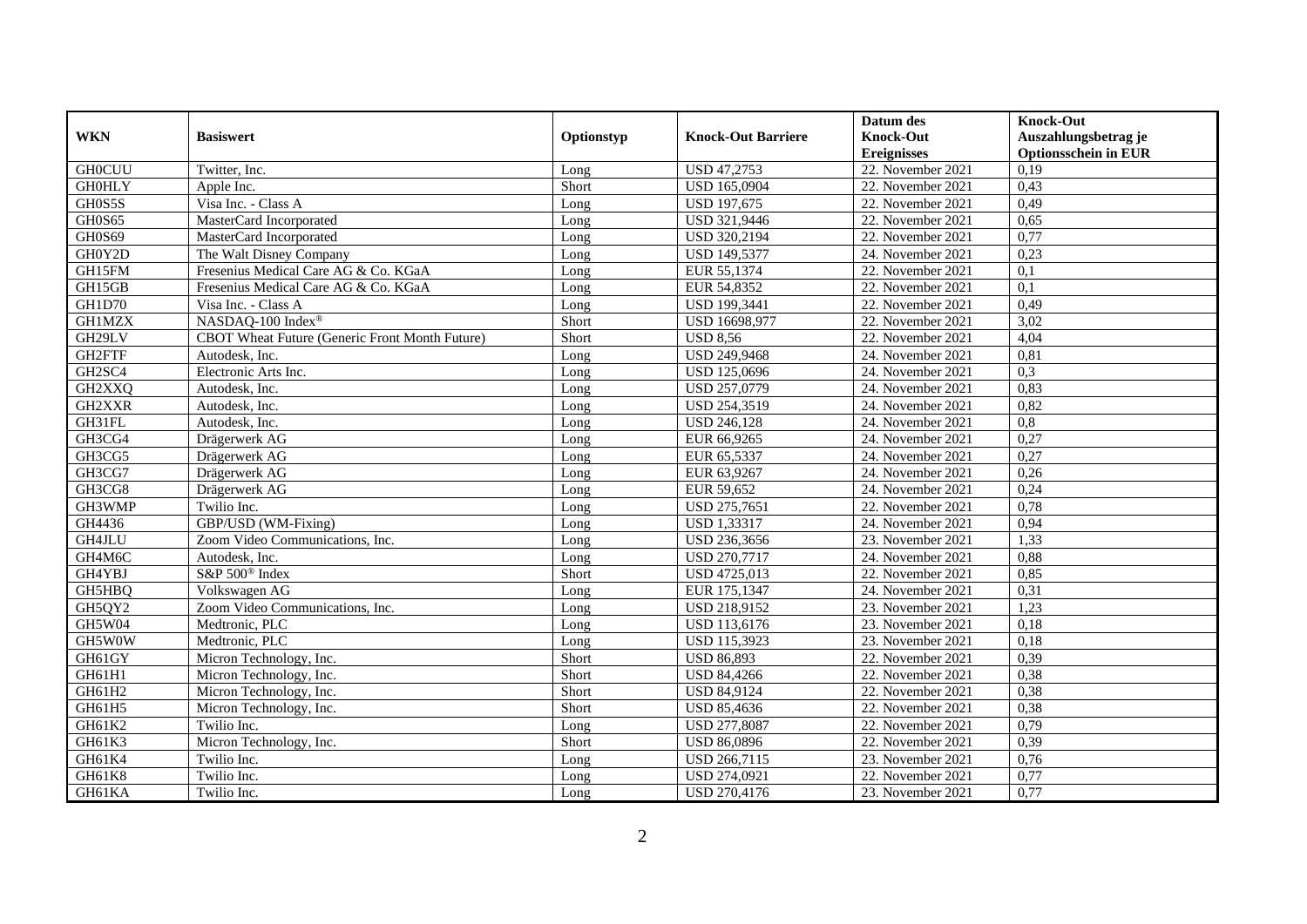| WKN | Basiswert | Optionstyp | Knock-Out Barriere | Datum des Knock-Out Ereignisses | Knock-Out Auszahlungsbetrag je Optionsschein in EUR |
|---|---|---|---|---|---|
| GH0CUU | Twitter, Inc. | Long | USD 47,2753 | 22. November 2021 | 0,19 |
| GH0HLY | Apple Inc. | Short | USD 165,0904 | 22. November 2021 | 0,43 |
| GH0S5S | Visa Inc. - Class A | Long | USD 197,675 | 22. November 2021 | 0,49 |
| GH0S65 | MasterCard Incorporated | Long | USD 321,9446 | 22. November 2021 | 0,65 |
| GH0S69 | MasterCard Incorporated | Long | USD 320,2194 | 22. November 2021 | 0,77 |
| GH0Y2D | The Walt Disney Company | Long | USD 149,5377 | 24. November 2021 | 0,23 |
| GH15FM | Fresenius Medical Care AG & Co. KGaA | Long | EUR 55,1374 | 22. November 2021 | 0,1 |
| GH15GB | Fresenius Medical Care AG & Co. KGaA | Long | EUR 54,8352 | 22. November 2021 | 0,1 |
| GH1D70 | Visa Inc. - Class A | Long | USD 199,3441 | 22. November 2021 | 0,49 |
| GH1MZX | NASDAQ-100 Index® | Short | USD 16698,977 | 22. November 2021 | 3,02 |
| GH29LV | CBOT Wheat Future (Generic Front Month Future) | Short | USD 8,56 | 22. November 2021 | 4,04 |
| GH2FTF | Autodesk, Inc. | Long | USD 249,9468 | 24. November 2021 | 0,81 |
| GH2SC4 | Electronic Arts Inc. | Long | USD 125,0696 | 24. November 2021 | 0,3 |
| GH2XXQ | Autodesk, Inc. | Long | USD 257,0779 | 24. November 2021 | 0,83 |
| GH2XXR | Autodesk, Inc. | Long | USD 254,3519 | 24. November 2021 | 0,82 |
| GH31FL | Autodesk, Inc. | Long | USD 246,128 | 24. November 2021 | 0,8 |
| GH3CG4 | Drägerwerk AG | Long | EUR 66,9265 | 24. November 2021 | 0,27 |
| GH3CG5 | Drägerwerk AG | Long | EUR 65,5337 | 24. November 2021 | 0,27 |
| GH3CG7 | Drägerwerk AG | Long | EUR 63,9267 | 24. November 2021 | 0,26 |
| GH3CG8 | Drägerwerk AG | Long | EUR 59,652 | 24. November 2021 | 0,24 |
| GH3WMP | Twilio Inc. | Long | USD 275,7651 | 22. November 2021 | 0,78 |
| GH4436 | GBP/USD (WM-Fixing) | Long | USD 1,33317 | 24. November 2021 | 0,94 |
| GH4JLU | Zoom Video Communications, Inc. | Long | USD 236,3656 | 23. November 2021 | 1,33 |
| GH4M6C | Autodesk, Inc. | Long | USD 270,7717 | 24. November 2021 | 0,88 |
| GH4YBJ | S&P 500® Index | Short | USD 4725,013 | 22. November 2021 | 0,85 |
| GH5HBQ | Volkswagen AG | Long | EUR 175,1347 | 24. November 2021 | 0,31 |
| GH5QY2 | Zoom Video Communications, Inc. | Long | USD 218,9152 | 23. November 2021 | 1,23 |
| GH5W04 | Medtronic, PLC | Long | USD 113,6176 | 23. November 2021 | 0,18 |
| GH5W0W | Medtronic, PLC | Long | USD 115,3923 | 23. November 2021 | 0,18 |
| GH61GY | Micron Technology, Inc. | Short | USD 86,893 | 22. November 2021 | 0,39 |
| GH61H1 | Micron Technology, Inc. | Short | USD 84,4266 | 22. November 2021 | 0,38 |
| GH61H2 | Micron Technology, Inc. | Short | USD 84,9124 | 22. November 2021 | 0,38 |
| GH61H5 | Micron Technology, Inc. | Short | USD 85,4636 | 22. November 2021 | 0,38 |
| GH61K2 | Twilio Inc. | Long | USD 277,8087 | 22. November 2021 | 0,79 |
| GH61K3 | Micron Technology, Inc. | Short | USD 86,0896 | 22. November 2021 | 0,39 |
| GH61K4 | Twilio Inc. | Long | USD 266,7115 | 23. November 2021 | 0,76 |
| GH61K8 | Twilio Inc. | Long | USD 274,0921 | 22. November 2021 | 0,77 |
| GH61KA | Twilio Inc. | Long | USD 270,4176 | 23. November 2021 | 0,77 |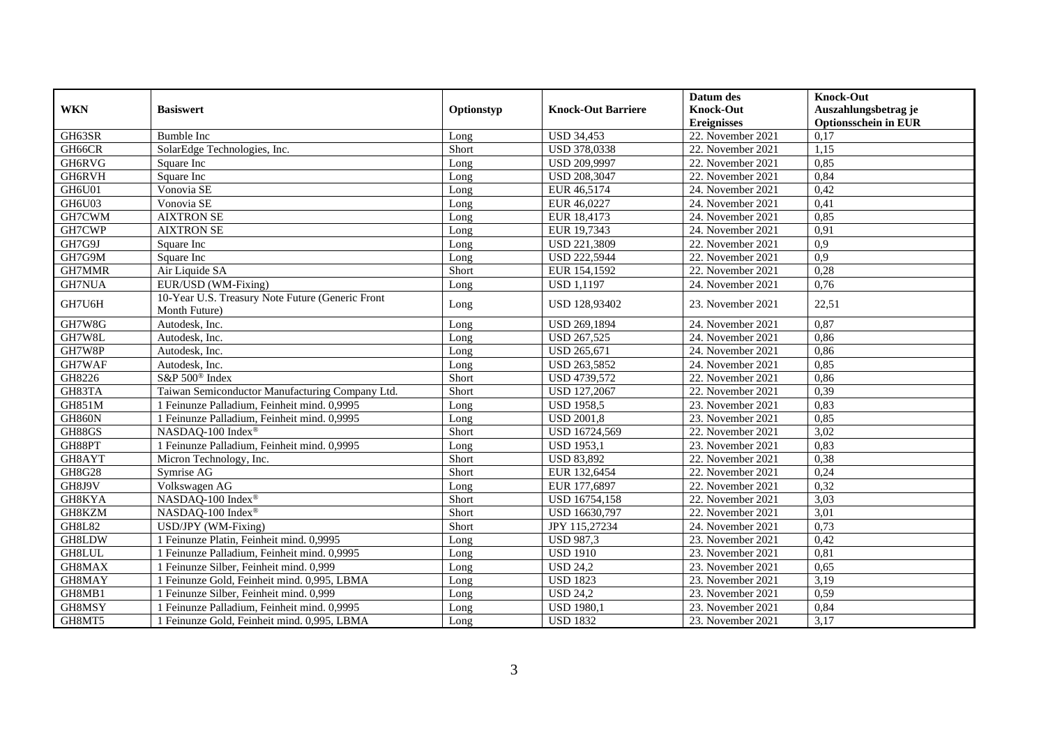| WKN | Basiswert | Optionstyp | Knock-Out Barriere | Datum des Knock-Out Ereignisses | Knock-Out Auszahlungsbetrag je Optionsschein in EUR |
|---|---|---|---|---|---|
| GH63SR | Bumble Inc | Long | USD 34,453 | 22. November 2021 | 0,17 |
| GH66CR | SolarEdge Technologies, Inc. | Short | USD 378,0338 | 22. November 2021 | 1,15 |
| GH6RVG | Square Inc | Long | USD 209,9997 | 22. November 2021 | 0,85 |
| GH6RVH | Square Inc | Long | USD 208,3047 | 22. November 2021 | 0,84 |
| GH6U01 | Vonovia SE | Long | EUR 46,5174 | 24. November 2021 | 0,42 |
| GH6U03 | Vonovia SE | Long | EUR 46,0227 | 24. November 2021 | 0,41 |
| GH7CWM | AIXTRON SE | Long | EUR 18,4173 | 24. November 2021 | 0,85 |
| GH7CWP | AIXTRON SE | Long | EUR 19,7343 | 24. November 2021 | 0,91 |
| GH7G9J | Square Inc | Long | USD 221,3809 | 22. November 2021 | 0,9 |
| GH7G9M | Square Inc | Long | USD 222,5944 | 22. November 2021 | 0,9 |
| GH7MMR | Air Liquide SA | Short | EUR 154,1592 | 22. November 2021 | 0,28 |
| GH7NUA | EUR/USD (WM-Fixing) | Long | USD 1,1197 | 24. November 2021 | 0,76 |
| GH7U6H | 10-Year U.S. Treasury Note Future (Generic Front Month Future) | Long | USD 128,93402 | 23. November 2021 | 22,51 |
| GH7W8G | Autodesk, Inc. | Long | USD 269,1894 | 24. November 2021 | 0,87 |
| GH7W8L | Autodesk, Inc. | Long | USD 267,525 | 24. November 2021 | 0,86 |
| GH7W8P | Autodesk, Inc. | Long | USD 265,671 | 24. November 2021 | 0,86 |
| GH7WAF | Autodesk, Inc. | Long | USD 263,5852 | 24. November 2021 | 0,85 |
| GH8226 | S&P 500® Index | Short | USD 4739,572 | 22. November 2021 | 0,86 |
| GH83TA | Taiwan Semiconductor Manufacturing Company Ltd. | Short | USD 127,2067 | 22. November 2021 | 0,39 |
| GH851M | 1 Feinunze Palladium, Feinheit mind. 0,9995 | Long | USD 1958,5 | 23. November 2021 | 0,83 |
| GH860N | 1 Feinunze Palladium, Feinheit mind. 0,9995 | Long | USD 2001,8 | 23. November 2021 | 0,85 |
| GH88GS | NASDAQ-100 Index® | Short | USD 16724,569 | 22. November 2021 | 3,02 |
| GH88PT | 1 Feinunze Palladium, Feinheit mind. 0,9995 | Long | USD 1953,1 | 23. November 2021 | 0,83 |
| GH8AYT | Micron Technology, Inc. | Short | USD 83,892 | 22. November 2021 | 0,38 |
| GH8G28 | Symrise AG | Short | EUR 132,6454 | 22. November 2021 | 0,24 |
| GH8J9V | Volkswagen AG | Long | EUR 177,6897 | 22. November 2021 | 0,32 |
| GH8KYA | NASDAQ-100 Index® | Short | USD 16754,158 | 22. November 2021 | 3,03 |
| GH8KZM | NASDAQ-100 Index® | Short | USD 16630,797 | 22. November 2021 | 3,01 |
| GH8L82 | USD/JPY (WM-Fixing) | Short | JPY 115,27234 | 24. November 2021 | 0,73 |
| GH8LDW | 1 Feinunze Platin, Feinheit mind. 0,9995 | Long | USD 987,3 | 23. November 2021 | 0,42 |
| GH8LUL | 1 Feinunze Palladium, Feinheit mind. 0,9995 | Long | USD 1910 | 23. November 2021 | 0,81 |
| GH8MAX | 1 Feinunze Silber, Feinheit mind. 0,999 | Long | USD 24,2 | 23. November 2021 | 0,65 |
| GH8MAY | 1 Feinunze Gold, Feinheit mind. 0,995, LBMA | Long | USD 1823 | 23. November 2021 | 3,19 |
| GH8MB1 | 1 Feinunze Silber, Feinheit mind. 0,999 | Long | USD 24,2 | 23. November 2021 | 0,59 |
| GH8MSY | 1 Feinunze Palladium, Feinheit mind. 0,9995 | Long | USD 1980,1 | 23. November 2021 | 0,84 |
| GH8MT5 | 1 Feinunze Gold, Feinheit mind. 0,995, LBMA | Long | USD 1832 | 23. November 2021 | 3,17 |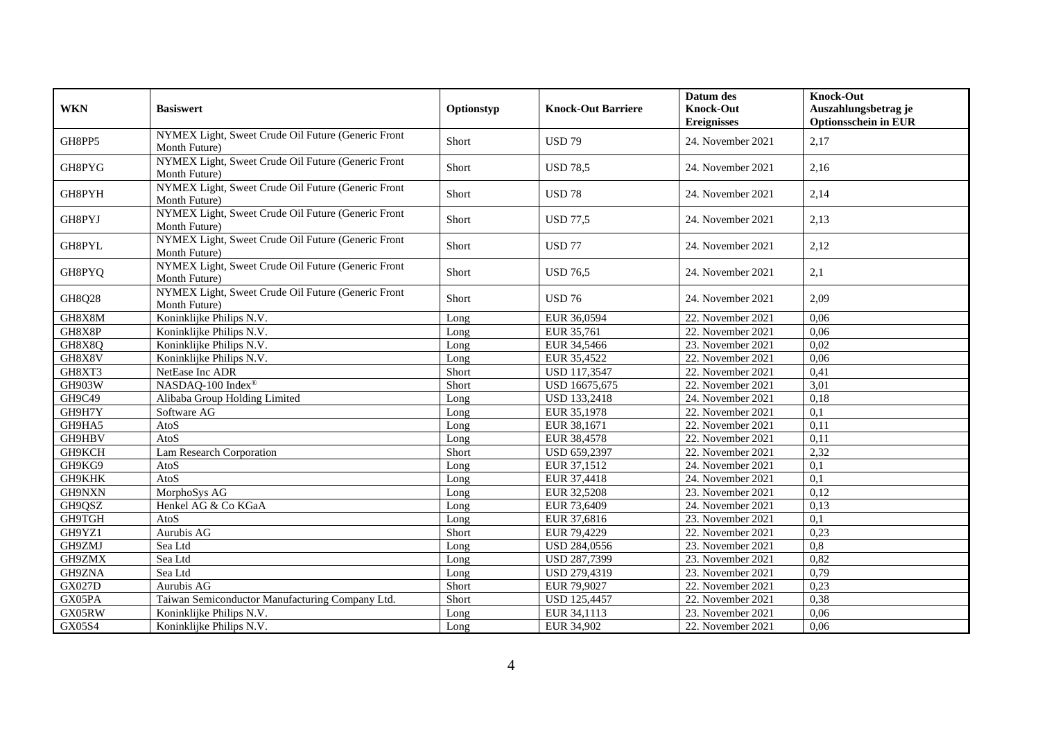| WKN | Basiswert | Optionstyp | Knock-Out Barriere | Datum des Knock-Out Ereignisses | Knock-Out Auszahlungsbetrag je Optionsschein in EUR |
|---|---|---|---|---|---|
| GH8PP5 | NYMEX Light, Sweet Crude Oil Future (Generic Front Month Future) | Short | USD 79 | 24. November 2021 | 2,17 |
| GH8PYG | NYMEX Light, Sweet Crude Oil Future (Generic Front Month Future) | Short | USD 78,5 | 24. November 2021 | 2,16 |
| GH8PYH | NYMEX Light, Sweet Crude Oil Future (Generic Front Month Future) | Short | USD 78 | 24. November 2021 | 2,14 |
| GH8PYJ | NYMEX Light, Sweet Crude Oil Future (Generic Front Month Future) | Short | USD 77,5 | 24. November 2021 | 2,13 |
| GH8PYL | NYMEX Light, Sweet Crude Oil Future (Generic Front Month Future) | Short | USD 77 | 24. November 2021 | 2,12 |
| GH8PYQ | NYMEX Light, Sweet Crude Oil Future (Generic Front Month Future) | Short | USD 76,5 | 24. November 2021 | 2,1 |
| GH8Q28 | NYMEX Light, Sweet Crude Oil Future (Generic Front Month Future) | Short | USD 76 | 24. November 2021 | 2,09 |
| GH8X8M | Koninklijke Philips N.V. | Long | EUR 36,0594 | 22. November 2021 | 0,06 |
| GH8X8P | Koninklijke Philips N.V. | Long | EUR 35,761 | 22. November 2021 | 0,06 |
| GH8X8Q | Koninklijke Philips N.V. | Long | EUR 34,5466 | 23. November 2021 | 0,02 |
| GH8X8V | Koninklijke Philips N.V. | Long | EUR 35,4522 | 22. November 2021 | 0,06 |
| GH8XT3 | NetEase Inc ADR | Short | USD 117,3547 | 22. November 2021 | 0,41 |
| GH903W | NASDAQ-100 Index® | Short | USD 16675,675 | 22. November 2021 | 3,01 |
| GH9C49 | Alibaba Group Holding Limited | Long | USD 133,2418 | 24. November 2021 | 0,18 |
| GH9H7Y | Software AG | Long | EUR 35,1978 | 22. November 2021 | 0,1 |
| GH9HA5 | AtoS | Long | EUR 38,1671 | 22. November 2021 | 0,11 |
| GH9HBV | AtoS | Long | EUR 38,4578 | 22. November 2021 | 0,11 |
| GH9KCH | Lam Research Corporation | Short | USD 659,2397 | 22. November 2021 | 2,32 |
| GH9KG9 | AtoS | Long | EUR 37,1512 | 24. November 2021 | 0,1 |
| GH9KHK | AtoS | Long | EUR 37,4418 | 24. November 2021 | 0,1 |
| GH9NXN | MorphoSys AG | Long | EUR 32,5208 | 23. November 2021 | 0,12 |
| GH9QSZ | Henkel AG & Co KGaA | Long | EUR 73,6409 | 24. November 2021 | 0,13 |
| GH9TGH | AtoS | Long | EUR 37,6816 | 23. November 2021 | 0,1 |
| GH9YZ1 | Aurubis AG | Short | EUR 79,4229 | 22. November 2021 | 0,23 |
| GH9ZMJ | Sea Ltd | Long | USD 284,0556 | 23. November 2021 | 0,8 |
| GH9ZMX | Sea Ltd | Long | USD 287,7399 | 23. November 2021 | 0,82 |
| GH9ZNA | Sea Ltd | Long | USD 279,4319 | 23. November 2021 | 0,79 |
| GX027D | Aurubis AG | Short | EUR 79,9027 | 22. November 2021 | 0,23 |
| GX05PA | Taiwan Semiconductor Manufacturing Company Ltd. | Short | USD 125,4457 | 22. November 2021 | 0,38 |
| GX05RW | Koninklijke Philips N.V. | Long | EUR 34,1113 | 23. November 2021 | 0,06 |
| GX05S4 | Koninklijke Philips N.V. | Long | EUR 34,902 | 22. November 2021 | 0,06 |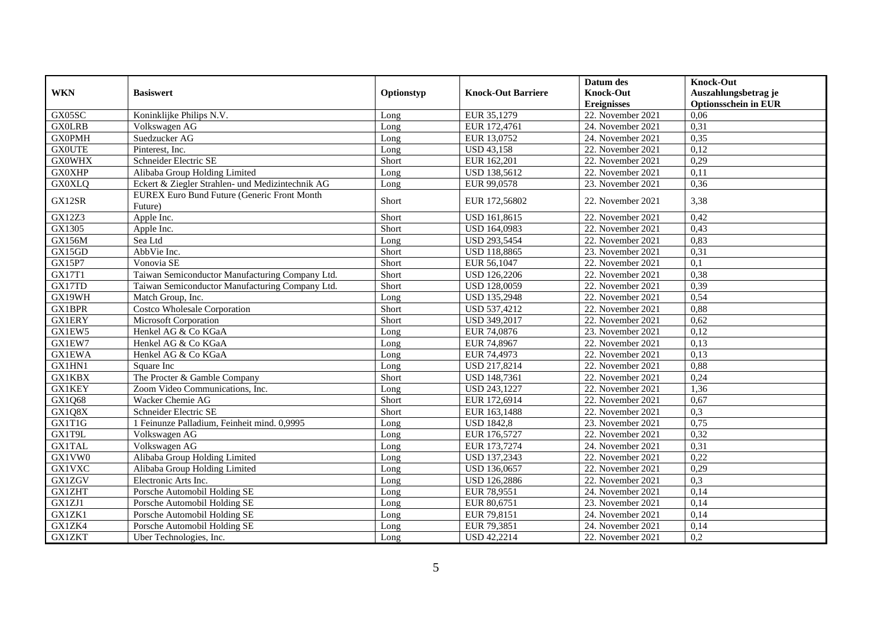| WKN | Basiswert | Optionstyp | Knock-Out Barriere | Datum des Knock-Out Ereignisses | Knock-Out Auszahlungsbetrag je Optionsschein in EUR |
|---|---|---|---|---|---|
| GX05SC | Koninklijke Philips N.V. | Long | EUR 35,1279 | 22. November 2021 | 0,06 |
| GX0LRB | Volkswagen AG | Long | EUR 172,4761 | 24. November 2021 | 0,31 |
| GX0PMH | Suedzucker AG | Long | EUR 13,0752 | 24. November 2021 | 0,35 |
| GX0UTE | Pinterest, Inc. | Long | USD 43,158 | 22. November 2021 | 0,12 |
| GX0WHX | Schneider Electric SE | Short | EUR 162,201 | 22. November 2021 | 0,29 |
| GX0XHP | Alibaba Group Holding Limited | Long | USD 138,5612 | 22. November 2021 | 0,11 |
| GX0XLQ | Eckert & Ziegler Strahlen- und Medizintechnik AG | Long | EUR 99,0578 | 23. November 2021 | 0,36 |
| GX12SR | EUREX Euro Bund Future (Generic Front Month Future) | Short | EUR 172,56802 | 22. November 2021 | 3,38 |
| GX12Z3 | Apple Inc. | Short | USD 161,8615 | 22. November 2021 | 0,42 |
| GX1305 | Apple Inc. | Short | USD 164,0983 | 22. November 2021 | 0,43 |
| GX156M | Sea Ltd | Long | USD 293,5454 | 22. November 2021 | 0,83 |
| GX15GD | AbbVie Inc. | Short | USD 118,8865 | 23. November 2021 | 0,31 |
| GX15P7 | Vonovia SE | Short | EUR 56,1047 | 22. November 2021 | 0,1 |
| GX17T1 | Taiwan Semiconductor Manufacturing Company Ltd. | Short | USD 126,2206 | 22. November 2021 | 0,38 |
| GX17TD | Taiwan Semiconductor Manufacturing Company Ltd. | Short | USD 128,0059 | 22. November 2021 | 0,39 |
| GX19WH | Match Group, Inc. | Long | USD 135,2948 | 22. November 2021 | 0,54 |
| GX1BPR | Costco Wholesale Corporation | Short | USD 537,4212 | 22. November 2021 | 0,88 |
| GX1ERY | Microsoft Corporation | Short | USD 349,2017 | 22. November 2021 | 0,62 |
| GX1EW5 | Henkel AG & Co KGaA | Long | EUR 74,0876 | 23. November 2021 | 0,12 |
| GX1EW7 | Henkel AG & Co KGaA | Long | EUR 74,8967 | 22. November 2021 | 0,13 |
| GX1EWA | Henkel AG & Co KGaA | Long | EUR 74,4973 | 22. November 2021 | 0,13 |
| GX1HN1 | Square Inc | Long | USD 217,8214 | 22. November 2021 | 0,88 |
| GX1KBX | The Procter & Gamble Company | Short | USD 148,7361 | 22. November 2021 | 0,24 |
| GX1KEY | Zoom Video Communications, Inc. | Long | USD 243,1227 | 22. November 2021 | 1,36 |
| GX1Q68 | Wacker Chemie AG | Short | EUR 172,6914 | 22. November 2021 | 0,67 |
| GX1Q8X | Schneider Electric SE | Short | EUR 163,1488 | 22. November 2021 | 0,3 |
| GX1T1G | 1 Feinunze Palladium, Feinheit mind. 0,9995 | Long | USD 1842,8 | 23. November 2021 | 0,75 |
| GX1T9L | Volkswagen AG | Long | EUR 176,5727 | 22. November 2021 | 0,32 |
| GX1TAL | Volkswagen AG | Long | EUR 173,7274 | 24. November 2021 | 0,31 |
| GX1VW0 | Alibaba Group Holding Limited | Long | USD 137,2343 | 22. November 2021 | 0,22 |
| GX1VXC | Alibaba Group Holding Limited | Long | USD 136,0657 | 22. November 2021 | 0,29 |
| GX1ZGV | Electronic Arts Inc. | Long | USD 126,2886 | 22. November 2021 | 0,3 |
| GX1ZHT | Porsche Automobil Holding SE | Long | EUR 78,9551 | 24. November 2021 | 0,14 |
| GX1ZJ1 | Porsche Automobil Holding SE | Long | EUR 80,6751 | 23. November 2021 | 0,14 |
| GX1ZK1 | Porsche Automobil Holding SE | Long | EUR 79,8151 | 24. November 2021 | 0,14 |
| GX1ZK4 | Porsche Automobil Holding SE | Long | EUR 79,3851 | 24. November 2021 | 0,14 |
| GX1ZKT | Uber Technologies, Inc. | Long | USD 42,2214 | 22. November 2021 | 0,2 |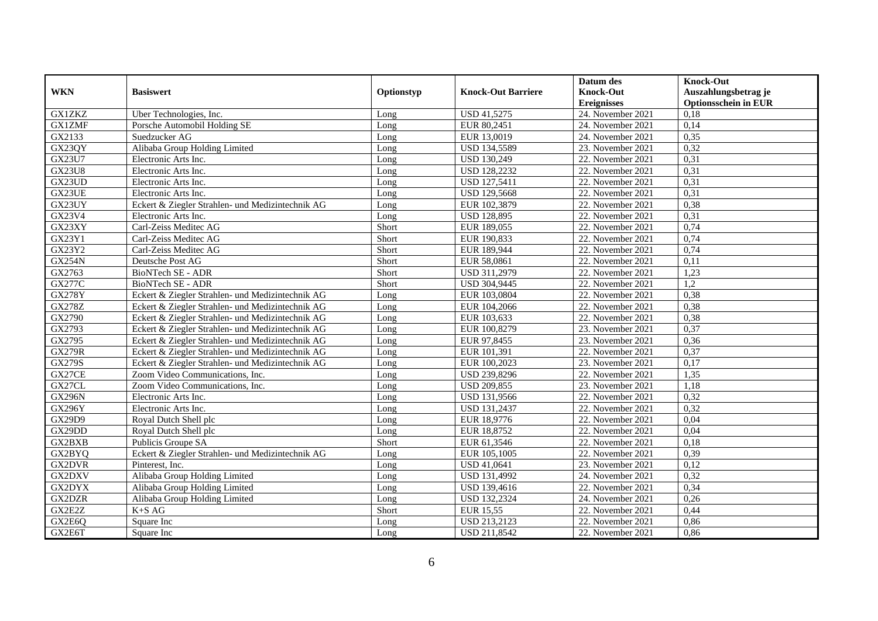| WKN | Basiswert | Optionstyp | Knock-Out Barriere | Datum des Knock-Out Ereignisses | Knock-Out Auszahlungsbetrag je Optionsschein in EUR |
|---|---|---|---|---|---|
| GX1ZKZ | Uber Technologies, Inc. | Long | USD 41,5275 | 24. November 2021 | 0,18 |
| GX1ZMF | Porsche Automobil Holding SE | Long | EUR 80,2451 | 24. November 2021 | 0,14 |
| GX2133 | Suedzucker AG | Long | EUR 13,0019 | 24. November 2021 | 0,35 |
| GX23QY | Alibaba Group Holding Limited | Long | USD 134,5589 | 23. November 2021 | 0,32 |
| GX23U7 | Electronic Arts Inc. | Long | USD 130,249 | 22. November 2021 | 0,31 |
| GX23U8 | Electronic Arts Inc. | Long | USD 128,2232 | 22. November 2021 | 0,31 |
| GX23UD | Electronic Arts Inc. | Long | USD 127,5411 | 22. November 2021 | 0,31 |
| GX23UE | Electronic Arts Inc. | Long | USD 129,5668 | 22. November 2021 | 0,31 |
| GX23UY | Eckert & Ziegler Strahlen- und Medizintechnik AG | Long | EUR 102,3879 | 22. November 2021 | 0,38 |
| GX23V4 | Electronic Arts Inc. | Long | USD 128,895 | 22. November 2021 | 0,31 |
| GX23XY | Carl-Zeiss Meditec AG | Short | EUR 189,055 | 22. November 2021 | 0,74 |
| GX23Y1 | Carl-Zeiss Meditec AG | Short | EUR 190,833 | 22. November 2021 | 0,74 |
| GX23Y2 | Carl-Zeiss Meditec AG | Short | EUR 189,944 | 22. November 2021 | 0,74 |
| GX254N | Deutsche Post AG | Short | EUR 58,0861 | 22. November 2021 | 0,11 |
| GX2763 | BioNTech SE - ADR | Short | USD 311,2979 | 22. November 2021 | 1,23 |
| GX277C | BioNTech SE - ADR | Short | USD 304,9445 | 22. November 2021 | 1,2 |
| GX278Y | Eckert & Ziegler Strahlen- und Medizintechnik AG | Long | EUR 103,0804 | 22. November 2021 | 0,38 |
| GX278Z | Eckert & Ziegler Strahlen- und Medizintechnik AG | Long | EUR 104,2066 | 22. November 2021 | 0,38 |
| GX2790 | Eckert & Ziegler Strahlen- und Medizintechnik AG | Long | EUR 103,633 | 22. November 2021 | 0,38 |
| GX2793 | Eckert & Ziegler Strahlen- und Medizintechnik AG | Long | EUR 100,8279 | 23. November 2021 | 0,37 |
| GX2795 | Eckert & Ziegler Strahlen- und Medizintechnik AG | Long | EUR 97,8455 | 23. November 2021 | 0,36 |
| GX279R | Eckert & Ziegler Strahlen- und Medizintechnik AG | Long | EUR 101,391 | 22. November 2021 | 0,37 |
| GX279S | Eckert & Ziegler Strahlen- und Medizintechnik AG | Long | EUR 100,2023 | 23. November 2021 | 0,17 |
| GX27CE | Zoom Video Communications, Inc. | Long | USD 239,8296 | 22. November 2021 | 1,35 |
| GX27CL | Zoom Video Communications, Inc. | Long | USD 209,855 | 23. November 2021 | 1,18 |
| GX296N | Electronic Arts Inc. | Long | USD 131,9566 | 22. November 2021 | 0,32 |
| GX296Y | Electronic Arts Inc. | Long | USD 131,2437 | 22. November 2021 | 0,32 |
| GX29D9 | Royal Dutch Shell plc | Long | EUR 18,9776 | 22. November 2021 | 0,04 |
| GX29DD | Royal Dutch Shell plc | Long | EUR 18,8752 | 22. November 2021 | 0,04 |
| GX2BXB | Publicis Groupe SA | Short | EUR 61,3546 | 22. November 2021 | 0,18 |
| GX2BYQ | Eckert & Ziegler Strahlen- und Medizintechnik AG | Long | EUR 105,1005 | 22. November 2021 | 0,39 |
| GX2DVR | Pinterest, Inc. | Long | USD 41,0641 | 23. November 2021 | 0,12 |
| GX2DXV | Alibaba Group Holding Limited | Long | USD 131,4992 | 24. November 2021 | 0,32 |
| GX2DYX | Alibaba Group Holding Limited | Long | USD 139,4616 | 22. November 2021 | 0,34 |
| GX2DZR | Alibaba Group Holding Limited | Long | USD 132,2324 | 24. November 2021 | 0,26 |
| GX2E2Z | K+S AG | Short | EUR 15,55 | 22. November 2021 | 0,44 |
| GX2E6Q | Square Inc | Long | USD 213,2123 | 22. November 2021 | 0,86 |
| GX2E6T | Square Inc | Long | USD 211,8542 | 22. November 2021 | 0,86 |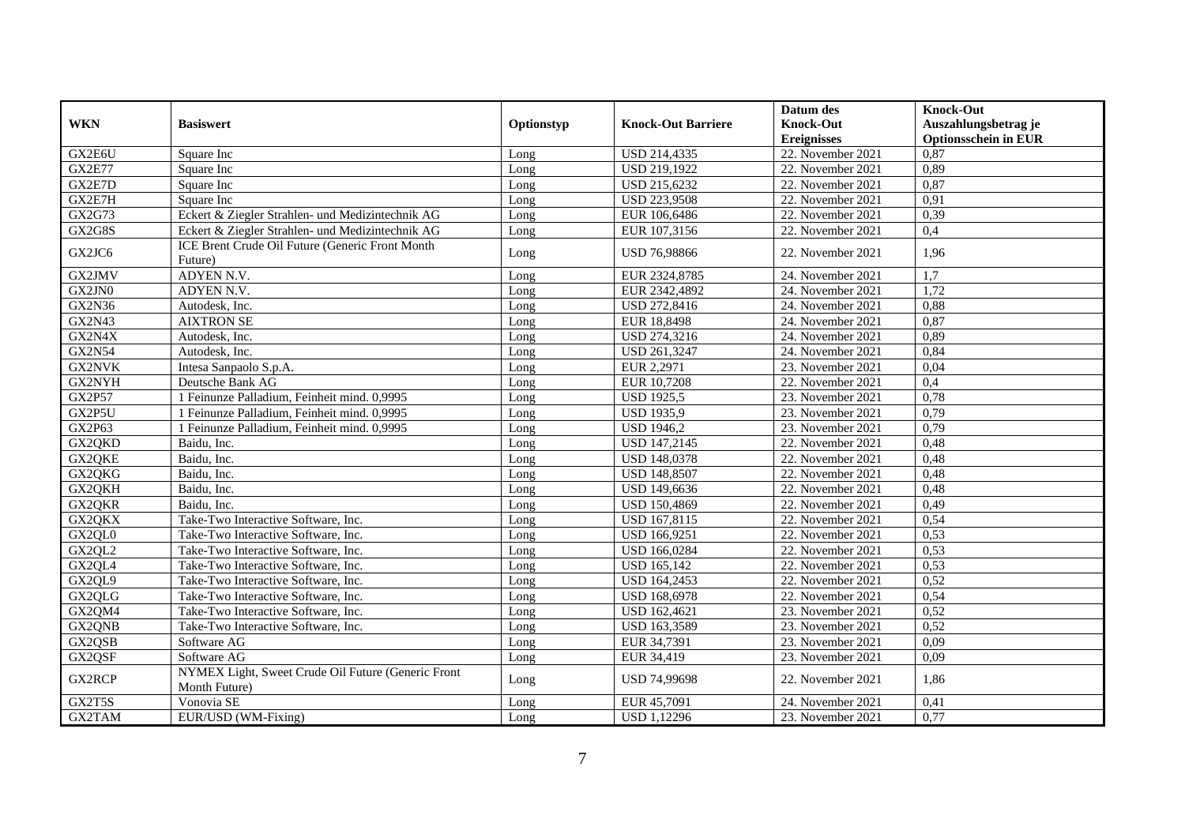| WKN | Basiswert | Optionstyp | Knock-Out Barriere | Datum des Knock-Out Ereignisses | Knock-Out Auszahlungsbetrag je Optionsschein in EUR |
|---|---|---|---|---|---|
| GX2E6U | Square Inc | Long | USD 214,4335 | 22. November 2021 | 0,87 |
| GX2E77 | Square Inc | Long | USD 219,1922 | 22. November 2021 | 0,89 |
| GX2E7D | Square Inc | Long | USD 215,6232 | 22. November 2021 | 0,87 |
| GX2E7H | Square Inc | Long | USD 223,9508 | 22. November 2021 | 0,91 |
| GX2G73 | Eckert & Ziegler Strahlen- und Medizintechnik AG | Long | EUR 106,6486 | 22. November 2021 | 0,39 |
| GX2G8S | Eckert & Ziegler Strahlen- und Medizintechnik AG | Long | EUR 107,3156 | 22. November 2021 | 0,4 |
| GX2JC6 | ICE Brent Crude Oil Future (Generic Front Month Future) | Long | USD 76,98866 | 22. November 2021 | 1,96 |
| GX2JMV | ADYEN N.V. | Long | EUR 2324,8785 | 24. November 2021 | 1,7 |
| GX2JN0 | ADYEN N.V. | Long | EUR 2342,4892 | 24. November 2021 | 1,72 |
| GX2N36 | Autodesk, Inc. | Long | USD 272,8416 | 24. November 2021 | 0,88 |
| GX2N43 | AIXTRON SE | Long | EUR 18,8498 | 24. November 2021 | 0,87 |
| GX2N4X | Autodesk, Inc. | Long | USD 274,3216 | 24. November 2021 | 0,89 |
| GX2N54 | Autodesk, Inc. | Long | USD 261,3247 | 24. November 2021 | 0,84 |
| GX2NVK | Intesa Sanpaolo S.p.A. | Long | EUR 2,2971 | 23. November 2021 | 0,04 |
| GX2NYH | Deutsche Bank AG | Long | EUR 10,7208 | 22. November 2021 | 0,4 |
| GX2P57 | 1 Feinunze Palladium, Feinheit mind. 0,9995 | Long | USD 1925,5 | 23. November 2021 | 0,78 |
| GX2P5U | 1 Feinunze Palladium, Feinheit mind. 0,9995 | Long | USD 1935,9 | 23. November 2021 | 0,79 |
| GX2P63 | 1 Feinunze Palladium, Feinheit mind. 0,9995 | Long | USD 1946,2 | 23. November 2021 | 0,79 |
| GX2QKD | Baidu, Inc. | Long | USD 147,2145 | 22. November 2021 | 0,48 |
| GX2QKE | Baidu, Inc. | Long | USD 148,0378 | 22. November 2021 | 0,48 |
| GX2QKG | Baidu, Inc. | Long | USD 148,8507 | 22. November 2021 | 0,48 |
| GX2QKH | Baidu, Inc. | Long | USD 149,6636 | 22. November 2021 | 0,48 |
| GX2QKR | Baidu, Inc. | Long | USD 150,4869 | 22. November 2021 | 0,49 |
| GX2QKX | Take-Two Interactive Software, Inc. | Long | USD 167,8115 | 22. November 2021 | 0,54 |
| GX2QL0 | Take-Two Interactive Software, Inc. | Long | USD 166,9251 | 22. November 2021 | 0,53 |
| GX2QL2 | Take-Two Interactive Software, Inc. | Long | USD 166,0284 | 22. November 2021 | 0,53 |
| GX2QL4 | Take-Two Interactive Software, Inc. | Long | USD 165,142 | 22. November 2021 | 0,53 |
| GX2QL9 | Take-Two Interactive Software, Inc. | Long | USD 164,2453 | 22. November 2021 | 0,52 |
| GX2QLG | Take-Two Interactive Software, Inc. | Long | USD 168,6978 | 22. November 2021 | 0,54 |
| GX2QM4 | Take-Two Interactive Software, Inc. | Long | USD 162,4621 | 23. November 2021 | 0,52 |
| GX2QNB | Take-Two Interactive Software, Inc. | Long | USD 163,3589 | 23. November 2021 | 0,52 |
| GX2QSB | Software AG | Long | EUR 34,7391 | 23. November 2021 | 0,09 |
| GX2QSF | Software AG | Long | EUR 34,419 | 23. November 2021 | 0,09 |
| GX2RCP | NYMEX Light, Sweet Crude Oil Future (Generic Front Month Future) | Long | USD 74,99698 | 22. November 2021 | 1,86 |
| GX2T5S | Vonovia SE | Long | EUR 45,7091 | 24. November 2021 | 0,41 |
| GX2TAM | EUR/USD (WM-Fixing) | Long | USD 1,12296 | 23. November 2021 | 0,77 |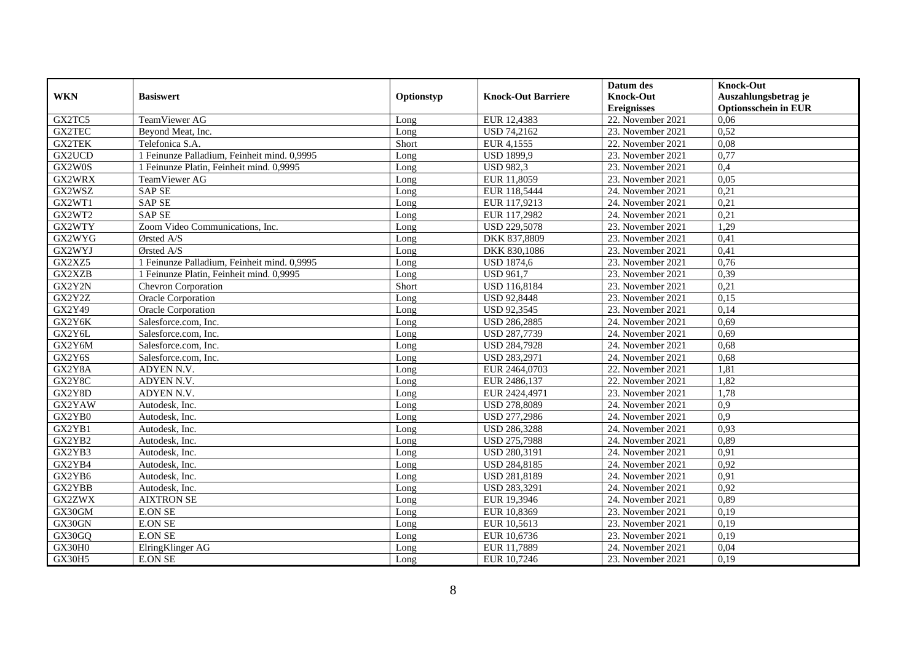| WKN | Basiswert | Optionstyp | Knock-Out Barriere | Datum des Knock-Out Ereignisses | Knock-Out Auszahlungsbetrag je Optionsschein in EUR |
|---|---|---|---|---|---|
| GX2TC5 | TeamViewer AG | Long | EUR 12,4383 | 22. November 2021 | 0,06 |
| GX2TEC | Beyond Meat, Inc. | Long | USD 74,2162 | 23. November 2021 | 0,52 |
| GX2TEK | Telefonica S.A. | Short | EUR 4,1555 | 22. November 2021 | 0,08 |
| GX2UCD | 1 Feinunze Palladium, Feinheit mind. 0,9995 | Long | USD 1899,9 | 23. November 2021 | 0,77 |
| GX2W0S | 1 Feinunze Platin, Feinheit mind. 0,9995 | Long | USD 982,3 | 23. November 2021 | 0,4 |
| GX2WRX | TeamViewer AG | Long | EUR 11,8059 | 23. November 2021 | 0,05 |
| GX2WSZ | SAP SE | Long | EUR 118,5444 | 24. November 2021 | 0,21 |
| GX2WT1 | SAP SE | Long | EUR 117,9213 | 24. November 2021 | 0,21 |
| GX2WT2 | SAP SE | Long | EUR 117,2982 | 24. November 2021 | 0,21 |
| GX2WTY | Zoom Video Communications, Inc. | Long | USD 229,5078 | 23. November 2021 | 1,29 |
| GX2WYG | Ørsted A/S | Long | DKK 837,8809 | 23. November 2021 | 0,41 |
| GX2WYJ | Ørsted A/S | Long | DKK 830,1086 | 23. November 2021 | 0,41 |
| GX2XZ5 | 1 Feinunze Palladium, Feinheit mind. 0,9995 | Long | USD 1874,6 | 23. November 2021 | 0,76 |
| GX2XZB | 1 Feinunze Platin, Feinheit mind. 0,9995 | Long | USD 961,7 | 23. November 2021 | 0,39 |
| GX2Y2N | Chevron Corporation | Short | USD 116,8184 | 23. November 2021 | 0,21 |
| GX2Y2Z | Oracle Corporation | Long | USD 92,8448 | 23. November 2021 | 0,15 |
| GX2Y49 | Oracle Corporation | Long | USD 92,3545 | 23. November 2021 | 0,14 |
| GX2Y6K | Salesforce.com, Inc. | Long | USD 286,2885 | 24. November 2021 | 0,69 |
| GX2Y6L | Salesforce.com, Inc. | Long | USD 287,7739 | 24. November 2021 | 0,69 |
| GX2Y6M | Salesforce.com, Inc. | Long | USD 284,7928 | 24. November 2021 | 0,68 |
| GX2Y6S | Salesforce.com, Inc. | Long | USD 283,2971 | 24. November 2021 | 0,68 |
| GX2Y8A | ADYEN N.V. | Long | EUR 2464,0703 | 22. November 2021 | 1,81 |
| GX2Y8C | ADYEN N.V. | Long | EUR 2486,137 | 22. November 2021 | 1,82 |
| GX2Y8D | ADYEN N.V. | Long | EUR 2424,4971 | 23. November 2021 | 1,78 |
| GX2YAW | Autodesk, Inc. | Long | USD 278,8089 | 24. November 2021 | 0,9 |
| GX2YB0 | Autodesk, Inc. | Long | USD 277,2986 | 24. November 2021 | 0,9 |
| GX2YB1 | Autodesk, Inc. | Long | USD 286,3288 | 24. November 2021 | 0,93 |
| GX2YB2 | Autodesk, Inc. | Long | USD 275,7988 | 24. November 2021 | 0,89 |
| GX2YB3 | Autodesk, Inc. | Long | USD 280,3191 | 24. November 2021 | 0,91 |
| GX2YB4 | Autodesk, Inc. | Long | USD 284,8185 | 24. November 2021 | 0,92 |
| GX2YB6 | Autodesk, Inc. | Long | USD 281,8189 | 24. November 2021 | 0,91 |
| GX2YBB | Autodesk, Inc. | Long | USD 283,3291 | 24. November 2021 | 0,92 |
| GX2ZWX | AIXTRON SE | Long | EUR 19,3946 | 24. November 2021 | 0,89 |
| GX30GM | E.ON SE | Long | EUR 10,8369 | 23. November 2021 | 0,19 |
| GX30GN | E.ON SE | Long | EUR 10,5613 | 23. November 2021 | 0,19 |
| GX30GQ | E.ON SE | Long | EUR 10,6736 | 23. November 2021 | 0,19 |
| GX30H0 | ElringKlinger AG | Long | EUR 11,7889 | 24. November 2021 | 0,04 |
| GX30H5 | E.ON SE | Long | EUR 10,7246 | 23. November 2021 | 0,19 |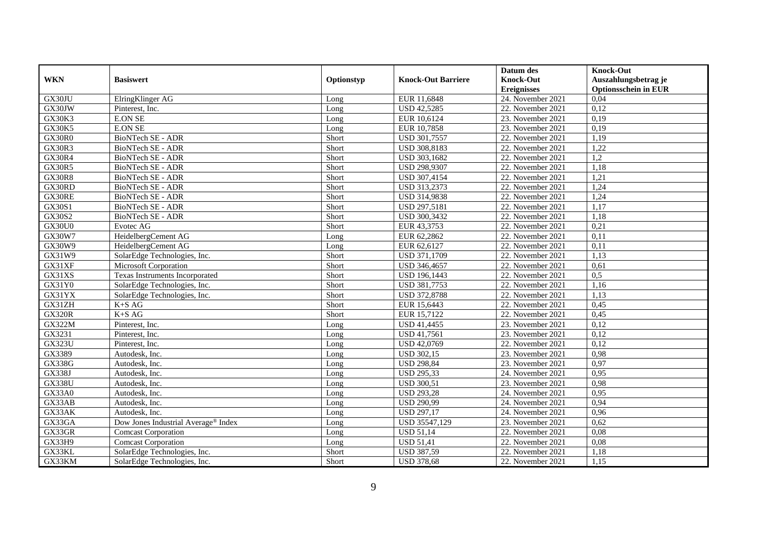| WKN | Basiswert | Optionstyp | Knock-Out Barriere | Datum des Knock-Out Ereignisses | Knock-Out Auszahlungsbetrag je Optionsschein in EUR |
|---|---|---|---|---|---|
| GX30JU | ElringKlinger AG | Long | EUR 11,6848 | 24. November 2021 | 0,04 |
| GX30JW | Pinterest, Inc. | Long | USD 42,5285 | 22. November 2021 | 0,12 |
| GX30K3 | E.ON SE | Long | EUR 10,6124 | 23. November 2021 | 0,19 |
| GX30K5 | E.ON SE | Long | EUR 10,7858 | 23. November 2021 | 0,19 |
| GX30R0 | BioNTech SE - ADR | Short | USD 301,7557 | 22. November 2021 | 1,19 |
| GX30R3 | BioNTech SE - ADR | Short | USD 308,8183 | 22. November 2021 | 1,22 |
| GX30R4 | BioNTech SE - ADR | Short | USD 303,1682 | 22. November 2021 | 1,2 |
| GX30R5 | BioNTech SE - ADR | Short | USD 298,9307 | 22. November 2021 | 1,18 |
| GX30R8 | BioNTech SE - ADR | Short | USD 307,4154 | 22. November 2021 | 1,21 |
| GX30RD | BioNTech SE - ADR | Short | USD 313,2373 | 22. November 2021 | 1,24 |
| GX30RE | BioNTech SE - ADR | Short | USD 314,9838 | 22. November 2021 | 1,24 |
| GX30S1 | BioNTech SE - ADR | Short | USD 297,5181 | 22. November 2021 | 1,17 |
| GX30S2 | BioNTech SE - ADR | Short | USD 300,3432 | 22. November 2021 | 1,18 |
| GX30U0 | Evotec AG | Short | EUR 43,3753 | 22. November 2021 | 0,21 |
| GX30W7 | HeidelbergCement AG | Long | EUR 62,2862 | 22. November 2021 | 0,11 |
| GX30W9 | HeidelbergCement AG | Long | EUR 62,6127 | 22. November 2021 | 0,11 |
| GX31W9 | SolarEdge Technologies, Inc. | Short | USD 371,1709 | 22. November 2021 | 1,13 |
| GX31XF | Microsoft Corporation | Short | USD 346,4657 | 22. November 2021 | 0,61 |
| GX31XS | Texas Instruments Incorporated | Short | USD 196,1443 | 22. November 2021 | 0,5 |
| GX31Y0 | SolarEdge Technologies, Inc. | Short | USD 381,7753 | 22. November 2021 | 1,16 |
| GX31YX | SolarEdge Technologies, Inc. | Short | USD 372,8788 | 22. November 2021 | 1,13 |
| GX31ZH | K+S AG | Short | EUR 15,6443 | 22. November 2021 | 0,45 |
| GX320R | K+S AG | Short | EUR 15,7122 | 22. November 2021 | 0,45 |
| GX322M | Pinterest, Inc. | Long | USD 41,4455 | 23. November 2021 | 0,12 |
| GX3231 | Pinterest, Inc. | Long | USD 41,7561 | 23. November 2021 | 0,12 |
| GX323U | Pinterest, Inc. | Long | USD 42,0769 | 22. November 2021 | 0,12 |
| GX3389 | Autodesk, Inc. | Long | USD 302,15 | 23. November 2021 | 0,98 |
| GX338G | Autodesk, Inc. | Long | USD 298,84 | 23. November 2021 | 0,97 |
| GX338J | Autodesk, Inc. | Long | USD 295,33 | 24. November 2021 | 0,95 |
| GX338U | Autodesk, Inc. | Long | USD 300,51 | 23. November 2021 | 0,98 |
| GX33A0 | Autodesk, Inc. | Long | USD 293,28 | 24. November 2021 | 0,95 |
| GX33AB | Autodesk, Inc. | Long | USD 290,99 | 24. November 2021 | 0,94 |
| GX33AK | Autodesk, Inc. | Long | USD 297,17 | 24. November 2021 | 0,96 |
| GX33GA | Dow Jones Industrial Average® Index | Long | USD 35547,129 | 23. November 2021 | 0,62 |
| GX33GR | Comcast Corporation | Long | USD 51,14 | 22. November 2021 | 0,08 |
| GX33H9 | Comcast Corporation | Long | USD 51,41 | 22. November 2021 | 0,08 |
| GX33KL | SolarEdge Technologies, Inc. | Short | USD 387,59 | 22. November 2021 | 1,18 |
| GX33KM | SolarEdge Technologies, Inc. | Short | USD 378,68 | 22. November 2021 | 1,15 |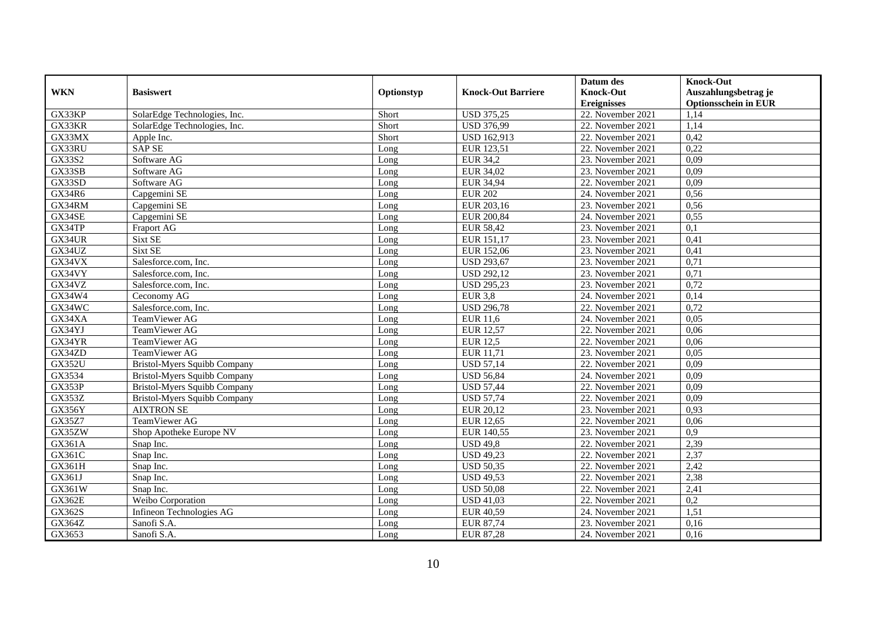| WKN | Basiswert | Optionstyp | Knock-Out Barriere | Datum des Knock-Out Ereignisses | Knock-Out Auszahlungsbetrag je Optionsschein in EUR |
|---|---|---|---|---|---|
| GX33KP | SolarEdge Technologies, Inc. | Short | USD 375,25 | 22. November 2021 | 1,14 |
| GX33KR | SolarEdge Technologies, Inc. | Short | USD 376,99 | 22. November 2021 | 1,14 |
| GX33MX | Apple Inc. | Short | USD 162,913 | 22. November 2021 | 0,42 |
| GX33RU | SAP SE | Long | EUR 123,51 | 22. November 2021 | 0,22 |
| GX33S2 | Software AG | Long | EUR 34,2 | 23. November 2021 | 0,09 |
| GX33SB | Software AG | Long | EUR 34,02 | 23. November 2021 | 0,09 |
| GX33SD | Software AG | Long | EUR 34,94 | 22. November 2021 | 0,09 |
| GX34R6 | Capgemini SE | Long | EUR 202 | 24. November 2021 | 0,56 |
| GX34RM | Capgemini SE | Long | EUR 203,16 | 23. November 2021 | 0,56 |
| GX34SE | Capgemini SE | Long | EUR 200,84 | 24. November 2021 | 0,55 |
| GX34TP | Fraport AG | Long | EUR 58,42 | 23. November 2021 | 0,1 |
| GX34UR | Sixt SE | Long | EUR 151,17 | 23. November 2021 | 0,41 |
| GX34UZ | Sixt SE | Long | EUR 152,06 | 23. November 2021 | 0,41 |
| GX34VX | Salesforce.com, Inc. | Long | USD 293,67 | 23. November 2021 | 0,71 |
| GX34VY | Salesforce.com, Inc. | Long | USD 292,12 | 23. November 2021 | 0,71 |
| GX34VZ | Salesforce.com, Inc. | Long | USD 295,23 | 23. November 2021 | 0,72 |
| GX34W4 | Ceconomy AG | Long | EUR 3,8 | 24. November 2021 | 0,14 |
| GX34WC | Salesforce.com, Inc. | Long | USD 296,78 | 22. November 2021 | 0,72 |
| GX34XA | TeamViewer AG | Long | EUR 11,6 | 24. November 2021 | 0,05 |
| GX34YJ | TeamViewer AG | Long | EUR 12,57 | 22. November 2021 | 0,06 |
| GX34YR | TeamViewer AG | Long | EUR 12,5 | 22. November 2021 | 0,06 |
| GX34ZD | TeamViewer AG | Long | EUR 11,71 | 23. November 2021 | 0,05 |
| GX352U | Bristol-Myers Squibb Company | Long | USD 57,14 | 22. November 2021 | 0,09 |
| GX3534 | Bristol-Myers Squibb Company | Long | USD 56,84 | 24. November 2021 | 0,09 |
| GX353P | Bristol-Myers Squibb Company | Long | USD 57,44 | 22. November 2021 | 0,09 |
| GX353Z | Bristol-Myers Squibb Company | Long | USD 57,74 | 22. November 2021 | 0,09 |
| GX356Y | AIXTRON SE | Long | EUR 20,12 | 23. November 2021 | 0,93 |
| GX35Z7 | TeamViewer AG | Long | EUR 12,65 | 22. November 2021 | 0,06 |
| GX35ZW | Shop Apotheke Europe NV | Long | EUR 140,55 | 23. November 2021 | 0,9 |
| GX361A | Snap Inc. | Long | USD 49,8 | 22. November 2021 | 2,39 |
| GX361C | Snap Inc. | Long | USD 49,23 | 22. November 2021 | 2,37 |
| GX361H | Snap Inc. | Long | USD 50,35 | 22. November 2021 | 2,42 |
| GX361J | Snap Inc. | Long | USD 49,53 | 22. November 2021 | 2,38 |
| GX361W | Snap Inc. | Long | USD 50,08 | 22. November 2021 | 2,41 |
| GX362E | Weibo Corporation | Long | USD 41,03 | 22. November 2021 | 0,2 |
| GX362S | Infineon Technologies AG | Long | EUR 40,59 | 24. November 2021 | 1,51 |
| GX364Z | Sanofi S.A. | Long | EUR 87,74 | 23. November 2021 | 0,16 |
| GX3653 | Sanofi S.A. | Long | EUR 87,28 | 24. November 2021 | 0,16 |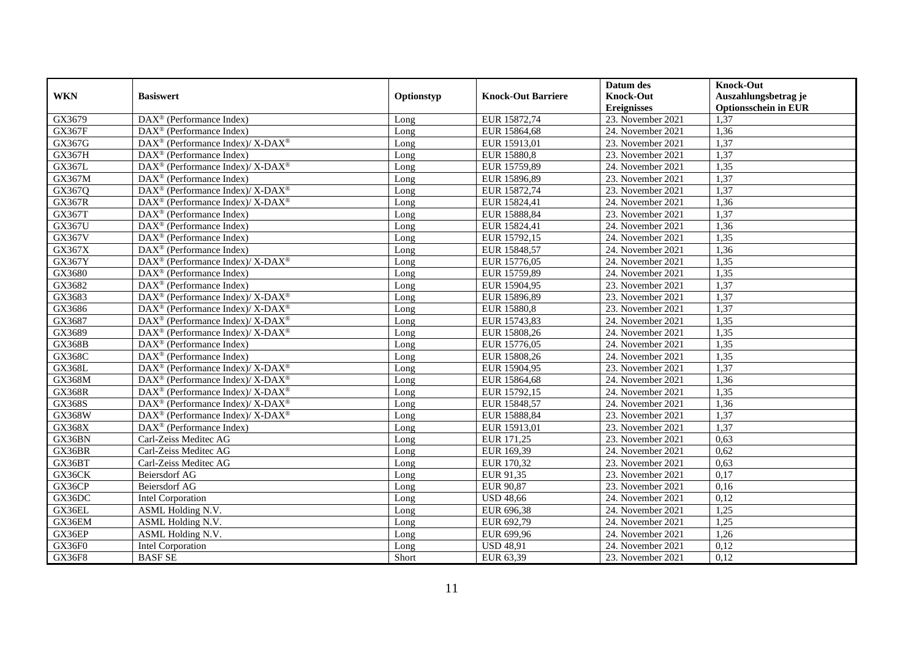| WKN | Basiswert | Optionstyp | Knock-Out Barriere | Datum des Knock-Out Ereignisses | Knock-Out Auszahlungsbetrag je Optionsschein in EUR |
|---|---|---|---|---|---|
| GX3679 | DAX® (Performance Index) | Long | EUR 15872,74 | 23. November 2021 | 1,37 |
| GX367F | DAX® (Performance Index) | Long | EUR 15864,68 | 24. November 2021 | 1,36 |
| GX367G | DAX® (Performance Index)/ X-DAX® | Long | EUR 15913,01 | 23. November 2021 | 1,37 |
| GX367H | DAX® (Performance Index) | Long | EUR 15880,8 | 23. November 2021 | 1,37 |
| GX367L | DAX® (Performance Index)/ X-DAX® | Long | EUR 15759,89 | 24. November 2021 | 1,35 |
| GX367M | DAX® (Performance Index) | Long | EUR 15896,89 | 23. November 2021 | 1,37 |
| GX367Q | DAX® (Performance Index)/ X-DAX® | Long | EUR 15872,74 | 23. November 2021 | 1,37 |
| GX367R | DAX® (Performance Index)/ X-DAX® | Long | EUR 15824,41 | 24. November 2021 | 1,36 |
| GX367T | DAX® (Performance Index) | Long | EUR 15888,84 | 23. November 2021 | 1,37 |
| GX367U | DAX® (Performance Index) | Long | EUR 15824,41 | 24. November 2021 | 1,36 |
| GX367V | DAX® (Performance Index) | Long | EUR 15792,15 | 24. November 2021 | 1,35 |
| GX367X | DAX® (Performance Index) | Long | EUR 15848,57 | 24. November 2021 | 1,36 |
| GX367Y | DAX® (Performance Index)/ X-DAX® | Long | EUR 15776,05 | 24. November 2021 | 1,35 |
| GX3680 | DAX® (Performance Index) | Long | EUR 15759,89 | 24. November 2021 | 1,35 |
| GX3682 | DAX® (Performance Index) | Long | EUR 15904,95 | 23. November 2021 | 1,37 |
| GX3683 | DAX® (Performance Index)/ X-DAX® | Long | EUR 15896,89 | 23. November 2021 | 1,37 |
| GX3686 | DAX® (Performance Index)/ X-DAX® | Long | EUR 15880,8 | 23. November 2021 | 1,37 |
| GX3687 | DAX® (Performance Index)/ X-DAX® | Long | EUR 15743,83 | 24. November 2021 | 1,35 |
| GX3689 | DAX® (Performance Index)/ X-DAX® | Long | EUR 15808,26 | 24. November 2021 | 1,35 |
| GX368B | DAX® (Performance Index) | Long | EUR 15776,05 | 24. November 2021 | 1,35 |
| GX368C | DAX® (Performance Index) | Long | EUR 15808,26 | 24. November 2021 | 1,35 |
| GX368L | DAX® (Performance Index)/ X-DAX® | Long | EUR 15904,95 | 23. November 2021 | 1,37 |
| GX368M | DAX® (Performance Index)/ X-DAX® | Long | EUR 15864,68 | 24. November 2021 | 1,36 |
| GX368R | DAX® (Performance Index)/ X-DAX® | Long | EUR 15792,15 | 24. November 2021 | 1,35 |
| GX368S | DAX® (Performance Index)/ X-DAX® | Long | EUR 15848,57 | 24. November 2021 | 1,36 |
| GX368W | DAX® (Performance Index)/ X-DAX® | Long | EUR 15888,84 | 23. November 2021 | 1,37 |
| GX368X | DAX® (Performance Index) | Long | EUR 15913,01 | 23. November 2021 | 1,37 |
| GX36BN | Carl-Zeiss Meditec AG | Long | EUR 171,25 | 23. November 2021 | 0,63 |
| GX36BR | Carl-Zeiss Meditec AG | Long | EUR 169,39 | 24. November 2021 | 0,62 |
| GX36BT | Carl-Zeiss Meditec AG | Long | EUR 170,32 | 23. November 2021 | 0,63 |
| GX36CK | Beiersdorf AG | Long | EUR 91,35 | 23. November 2021 | 0,17 |
| GX36CP | Beiersdorf AG | Long | EUR 90,87 | 23. November 2021 | 0,16 |
| GX36DC | Intel Corporation | Long | USD 48,66 | 24. November 2021 | 0,12 |
| GX36EL | ASML Holding N.V. | Long | EUR 696,38 | 24. November 2021 | 1,25 |
| GX36EM | ASML Holding N.V. | Long | EUR 692,79 | 24. November 2021 | 1,25 |
| GX36EP | ASML Holding N.V. | Long | EUR 699,96 | 24. November 2021 | 1,26 |
| GX36F0 | Intel Corporation | Long | USD 48,91 | 24. November 2021 | 0,12 |
| GX36F8 | BASF SE | Short | EUR 63,39 | 23. November 2021 | 0,12 |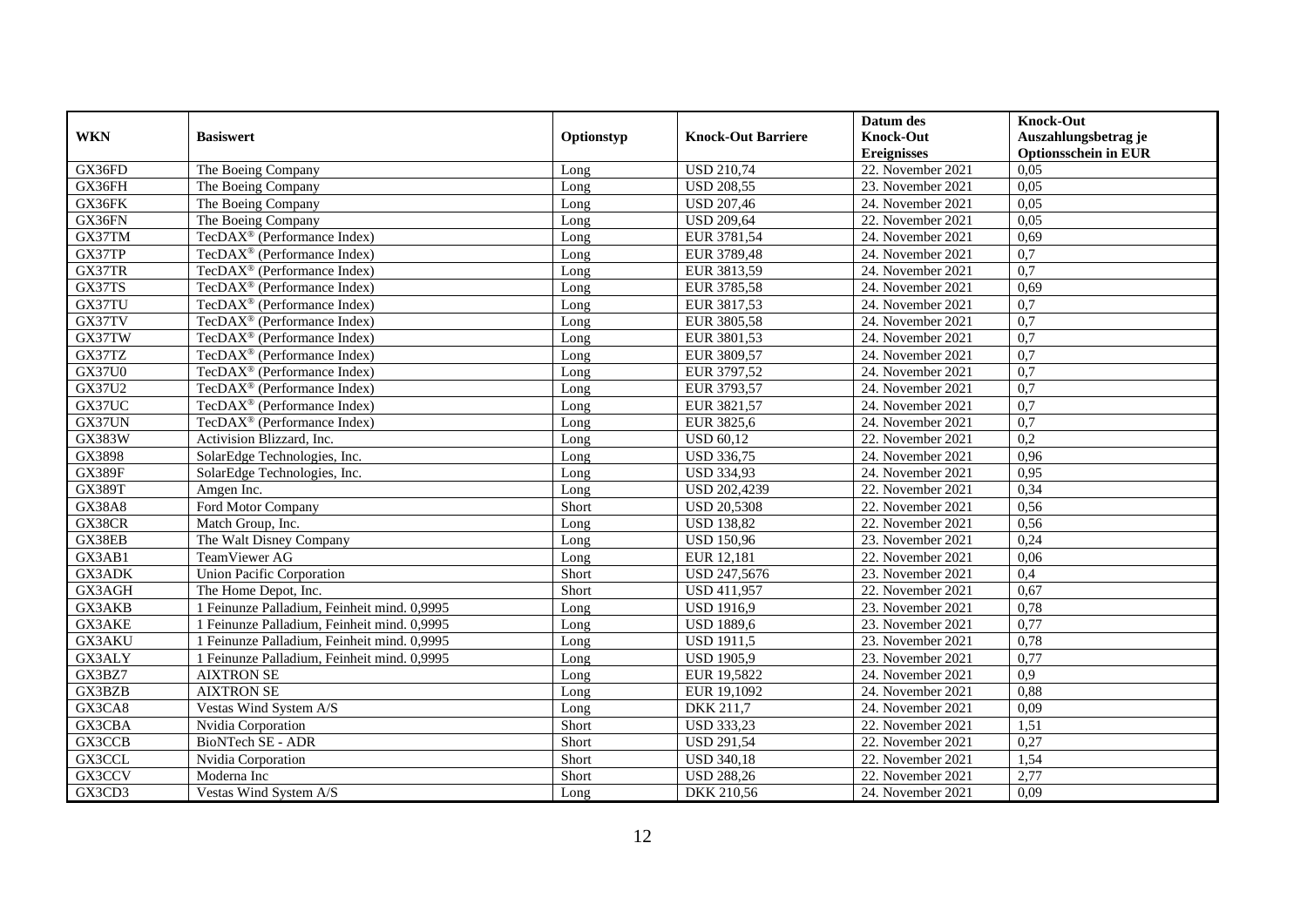| WKN | Basiswert | Optionstyp | Knock-Out Barriere | Datum des Knock-Out Ereignisses | Knock-Out Auszahlungsbetrag je Optionsschein in EUR |
|---|---|---|---|---|---|
| GX36FD | The Boeing Company | Long | USD 210,74 | 22. November 2021 | 0,05 |
| GX36FH | The Boeing Company | Long | USD 208,55 | 23. November 2021 | 0,05 |
| GX36FK | The Boeing Company | Long | USD 207,46 | 24. November 2021 | 0,05 |
| GX36FN | The Boeing Company | Long | USD 209,64 | 22. November 2021 | 0,05 |
| GX37TM | TecDAX® (Performance Index) | Long | EUR 3781,54 | 24. November 2021 | 0,69 |
| GX37TP | TecDAX® (Performance Index) | Long | EUR 3789,48 | 24. November 2021 | 0,7 |
| GX37TR | TecDAX® (Performance Index) | Long | EUR 3813,59 | 24. November 2021 | 0,7 |
| GX37TS | TecDAX® (Performance Index) | Long | EUR 3785,58 | 24. November 2021 | 0,69 |
| GX37TU | TecDAX® (Performance Index) | Long | EUR 3817,53 | 24. November 2021 | 0,7 |
| GX37TV | TecDAX® (Performance Index) | Long | EUR 3805,58 | 24. November 2021 | 0,7 |
| GX37TW | TecDAX® (Performance Index) | Long | EUR 3801,53 | 24. November 2021 | 0,7 |
| GX37TZ | TecDAX® (Performance Index) | Long | EUR 3809,57 | 24. November 2021 | 0,7 |
| GX37U0 | TecDAX® (Performance Index) | Long | EUR 3797,52 | 24. November 2021 | 0,7 |
| GX37U2 | TecDAX® (Performance Index) | Long | EUR 3793,57 | 24. November 2021 | 0,7 |
| GX37UC | TecDAX® (Performance Index) | Long | EUR 3821,57 | 24. November 2021 | 0,7 |
| GX37UN | TecDAX® (Performance Index) | Long | EUR 3825,6 | 24. November 2021 | 0,7 |
| GX383W | Activision Blizzard, Inc. | Long | USD 60,12 | 22. November 2021 | 0,2 |
| GX3898 | SolarEdge Technologies, Inc. | Long | USD 336,75 | 24. November 2021 | 0,96 |
| GX389F | SolarEdge Technologies, Inc. | Long | USD 334,93 | 24. November 2021 | 0,95 |
| GX389T | Amgen Inc. | Long | USD 202,4239 | 22. November 2021 | 0,34 |
| GX38A8 | Ford Motor Company | Short | USD 20,5308 | 22. November 2021 | 0,56 |
| GX38CR | Match Group, Inc. | Long | USD 138,82 | 22. November 2021 | 0,56 |
| GX38EB | The Walt Disney Company | Long | USD 150,96 | 23. November 2021 | 0,24 |
| GX3AB1 | TeamViewer AG | Long | EUR 12,181 | 22. November 2021 | 0,06 |
| GX3ADK | Union Pacific Corporation | Short | USD 247,5676 | 23. November 2021 | 0,4 |
| GX3AGH | The Home Depot, Inc. | Short | USD 411,957 | 22. November 2021 | 0,67 |
| GX3AKB | 1 Feinunze Palladium, Feinheit mind. 0,9995 | Long | USD 1916,9 | 23. November 2021 | 0,78 |
| GX3AKE | 1 Feinunze Palladium, Feinheit mind. 0,9995 | Long | USD 1889,6 | 23. November 2021 | 0,77 |
| GX3AKU | 1 Feinunze Palladium, Feinheit mind. 0,9995 | Long | USD 1911,5 | 23. November 2021 | 0,78 |
| GX3ALY | 1 Feinunze Palladium, Feinheit mind. 0,9995 | Long | USD 1905,9 | 23. November 2021 | 0,77 |
| GX3BZ7 | AIXTRON SE | Long | EUR 19,5822 | 24. November 2021 | 0,9 |
| GX3BZB | AIXTRON SE | Long | EUR 19,1092 | 24. November 2021 | 0,88 |
| GX3CA8 | Vestas Wind System A/S | Long | DKK 211,7 | 24. November 2021 | 0,09 |
| GX3CBA | Nvidia Corporation | Short | USD 333,23 | 22. November 2021 | 1,51 |
| GX3CCB | BioNTech SE - ADR | Short | USD 291,54 | 22. November 2021 | 0,27 |
| GX3CCL | Nvidia Corporation | Short | USD 340,18 | 22. November 2021 | 1,54 |
| GX3CCV | Moderna Inc | Short | USD 288,26 | 22. November 2021 | 2,77 |
| GX3CD3 | Vestas Wind System A/S | Long | DKK 210,56 | 24. November 2021 | 0,09 |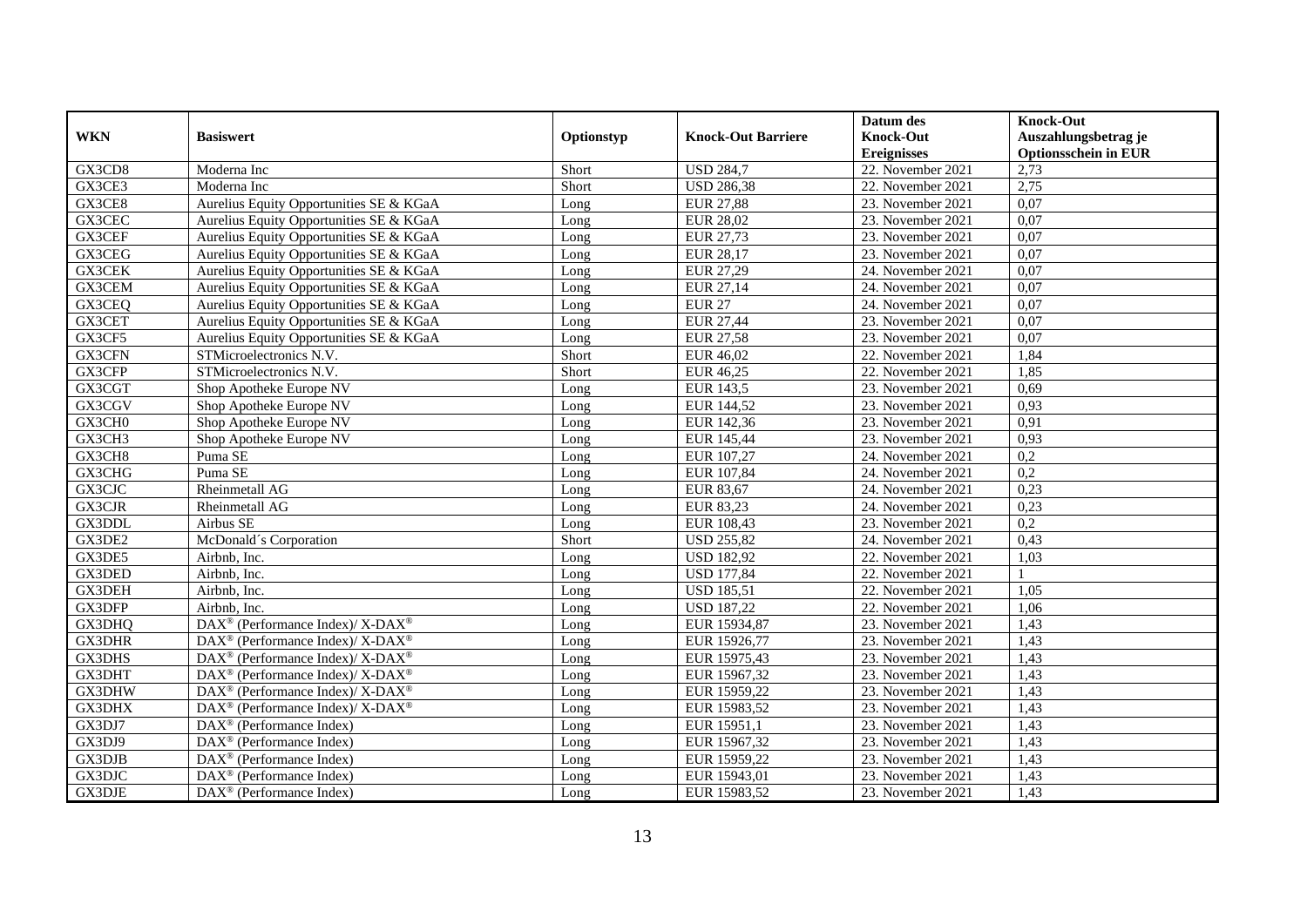| WKN | Basiswert | Optionstyp | Knock-Out Barriere | Datum des Knock-Out Ereignisses | Knock-Out Auszahlungsbetrag je Optionsschein in EUR |
|---|---|---|---|---|---|
| GX3CD8 | Moderna Inc | Short | USD 284,7 | 22. November 2021 | 2,73 |
| GX3CE3 | Moderna Inc | Short | USD 286,38 | 22. November 2021 | 2,75 |
| GX3CE8 | Aurelius Equity Opportunities SE & KGaA | Long | EUR 27,88 | 23. November 2021 | 0,07 |
| GX3CEC | Aurelius Equity Opportunities SE & KGaA | Long | EUR 28,02 | 23. November 2021 | 0,07 |
| GX3CEF | Aurelius Equity Opportunities SE & KGaA | Long | EUR 27,73 | 23. November 2021 | 0,07 |
| GX3CEG | Aurelius Equity Opportunities SE & KGaA | Long | EUR 28,17 | 23. November 2021 | 0,07 |
| GX3CEK | Aurelius Equity Opportunities SE & KGaA | Long | EUR 27,29 | 24. November 2021 | 0,07 |
| GX3CEM | Aurelius Equity Opportunities SE & KGaA | Long | EUR 27,14 | 24. November 2021 | 0,07 |
| GX3CEQ | Aurelius Equity Opportunities SE & KGaA | Long | EUR 27 | 24. November 2021 | 0,07 |
| GX3CET | Aurelius Equity Opportunities SE & KGaA | Long | EUR 27,44 | 23. November 2021 | 0,07 |
| GX3CF5 | Aurelius Equity Opportunities SE & KGaA | Long | EUR 27,58 | 23. November 2021 | 0,07 |
| GX3CFN | STMicroelectronics N.V. | Short | EUR 46,02 | 22. November 2021 | 1,84 |
| GX3CFP | STMicroelectronics N.V. | Short | EUR 46,25 | 22. November 2021 | 1,85 |
| GX3CGT | Shop Apotheke Europe NV | Long | EUR 143,5 | 23. November 2021 | 0,69 |
| GX3CGV | Shop Apotheke Europe NV | Long | EUR 144,52 | 23. November 2021 | 0,93 |
| GX3CH0 | Shop Apotheke Europe NV | Long | EUR 142,36 | 23. November 2021 | 0,91 |
| GX3CH3 | Shop Apotheke Europe NV | Long | EUR 145,44 | 23. November 2021 | 0,93 |
| GX3CH8 | Puma SE | Long | EUR 107,27 | 24. November 2021 | 0,2 |
| GX3CHG | Puma SE | Long | EUR 107,84 | 24. November 2021 | 0,2 |
| GX3CJC | Rheinmetall AG | Long | EUR 83,67 | 24. November 2021 | 0,23 |
| GX3CJR | Rheinmetall AG | Long | EUR 83,23 | 24. November 2021 | 0,23 |
| GX3DDL | Airbus SE | Long | EUR 108,43 | 23. November 2021 | 0,2 |
| GX3DE2 | McDonald´s Corporation | Short | USD 255,82 | 24. November 2021 | 0,43 |
| GX3DE5 | Airbnb, Inc. | Long | USD 182,92 | 22. November 2021 | 1,03 |
| GX3DED | Airbnb, Inc. | Long | USD 177,84 | 22. November 2021 | 1 |
| GX3DEH | Airbnb, Inc. | Long | USD 185,51 | 22. November 2021 | 1,05 |
| GX3DFP | Airbnb, Inc. | Long | USD 187,22 | 22. November 2021 | 1,06 |
| GX3DHQ | DAX® (Performance Index)/ X-DAX® | Long | EUR 15934,87 | 23. November 2021 | 1,43 |
| GX3DHR | DAX® (Performance Index)/ X-DAX® | Long | EUR 15926,77 | 23. November 2021 | 1,43 |
| GX3DHS | DAX® (Performance Index)/ X-DAX® | Long | EUR 15975,43 | 23. November 2021 | 1,43 |
| GX3DHT | DAX® (Performance Index)/ X-DAX® | Long | EUR 15967,32 | 23. November 2021 | 1,43 |
| GX3DHW | DAX® (Performance Index)/ X-DAX® | Long | EUR 15959,22 | 23. November 2021 | 1,43 |
| GX3DHX | DAX® (Performance Index)/ X-DAX® | Long | EUR 15983,52 | 23. November 2021 | 1,43 |
| GX3DJ7 | DAX® (Performance Index) | Long | EUR 15951,1 | 23. November 2021 | 1,43 |
| GX3DJ9 | DAX® (Performance Index) | Long | EUR 15967,32 | 23. November 2021 | 1,43 |
| GX3DJB | DAX® (Performance Index) | Long | EUR 15959,22 | 23. November 2021 | 1,43 |
| GX3DJC | DAX® (Performance Index) | Long | EUR 15943,01 | 23. November 2021 | 1,43 |
| GX3DJE | DAX® (Performance Index) | Long | EUR 15983,52 | 23. November 2021 | 1,43 |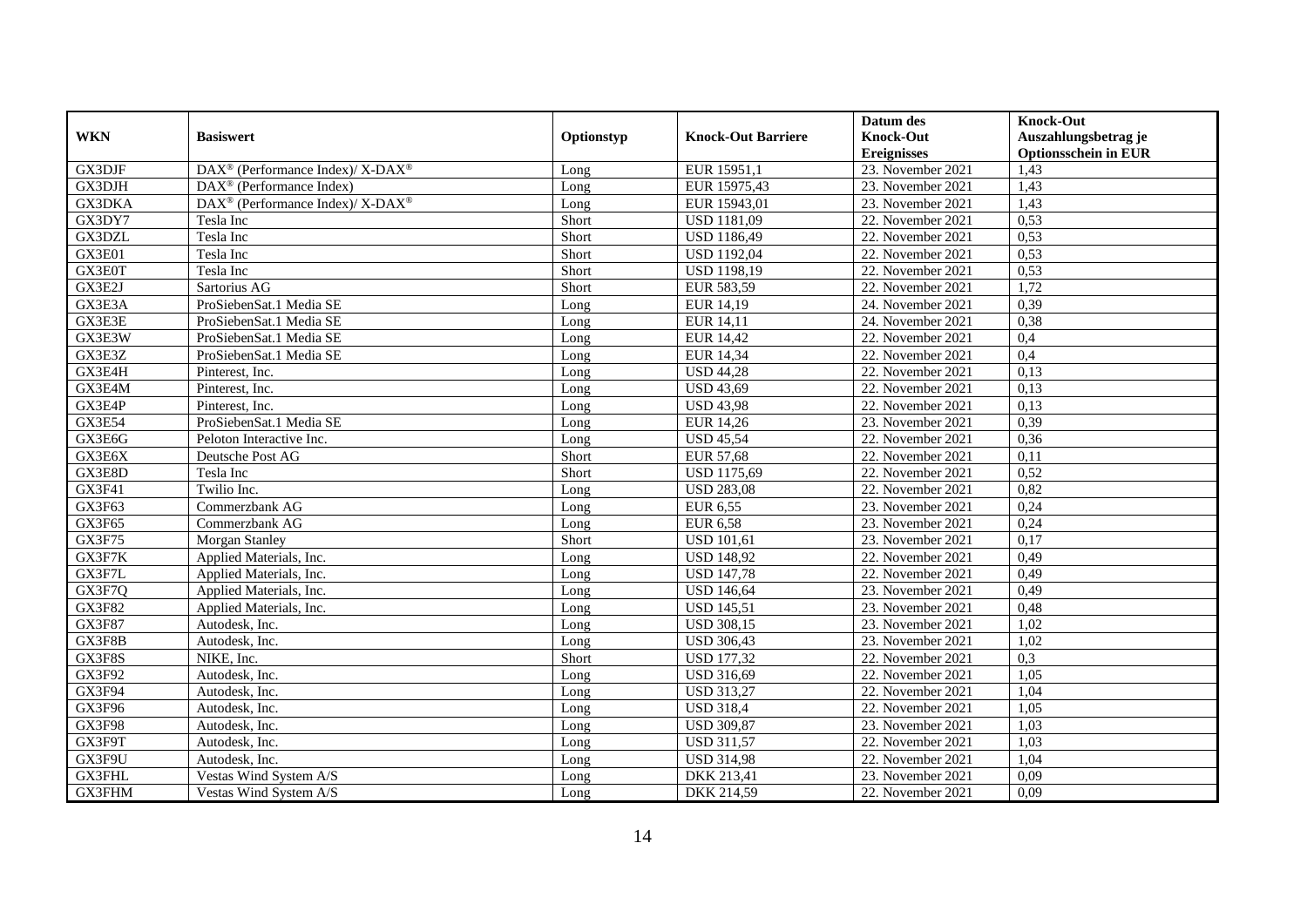| WKN | Basiswert | Optionstyp | Knock-Out Barriere | Datum des Knock-Out Ereignisses | Knock-Out Auszahlungsbetrag je Optionsschein in EUR |
|---|---|---|---|---|---|
| GX3DJF | DAX® (Performance Index)/ X-DAX® | Long | EUR 15951,1 | 23. November 2021 | 1,43 |
| GX3DJH | DAX® (Performance Index) | Long | EUR 15975,43 | 23. November 2021 | 1,43 |
| GX3DKA | DAX® (Performance Index)/ X-DAX® | Long | EUR 15943,01 | 23. November 2021 | 1,43 |
| GX3DY7 | Tesla Inc | Short | USD 1181,09 | 22. November 2021 | 0,53 |
| GX3DZL | Tesla Inc | Short | USD 1186,49 | 22. November 2021 | 0,53 |
| GX3E01 | Tesla Inc | Short | USD 1192,04 | 22. November 2021 | 0,53 |
| GX3E0T | Tesla Inc | Short | USD 1198,19 | 22. November 2021 | 0,53 |
| GX3E2J | Sartorius AG | Short | EUR 583,59 | 22. November 2021 | 1,72 |
| GX3E3A | ProSiebenSat.1 Media SE | Long | EUR 14,19 | 24. November 2021 | 0,39 |
| GX3E3E | ProSiebenSat.1 Media SE | Long | EUR 14,11 | 24. November 2021 | 0,38 |
| GX3E3W | ProSiebenSat.1 Media SE | Long | EUR 14,42 | 22. November 2021 | 0,4 |
| GX3E3Z | ProSiebenSat.1 Media SE | Long | EUR 14,34 | 22. November 2021 | 0,4 |
| GX3E4H | Pinterest, Inc. | Long | USD 44,28 | 22. November 2021 | 0,13 |
| GX3E4M | Pinterest, Inc. | Long | USD 43,69 | 22. November 2021 | 0,13 |
| GX3E4P | Pinterest, Inc. | Long | USD 43,98 | 22. November 2021 | 0,13 |
| GX3E54 | ProSiebenSat.1 Media SE | Long | EUR 14,26 | 23. November 2021 | 0,39 |
| GX3E6G | Peloton Interactive Inc. | Long | USD 45,54 | 22. November 2021 | 0,36 |
| GX3E6X | Deutsche Post AG | Short | EUR 57,68 | 22. November 2021 | 0,11 |
| GX3E8D | Tesla Inc | Short | USD 1175,69 | 22. November 2021 | 0,52 |
| GX3F41 | Twilio Inc. | Long | USD 283,08 | 22. November 2021 | 0,82 |
| GX3F63 | Commerzbank AG | Long | EUR 6,55 | 23. November 2021 | 0,24 |
| GX3F65 | Commerzbank AG | Long | EUR 6,58 | 23. November 2021 | 0,24 |
| GX3F75 | Morgan Stanley | Short | USD 101,61 | 23. November 2021 | 0,17 |
| GX3F7K | Applied Materials, Inc. | Long | USD 148,92 | 22. November 2021 | 0,49 |
| GX3F7L | Applied Materials, Inc. | Long | USD 147,78 | 22. November 2021 | 0,49 |
| GX3F7Q | Applied Materials, Inc. | Long | USD 146,64 | 23. November 2021 | 0,49 |
| GX3F82 | Applied Materials, Inc. | Long | USD 145,51 | 23. November 2021 | 0,48 |
| GX3F87 | Autodesk, Inc. | Long | USD 308,15 | 23. November 2021 | 1,02 |
| GX3F8B | Autodesk, Inc. | Long | USD 306,43 | 23. November 2021 | 1,02 |
| GX3F8S | NIKE, Inc. | Short | USD 177,32 | 22. November 2021 | 0,3 |
| GX3F92 | Autodesk, Inc. | Long | USD 316,69 | 22. November 2021 | 1,05 |
| GX3F94 | Autodesk, Inc. | Long | USD 313,27 | 22. November 2021 | 1,04 |
| GX3F96 | Autodesk, Inc. | Long | USD 318,4 | 22. November 2021 | 1,05 |
| GX3F98 | Autodesk, Inc. | Long | USD 309,87 | 23. November 2021 | 1,03 |
| GX3F9T | Autodesk, Inc. | Long | USD 311,57 | 22. November 2021 | 1,03 |
| GX3F9U | Autodesk, Inc. | Long | USD 314,98 | 22. November 2021 | 1,04 |
| GX3FHL | Vestas Wind System A/S | Long | DKK 213,41 | 23. November 2021 | 0,09 |
| GX3FHM | Vestas Wind System A/S | Long | DKK 214,59 | 22. November 2021 | 0,09 |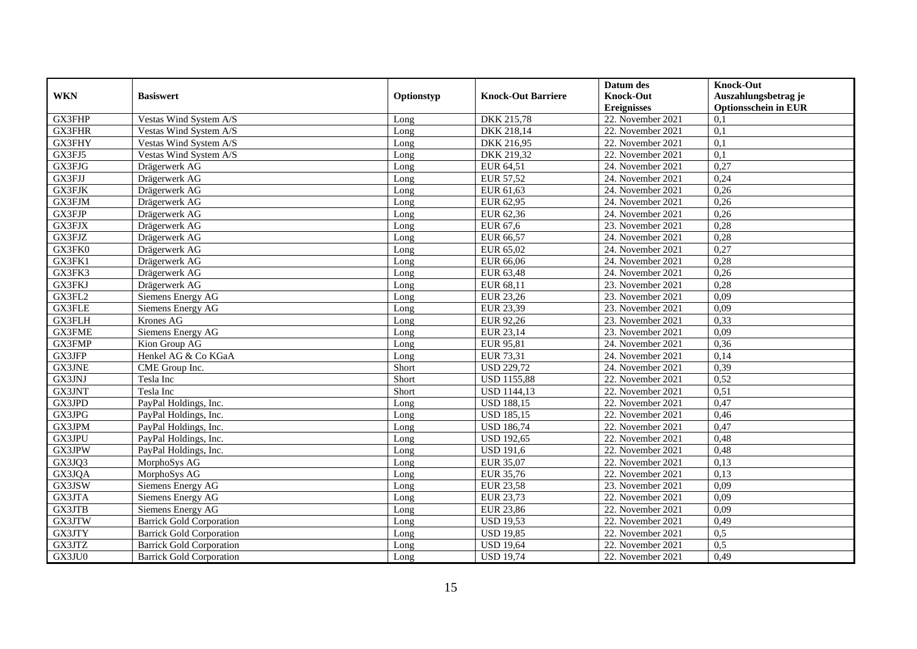| WKN | Basiswert | Optionstyp | Knock-Out Barriere | Datum des Knock-Out Ereignisses | Knock-Out Auszahlungsbetrag je Optionsschein in EUR |
|---|---|---|---|---|---|
| GX3FHP | Vestas Wind System A/S | Long | DKK 215,78 | 22. November 2021 | 0,1 |
| GX3FHR | Vestas Wind System A/S | Long | DKK 218,14 | 22. November 2021 | 0,1 |
| GX3FHY | Vestas Wind System A/S | Long | DKK 216,95 | 22. November 2021 | 0,1 |
| GX3FJ5 | Vestas Wind System A/S | Long | DKK 219,32 | 22. November 2021 | 0,1 |
| GX3FJG | Drägerwerk AG | Long | EUR 64,51 | 24. November 2021 | 0,27 |
| GX3FJJ | Drägerwerk AG | Long | EUR 57,52 | 24. November 2021 | 0,24 |
| GX3FJK | Drägerwerk AG | Long | EUR 61,63 | 24. November 2021 | 0,26 |
| GX3FJM | Drägerwerk AG | Long | EUR 62,95 | 24. November 2021 | 0,26 |
| GX3FJP | Drägerwerk AG | Long | EUR 62,36 | 24. November 2021 | 0,26 |
| GX3FJX | Drägerwerk AG | Long | EUR 67,6 | 23. November 2021 | 0,28 |
| GX3FJZ | Drägerwerk AG | Long | EUR 66,57 | 24. November 2021 | 0,28 |
| GX3FK0 | Drägerwerk AG | Long | EUR 65,02 | 24. November 2021 | 0,27 |
| GX3FK1 | Drägerwerk AG | Long | EUR 66,06 | 24. November 2021 | 0,28 |
| GX3FK3 | Drägerwerk AG | Long | EUR 63,48 | 24. November 2021 | 0,26 |
| GX3FKJ | Drägerwerk AG | Long | EUR 68,11 | 23. November 2021 | 0,28 |
| GX3FL2 | Siemens Energy AG | Long | EUR 23,26 | 23. November 2021 | 0,09 |
| GX3FLE | Siemens Energy AG | Long | EUR 23,39 | 23. November 2021 | 0,09 |
| GX3FLH | Krones AG | Long | EUR 92,26 | 23. November 2021 | 0,33 |
| GX3FME | Siemens Energy AG | Long | EUR 23,14 | 23. November 2021 | 0,09 |
| GX3FMP | Kion Group AG | Long | EUR 95,81 | 24. November 2021 | 0,36 |
| GX3JFP | Henkel AG & Co KGaA | Long | EUR 73,31 | 24. November 2021 | 0,14 |
| GX3JNE | CME Group Inc. | Short | USD 229,72 | 24. November 2021 | 0,39 |
| GX3JNJ | Tesla Inc | Short | USD 1155,88 | 22. November 2021 | 0,52 |
| GX3JNT | Tesla Inc | Short | USD 1144,13 | 22. November 2021 | 0,51 |
| GX3JPD | PayPal Holdings, Inc. | Long | USD 188,15 | 22. November 2021 | 0,47 |
| GX3JPG | PayPal Holdings, Inc. | Long | USD 185,15 | 22. November 2021 | 0,46 |
| GX3JPM | PayPal Holdings, Inc. | Long | USD 186,74 | 22. November 2021 | 0,47 |
| GX3JPU | PayPal Holdings, Inc. | Long | USD 192,65 | 22. November 2021 | 0,48 |
| GX3JPW | PayPal Holdings, Inc. | Long | USD 191,6 | 22. November 2021 | 0,48 |
| GX3JQ3 | MorphoSys AG | Long | EUR 35,07 | 22. November 2021 | 0,13 |
| GX3JQA | MorphoSys AG | Long | EUR 35,76 | 22. November 2021 | 0,13 |
| GX3JSW | Siemens Energy AG | Long | EUR 23,58 | 23. November 2021 | 0,09 |
| GX3JTA | Siemens Energy AG | Long | EUR 23,73 | 22. November 2021 | 0,09 |
| GX3JTB | Siemens Energy AG | Long | EUR 23,86 | 22. November 2021 | 0,09 |
| GX3JTW | Barrick Gold Corporation | Long | USD 19,53 | 22. November 2021 | 0,49 |
| GX3JTY | Barrick Gold Corporation | Long | USD 19,85 | 22. November 2021 | 0,5 |
| GX3JTZ | Barrick Gold Corporation | Long | USD 19,64 | 22. November 2021 | 0,5 |
| GX3JU0 | Barrick Gold Corporation | Long | USD 19,74 | 22. November 2021 | 0,49 |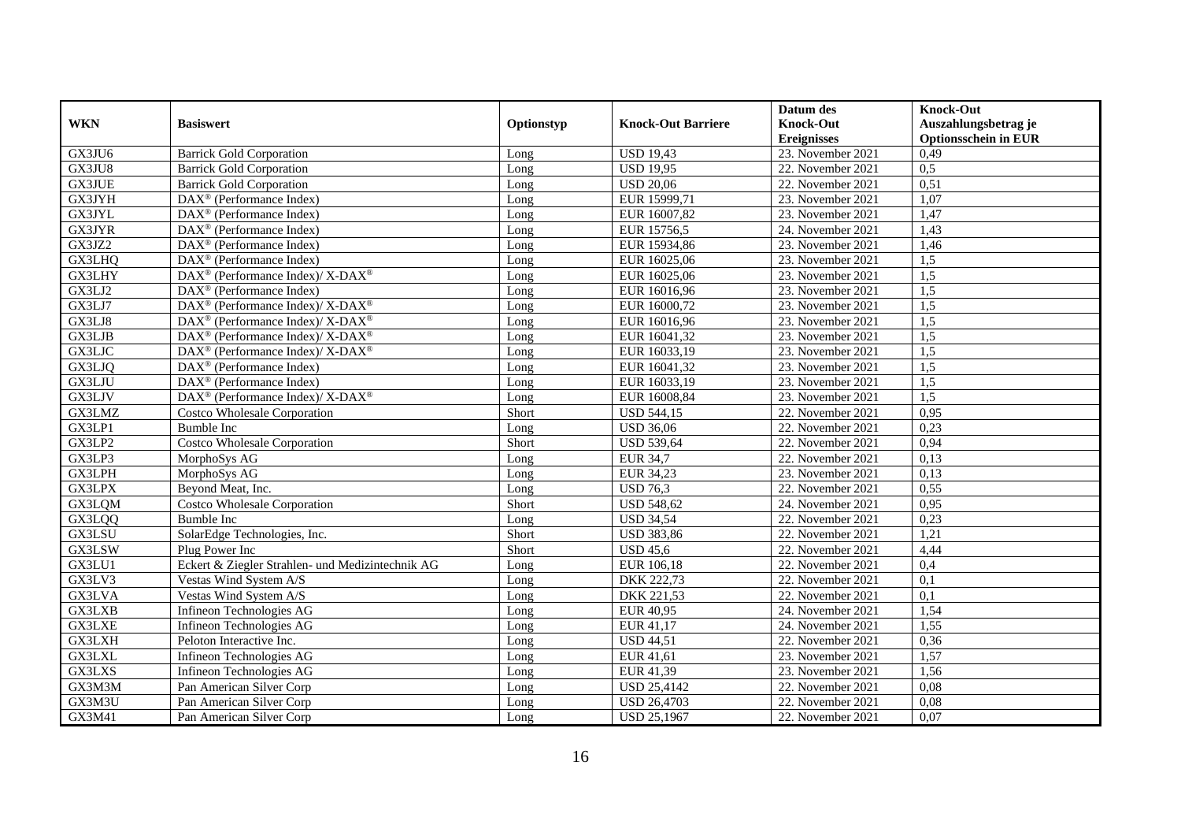| WKN | Basiswert | Optionstyp | Knock-Out Barriere | Datum des Knock-Out Ereignisses | Knock-Out Auszahlungsbetrag je Optionsschein in EUR |
|---|---|---|---|---|---|
| GX3JU6 | Barrick Gold Corporation | Long | USD 19,43 | 23. November 2021 | 0,49 |
| GX3JU8 | Barrick Gold Corporation | Long | USD 19,95 | 22. November 2021 | 0,5 |
| GX3JUE | Barrick Gold Corporation | Long | USD 20,06 | 22. November 2021 | 0,51 |
| GX3JYH | DAX® (Performance Index) | Long | EUR 15999,71 | 23. November 2021 | 1,07 |
| GX3JYL | DAX® (Performance Index) | Long | EUR 16007,82 | 23. November 2021 | 1,47 |
| GX3JYR | DAX® (Performance Index) | Long | EUR 15756,5 | 24. November 2021 | 1,43 |
| GX3JZ2 | DAX® (Performance Index) | Long | EUR 15934,86 | 23. November 2021 | 1,46 |
| GX3LHQ | DAX® (Performance Index) | Long | EUR 16025,06 | 23. November 2021 | 1,5 |
| GX3LHY | DAX® (Performance Index)/ X-DAX® | Long | EUR 16025,06 | 23. November 2021 | 1,5 |
| GX3LJ2 | DAX® (Performance Index) | Long | EUR 16016,96 | 23. November 2021 | 1,5 |
| GX3LJ7 | DAX® (Performance Index)/ X-DAX® | Long | EUR 16000,72 | 23. November 2021 | 1,5 |
| GX3LJ8 | DAX® (Performance Index)/ X-DAX® | Long | EUR 16016,96 | 23. November 2021 | 1,5 |
| GX3LJB | DAX® (Performance Index)/ X-DAX® | Long | EUR 16041,32 | 23. November 2021 | 1,5 |
| GX3LJC | DAX® (Performance Index)/ X-DAX® | Long | EUR 16033,19 | 23. November 2021 | 1,5 |
| GX3LJQ | DAX® (Performance Index) | Long | EUR 16041,32 | 23. November 2021 | 1,5 |
| GX3LJU | DAX® (Performance Index) | Long | EUR 16033,19 | 23. November 2021 | 1,5 |
| GX3LJV | DAX® (Performance Index)/ X-DAX® | Long | EUR 16008,84 | 23. November 2021 | 1,5 |
| GX3LMZ | Costco Wholesale Corporation | Short | USD 544,15 | 22. November 2021 | 0,95 |
| GX3LP1 | Bumble Inc | Long | USD 36,06 | 22. November 2021 | 0,23 |
| GX3LP2 | Costco Wholesale Corporation | Short | USD 539,64 | 22. November 2021 | 0,94 |
| GX3LP3 | MorphoSys AG | Long | EUR 34,7 | 22. November 2021 | 0,13 |
| GX3LPH | MorphoSys AG | Long | EUR 34,23 | 23. November 2021 | 0,13 |
| GX3LPX | Beyond Meat, Inc. | Long | USD 76,3 | 22. November 2021 | 0,55 |
| GX3LQM | Costco Wholesale Corporation | Short | USD 548,62 | 24. November 2021 | 0,95 |
| GX3LQQ | Bumble Inc | Long | USD 34,54 | 22. November 2021 | 0,23 |
| GX3LSU | SolarEdge Technologies, Inc. | Short | USD 383,86 | 22. November 2021 | 1,21 |
| GX3LSW | Plug Power Inc | Short | USD 45,6 | 22. November 2021 | 4,44 |
| GX3LU1 | Eckert & Ziegler Strahlen- und Medizintechnik AG | Long | EUR 106,18 | 22. November 2021 | 0,4 |
| GX3LV3 | Vestas Wind System A/S | Long | DKK 222,73 | 22. November 2021 | 0,1 |
| GX3LVA | Vestas Wind System A/S | Long | DKK 221,53 | 22. November 2021 | 0,1 |
| GX3LXB | Infineon Technologies AG | Long | EUR 40,95 | 24. November 2021 | 1,54 |
| GX3LXE | Infineon Technologies AG | Long | EUR 41,17 | 24. November 2021 | 1,55 |
| GX3LXH | Peloton Interactive Inc. | Long | USD 44,51 | 22. November 2021 | 0,36 |
| GX3LXL | Infineon Technologies AG | Long | EUR 41,61 | 23. November 2021 | 1,57 |
| GX3LXS | Infineon Technologies AG | Long | EUR 41,39 | 23. November 2021 | 1,56 |
| GX3M3M | Pan American Silver Corp | Long | USD 25,4142 | 22. November 2021 | 0,08 |
| GX3M3U | Pan American Silver Corp | Long | USD 26,4703 | 22. November 2021 | 0,08 |
| GX3M41 | Pan American Silver Corp | Long | USD 25,1967 | 22. November 2021 | 0,07 |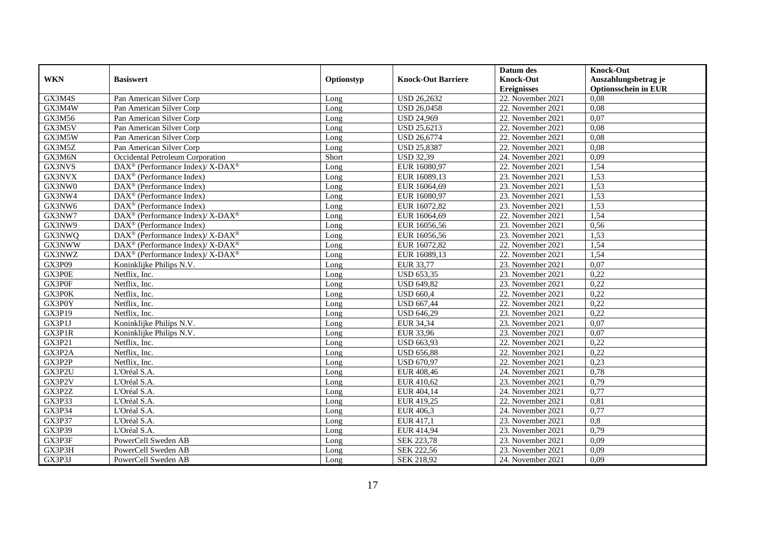| WKN | Basiswert | Optionstyp | Knock-Out Barriere | Datum des Knock-Out Ereignisses | Knock-Out Auszahlungsbetrag je Optionsschein in EUR |
|---|---|---|---|---|---|
| GX3M4S | Pan American Silver Corp | Long | USD 26,2632 | 22. November 2021 | 0,08 |
| GX3M4W | Pan American Silver Corp | Long | USD 26,0458 | 22. November 2021 | 0,08 |
| GX3M56 | Pan American Silver Corp | Long | USD 24,969 | 22. November 2021 | 0,07 |
| GX3M5V | Pan American Silver Corp | Long | USD 25,6213 | 22. November 2021 | 0,08 |
| GX3M5W | Pan American Silver Corp | Long | USD 26,6774 | 22. November 2021 | 0,08 |
| GX3M5Z | Pan American Silver Corp | Long | USD 25,8387 | 22. November 2021 | 0,08 |
| GX3M6N | Occidental Petroleum Corporation | Short | USD 32,39 | 24. November 2021 | 0,09 |
| GX3NVS | DAX® (Performance Index)/ X-DAX® | Long | EUR 16080,97 | 22. November 2021 | 1,54 |
| GX3NVX | DAX® (Performance Index) | Long | EUR 16089,13 | 23. November 2021 | 1,53 |
| GX3NW0 | DAX® (Performance Index) | Long | EUR 16064,69 | 23. November 2021 | 1,53 |
| GX3NW4 | DAX® (Performance Index) | Long | EUR 16080,97 | 23. November 2021 | 1,53 |
| GX3NW6 | DAX® (Performance Index) | Long | EUR 16072,82 | 23. November 2021 | 1,53 |
| GX3NW7 | DAX® (Performance Index)/ X-DAX® | Long | EUR 16064,69 | 22. November 2021 | 1,54 |
| GX3NW9 | DAX® (Performance Index) | Long | EUR 16056,56 | 23. November 2021 | 0,56 |
| GX3NWQ | DAX® (Performance Index)/ X-DAX® | Long | EUR 16056,56 | 23. November 2021 | 1,53 |
| GX3NWW | DAX® (Performance Index)/ X-DAX® | Long | EUR 16072,82 | 22. November 2021 | 1,54 |
| GX3NWZ | DAX® (Performance Index)/ X-DAX® | Long | EUR 16089,13 | 22. November 2021 | 1,54 |
| GX3P09 | Koninklijke Philips N.V. | Long | EUR 33,77 | 23. November 2021 | 0,07 |
| GX3P0E | Netflix, Inc. | Long | USD 653,35 | 23. November 2021 | 0,22 |
| GX3P0F | Netflix, Inc. | Long | USD 649,82 | 23. November 2021 | 0,22 |
| GX3P0K | Netflix, Inc. | Long | USD 660,4 | 22. November 2021 | 0,22 |
| GX3P0Y | Netflix, Inc. | Long | USD 667,44 | 22. November 2021 | 0,22 |
| GX3P19 | Netflix, Inc. | Long | USD 646,29 | 23. November 2021 | 0,22 |
| GX3P1J | Koninklijke Philips N.V. | Long | EUR 34,34 | 23. November 2021 | 0,07 |
| GX3P1R | Koninklijke Philips N.V. | Long | EUR 33,96 | 23. November 2021 | 0,07 |
| GX3P21 | Netflix, Inc. | Long | USD 663,93 | 22. November 2021 | 0,22 |
| GX3P2A | Netflix, Inc. | Long | USD 656,88 | 22. November 2021 | 0,22 |
| GX3P2P | Netflix, Inc. | Long | USD 670,97 | 22. November 2021 | 0,23 |
| GX3P2U | L'Oréal S.A. | Long | EUR 408,46 | 24. November 2021 | 0,78 |
| GX3P2V | L'Oréal S.A. | Long | EUR 410,62 | 23. November 2021 | 0,79 |
| GX3P2Z | L'Oréal S.A. | Long | EUR 404,14 | 24. November 2021 | 0,77 |
| GX3P33 | L'Oréal S.A. | Long | EUR 419,25 | 22. November 2021 | 0,81 |
| GX3P34 | L'Oréal S.A. | Long | EUR 406,3 | 24. November 2021 | 0,77 |
| GX3P37 | L'Oréal S.A. | Long | EUR 417,1 | 23. November 2021 | 0,8 |
| GX3P39 | L'Oréal S.A. | Long | EUR 414,94 | 23. November 2021 | 0,79 |
| GX3P3F | PowerCell Sweden AB | Long | SEK 223,78 | 23. November 2021 | 0,09 |
| GX3P3H | PowerCell Sweden AB | Long | SEK 222,56 | 23. November 2021 | 0,09 |
| GX3P3J | PowerCell Sweden AB | Long | SEK 218,92 | 24. November 2021 | 0,09 |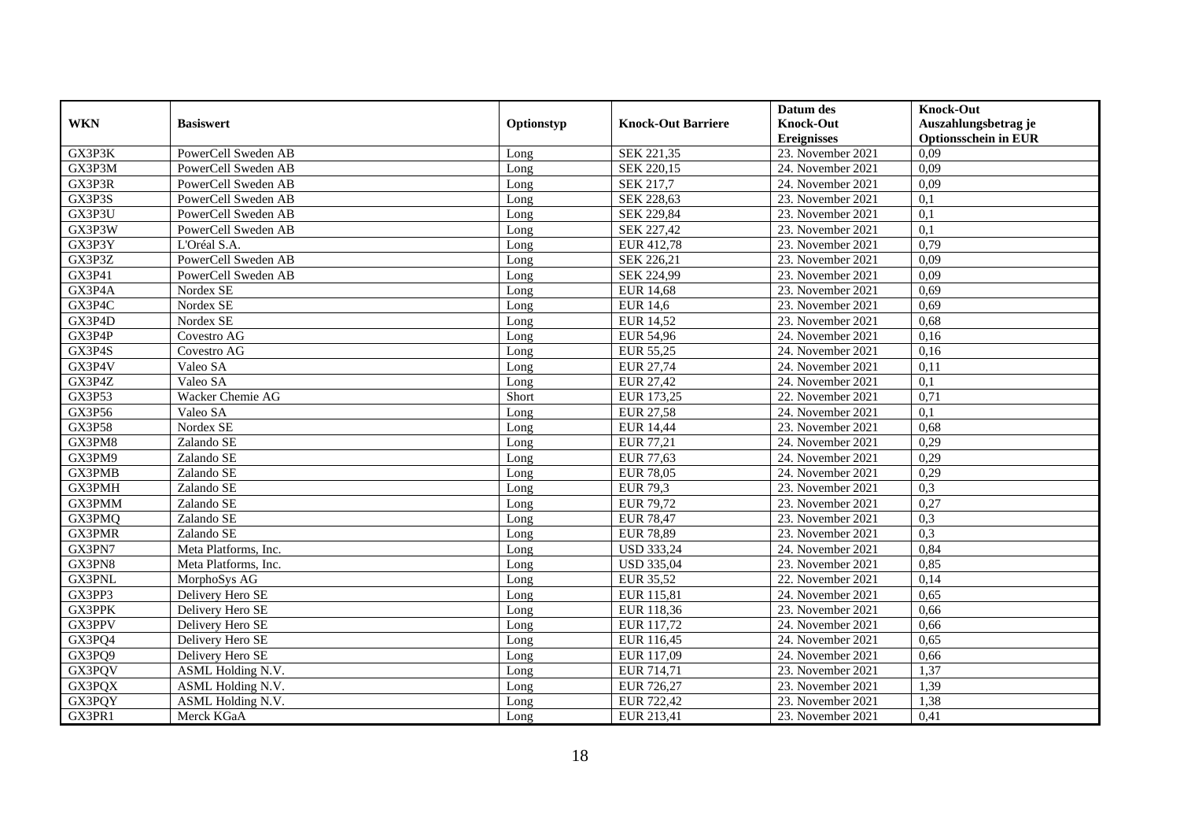| WKN | Basiswert | Optionstyp | Knock-Out Barriere | Datum des Knock-Out Ereignisses | Knock-Out Auszahlungsbetrag je Optionsschein in EUR |
|---|---|---|---|---|---|
| GX3P3K | PowerCell Sweden AB | Long | SEK 221,35 | 23. November 2021 | 0,09 |
| GX3P3M | PowerCell Sweden AB | Long | SEK 220,15 | 24. November 2021 | 0,09 |
| GX3P3R | PowerCell Sweden AB | Long | SEK 217,7 | 24. November 2021 | 0,09 |
| GX3P3S | PowerCell Sweden AB | Long | SEK 228,63 | 23. November 2021 | 0,1 |
| GX3P3U | PowerCell Sweden AB | Long | SEK 229,84 | 23. November 2021 | 0,1 |
| GX3P3W | PowerCell Sweden AB | Long | SEK 227,42 | 23. November 2021 | 0,1 |
| GX3P3Y | L'Oréal S.A. | Long | EUR 412,78 | 23. November 2021 | 0,79 |
| GX3P3Z | PowerCell Sweden AB | Long | SEK 226,21 | 23. November 2021 | 0,09 |
| GX3P41 | PowerCell Sweden AB | Long | SEK 224,99 | 23. November 2021 | 0,09 |
| GX3P4A | Nordex SE | Long | EUR 14,68 | 23. November 2021 | 0,69 |
| GX3P4C | Nordex SE | Long | EUR 14,6 | 23. November 2021 | 0,69 |
| GX3P4D | Nordex SE | Long | EUR 14,52 | 23. November 2021 | 0,68 |
| GX3P4P | Covestro AG | Long | EUR 54,96 | 24. November 2021 | 0,16 |
| GX3P4S | Covestro AG | Long | EUR 55,25 | 24. November 2021 | 0,16 |
| GX3P4V | Valeo SA | Long | EUR 27,74 | 24. November 2021 | 0,11 |
| GX3P4Z | Valeo SA | Long | EUR 27,42 | 24. November 2021 | 0,1 |
| GX3P53 | Wacker Chemie AG | Short | EUR 173,25 | 22. November 2021 | 0,71 |
| GX3P56 | Valeo SA | Long | EUR 27,58 | 24. November 2021 | 0,1 |
| GX3P58 | Nordex SE | Long | EUR 14,44 | 23. November 2021 | 0,68 |
| GX3PM8 | Zalando SE | Long | EUR 77,21 | 24. November 2021 | 0,29 |
| GX3PM9 | Zalando SE | Long | EUR 77,63 | 24. November 2021 | 0,29 |
| GX3PMB | Zalando SE | Long | EUR 78,05 | 24. November 2021 | 0,29 |
| GX3PMH | Zalando SE | Long | EUR 79,3 | 23. November 2021 | 0,3 |
| GX3PMM | Zalando SE | Long | EUR 79,72 | 23. November 2021 | 0,27 |
| GX3PMQ | Zalando SE | Long | EUR 78,47 | 23. November 2021 | 0,3 |
| GX3PMR | Zalando SE | Long | EUR 78,89 | 23. November 2021 | 0,3 |
| GX3PN7 | Meta Platforms, Inc. | Long | USD 333,24 | 24. November 2021 | 0,84 |
| GX3PN8 | Meta Platforms, Inc. | Long | USD 335,04 | 23. November 2021 | 0,85 |
| GX3PNL | MorphoSys AG | Long | EUR 35,52 | 22. November 2021 | 0,14 |
| GX3PP3 | Delivery Hero SE | Long | EUR 115,81 | 24. November 2021 | 0,65 |
| GX3PPK | Delivery Hero SE | Long | EUR 118,36 | 23. November 2021 | 0,66 |
| GX3PPV | Delivery Hero SE | Long | EUR 117,72 | 24. November 2021 | 0,66 |
| GX3PQ4 | Delivery Hero SE | Long | EUR 116,45 | 24. November 2021 | 0,65 |
| GX3PQ9 | Delivery Hero SE | Long | EUR 117,09 | 24. November 2021 | 0,66 |
| GX3PQV | ASML Holding N.V. | Long | EUR 714,71 | 23. November 2021 | 1,37 |
| GX3PQX | ASML Holding N.V. | Long | EUR 726,27 | 23. November 2021 | 1,39 |
| GX3PQY | ASML Holding N.V. | Long | EUR 722,42 | 23. November 2021 | 1,38 |
| GX3PR1 | Merck KGaA | Long | EUR 213,41 | 23. November 2021 | 0,41 |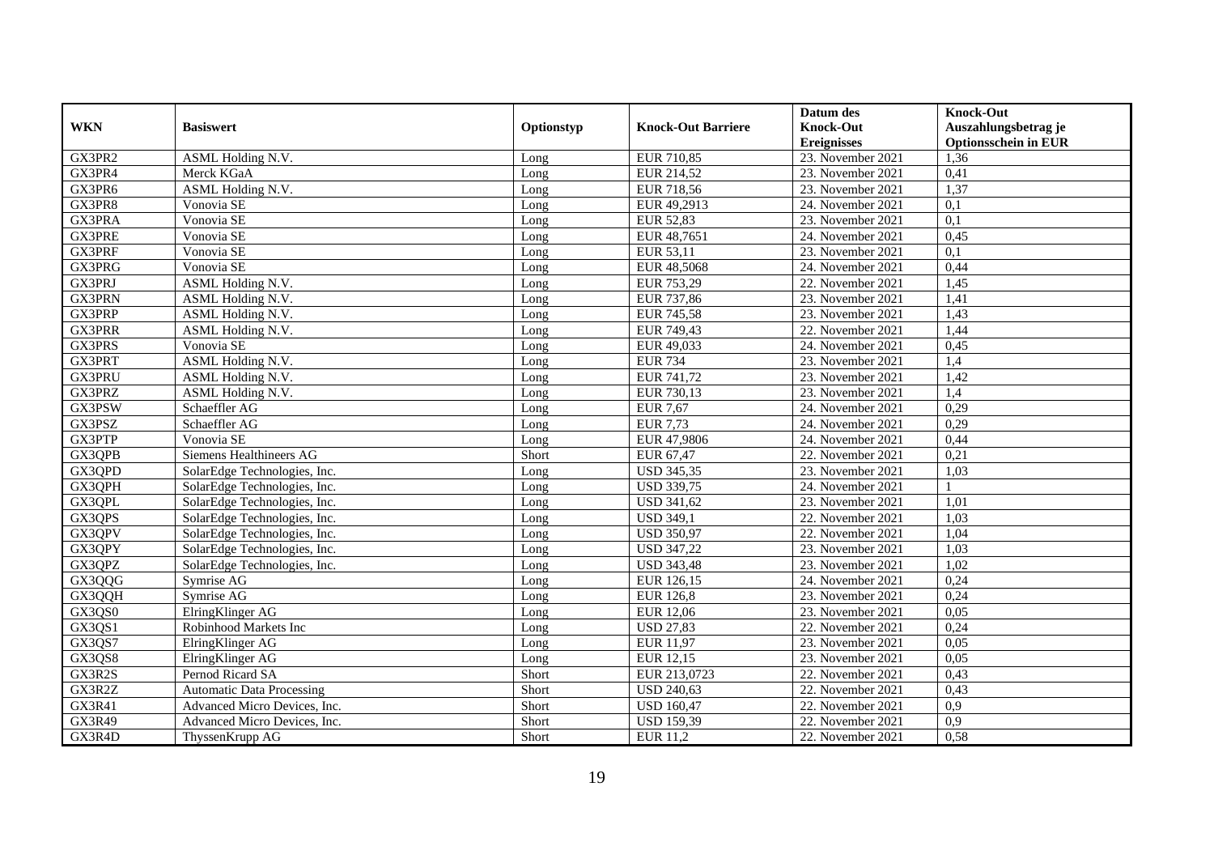| WKN | Basiswert | Optionstyp | Knock-Out Barriere | Datum des Knock-Out Ereignisses | Knock-Out Auszahlungsbetrag je Optionsschein in EUR |
|---|---|---|---|---|---|
| GX3PR2 | ASML Holding N.V. | Long | EUR 710,85 | 23. November 2021 | 1,36 |
| GX3PR4 | Merck KGaA | Long | EUR 214,52 | 23. November 2021 | 0,41 |
| GX3PR6 | ASML Holding N.V. | Long | EUR 718,56 | 23. November 2021 | 1,37 |
| GX3PR8 | Vonovia SE | Long | EUR 49,2913 | 24. November 2021 | 0,1 |
| GX3PRA | Vonovia SE | Long | EUR 52,83 | 23. November 2021 | 0,1 |
| GX3PRE | Vonovia SE | Long | EUR 48,7651 | 24. November 2021 | 0,45 |
| GX3PRF | Vonovia SE | Long | EUR 53,11 | 23. November 2021 | 0,1 |
| GX3PRG | Vonovia SE | Long | EUR 48,5068 | 24. November 2021 | 0,44 |
| GX3PRJ | ASML Holding N.V. | Long | EUR 753,29 | 22. November 2021 | 1,45 |
| GX3PRN | ASML Holding N.V. | Long | EUR 737,86 | 23. November 2021 | 1,41 |
| GX3PRP | ASML Holding N.V. | Long | EUR 745,58 | 23. November 2021 | 1,43 |
| GX3PRR | ASML Holding N.V. | Long | EUR 749,43 | 22. November 2021 | 1,44 |
| GX3PRS | Vonovia SE | Long | EUR 49,033 | 24. November 2021 | 0,45 |
| GX3PRT | ASML Holding N.V. | Long | EUR 734 | 23. November 2021 | 1,4 |
| GX3PRU | ASML Holding N.V. | Long | EUR 741,72 | 23. November 2021 | 1,42 |
| GX3PRZ | ASML Holding N.V. | Long | EUR 730,13 | 23. November 2021 | 1,4 |
| GX3PSW | Schaeffler AG | Long | EUR 7,67 | 24. November 2021 | 0,29 |
| GX3PSZ | Schaeffler AG | Long | EUR 7,73 | 24. November 2021 | 0,29 |
| GX3PTP | Vonovia SE | Long | EUR 47,9806 | 24. November 2021 | 0,44 |
| GX3QPB | Siemens Healthineers AG | Short | EUR 67,47 | 22. November 2021 | 0,21 |
| GX3QPD | SolarEdge Technologies, Inc. | Long | USD 345,35 | 23. November 2021 | 1,03 |
| GX3QPH | SolarEdge Technologies, Inc. | Long | USD 339,75 | 24. November 2021 | 1 |
| GX3QPL | SolarEdge Technologies, Inc. | Long | USD 341,62 | 23. November 2021 | 1,01 |
| GX3QPS | SolarEdge Technologies, Inc. | Long | USD 349,1 | 22. November 2021 | 1,03 |
| GX3QPV | SolarEdge Technologies, Inc. | Long | USD 350,97 | 22. November 2021 | 1,04 |
| GX3QPY | SolarEdge Technologies, Inc. | Long | USD 347,22 | 23. November 2021 | 1,03 |
| GX3QPZ | SolarEdge Technologies, Inc. | Long | USD 343,48 | 23. November 2021 | 1,02 |
| GX3QQG | Symrise AG | Long | EUR 126,15 | 24. November 2021 | 0,24 |
| GX3QQH | Symrise AG | Long | EUR 126,8 | 23. November 2021 | 0,24 |
| GX3QS0 | ElringKlinger AG | Long | EUR 12,06 | 23. November 2021 | 0,05 |
| GX3QS1 | Robinhood Markets Inc | Long | USD 27,83 | 22. November 2021 | 0,24 |
| GX3QS7 | ElringKlinger AG | Long | EUR 11,97 | 23. November 2021 | 0,05 |
| GX3QS8 | ElringKlinger AG | Long | EUR 12,15 | 23. November 2021 | 0,05 |
| GX3R2S | Pernod Ricard SA | Short | EUR 213,0723 | 22. November 2021 | 0,43 |
| GX3R2Z | Automatic Data Processing | Short | USD 240,63 | 22. November 2021 | 0,43 |
| GX3R41 | Advanced Micro Devices, Inc. | Short | USD 160,47 | 22. November 2021 | 0,9 |
| GX3R49 | Advanced Micro Devices, Inc. | Short | USD 159,39 | 22. November 2021 | 0,9 |
| GX3R4D | ThyssenKrupp AG | Short | EUR 11,2 | 22. November 2021 | 0,58 |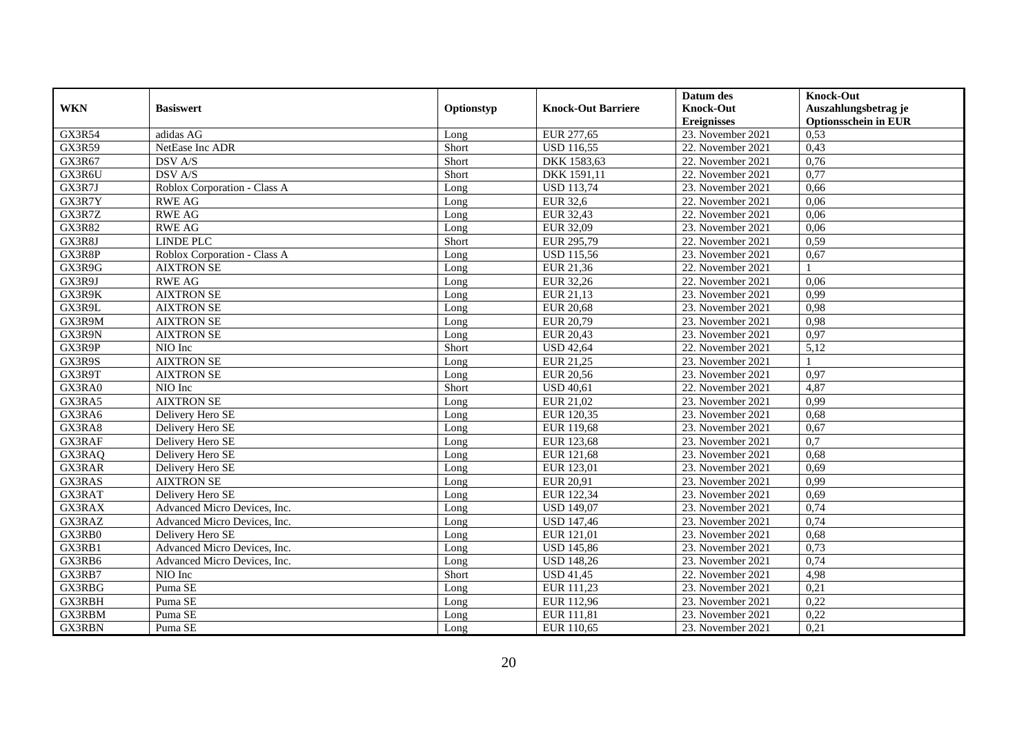| WKN | Basiswert | Optionstyp | Knock-Out Barriere | Datum des Knock-Out Ereignisses | Knock-Out Auszahlungsbetrag je Optionsschein in EUR |
|---|---|---|---|---|---|
| GX3R54 | adidas AG | Long | EUR 277,65 | 23. November 2021 | 0,53 |
| GX3R59 | NetEase Inc ADR | Short | USD 116,55 | 22. November 2021 | 0,43 |
| GX3R67 | DSV A/S | Short | DKK 1583,63 | 22. November 2021 | 0,76 |
| GX3R6U | DSV A/S | Short | DKK 1591,11 | 22. November 2021 | 0,77 |
| GX3R7J | Roblox Corporation - Class A | Long | USD 113,74 | 23. November 2021 | 0,66 |
| GX3R7Y | RWE AG | Long | EUR 32,6 | 22. November 2021 | 0,06 |
| GX3R7Z | RWE AG | Long | EUR 32,43 | 22. November 2021 | 0,06 |
| GX3R82 | RWE AG | Long | EUR 32,09 | 23. November 2021 | 0,06 |
| GX3R8J | LINDE PLC | Short | EUR 295,79 | 22. November 2021 | 0,59 |
| GX3R8P | Roblox Corporation - Class A | Long | USD 115,56 | 23. November 2021 | 0,67 |
| GX3R9G | AIXTRON SE | Long | EUR 21,36 | 22. November 2021 | 1 |
| GX3R9J | RWE AG | Long | EUR 32,26 | 22. November 2021 | 0,06 |
| GX3R9K | AIXTRON SE | Long | EUR 21,13 | 23. November 2021 | 0,99 |
| GX3R9L | AIXTRON SE | Long | EUR 20,68 | 23. November 2021 | 0,98 |
| GX3R9M | AIXTRON SE | Long | EUR 20,79 | 23. November 2021 | 0,98 |
| GX3R9N | AIXTRON SE | Long | EUR 20,43 | 23. November 2021 | 0,97 |
| GX3R9P | NIO Inc | Short | USD 42,64 | 22. November 2021 | 5,12 |
| GX3R9S | AIXTRON SE | Long | EUR 21,25 | 23. November 2021 | 1 |
| GX3R9T | AIXTRON SE | Long | EUR 20,56 | 23. November 2021 | 0,97 |
| GX3RA0 | NIO Inc | Short | USD 40,61 | 22. November 2021 | 4,87 |
| GX3RA5 | AIXTRON SE | Long | EUR 21,02 | 23. November 2021 | 0,99 |
| GX3RA6 | Delivery Hero SE | Long | EUR 120,35 | 23. November 2021 | 0,68 |
| GX3RA8 | Delivery Hero SE | Long | EUR 119,68 | 23. November 2021 | 0,67 |
| GX3RAF | Delivery Hero SE | Long | EUR 123,68 | 23. November 2021 | 0,7 |
| GX3RAQ | Delivery Hero SE | Long | EUR 121,68 | 23. November 2021 | 0,68 |
| GX3RAR | Delivery Hero SE | Long | EUR 123,01 | 23. November 2021 | 0,69 |
| GX3RAS | AIXTRON SE | Long | EUR 20,91 | 23. November 2021 | 0,99 |
| GX3RAT | Delivery Hero SE | Long | EUR 122,34 | 23. November 2021 | 0,69 |
| GX3RAX | Advanced Micro Devices, Inc. | Long | USD 149,07 | 23. November 2021 | 0,74 |
| GX3RAZ | Advanced Micro Devices, Inc. | Long | USD 147,46 | 23. November 2021 | 0,74 |
| GX3RB0 | Delivery Hero SE | Long | EUR 121,01 | 23. November 2021 | 0,68 |
| GX3RB1 | Advanced Micro Devices, Inc. | Long | USD 145,86 | 23. November 2021 | 0,73 |
| GX3RB6 | Advanced Micro Devices, Inc. | Long | USD 148,26 | 23. November 2021 | 0,74 |
| GX3RB7 | NIO Inc | Short | USD 41,45 | 22. November 2021 | 4,98 |
| GX3RBG | Puma SE | Long | EUR 111,23 | 23. November 2021 | 0,21 |
| GX3RBH | Puma SE | Long | EUR 112,96 | 23. November 2021 | 0,22 |
| GX3RBM | Puma SE | Long | EUR 111,81 | 23. November 2021 | 0,22 |
| GX3RBN | Puma SE | Long | EUR 110,65 | 23. November 2021 | 0,21 |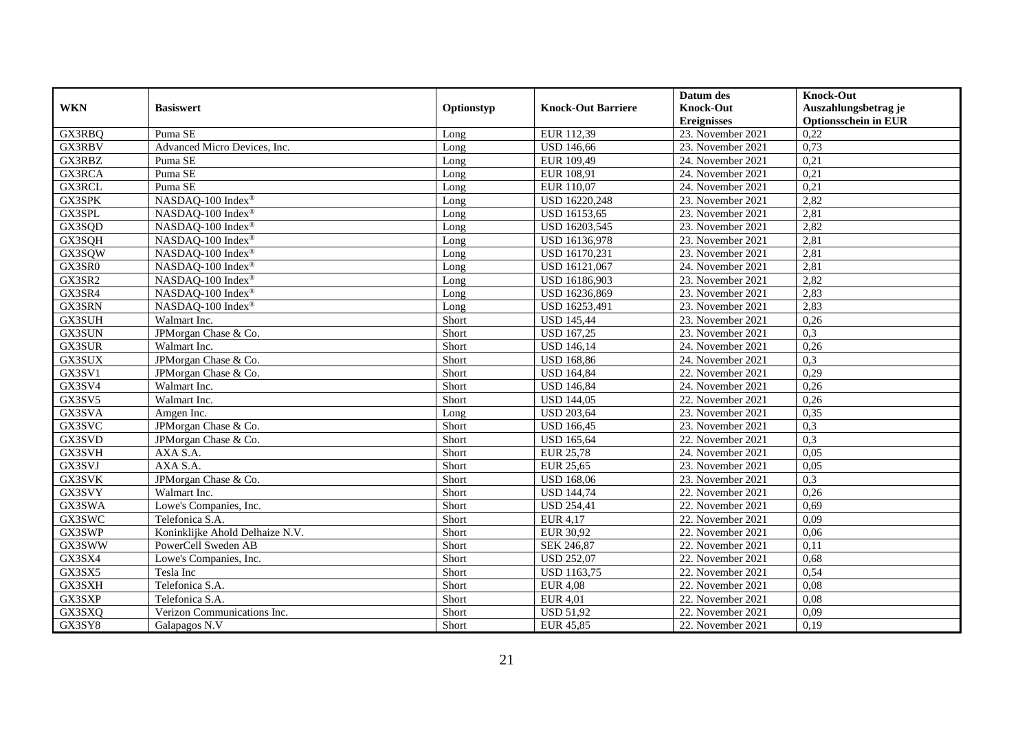| WKN | Basiswert | Optionstyp | Knock-Out Barriere | Datum des Knock-Out Ereignisses | Knock-Out Auszahlungsbetrag je Optionsschein in EUR |
|---|---|---|---|---|---|
| GX3RBQ | Puma SE | Long | EUR 112,39 | 23. November 2021 | 0,22 |
| GX3RBV | Advanced Micro Devices, Inc. | Long | USD 146,66 | 23. November 2021 | 0,73 |
| GX3RBZ | Puma SE | Long | EUR 109,49 | 24. November 2021 | 0,21 |
| GX3RCA | Puma SE | Long | EUR 108,91 | 24. November 2021 | 0,21 |
| GX3RCL | Puma SE | Long | EUR 110,07 | 24. November 2021 | 0,21 |
| GX3SPK | NASDAQ-100 Index® | Long | USD 16220,248 | 23. November 2021 | 2,82 |
| GX3SPL | NASDAQ-100 Index® | Long | USD 16153,65 | 23. November 2021 | 2,81 |
| GX3SQD | NASDAQ-100 Index® | Long | USD 16203,545 | 23. November 2021 | 2,82 |
| GX3SQH | NASDAQ-100 Index® | Long | USD 16136,978 | 23. November 2021 | 2,81 |
| GX3SQW | NASDAQ-100 Index® | Long | USD 16170,231 | 23. November 2021 | 2,81 |
| GX3SR0 | NASDAQ-100 Index® | Long | USD 16121,067 | 24. November 2021 | 2,81 |
| GX3SR2 | NASDAQ-100 Index® | Long | USD 16186,903 | 23. November 2021 | 2,82 |
| GX3SR4 | NASDAQ-100 Index® | Long | USD 16236,869 | 23. November 2021 | 2,83 |
| GX3SRN | NASDAQ-100 Index® | Long | USD 16253,491 | 23. November 2021 | 2,83 |
| GX3SUH | Walmart Inc. | Short | USD 145,44 | 23. November 2021 | 0,26 |
| GX3SUN | JPMorgan Chase & Co. | Short | USD 167,25 | 23. November 2021 | 0,3 |
| GX3SUR | Walmart Inc. | Short | USD 146,14 | 24. November 2021 | 0,26 |
| GX3SUX | JPMorgan Chase & Co. | Short | USD 168,86 | 24. November 2021 | 0,3 |
| GX3SV1 | JPMorgan Chase & Co. | Short | USD 164,84 | 22. November 2021 | 0,29 |
| GX3SV4 | Walmart Inc. | Short | USD 146,84 | 24. November 2021 | 0,26 |
| GX3SV5 | Walmart Inc. | Short | USD 144,05 | 22. November 2021 | 0,26 |
| GX3SVA | Amgen Inc. | Long | USD 203,64 | 23. November 2021 | 0,35 |
| GX3SVC | JPMorgan Chase & Co. | Short | USD 166,45 | 23. November 2021 | 0,3 |
| GX3SVD | JPMorgan Chase & Co. | Short | USD 165,64 | 22. November 2021 | 0,3 |
| GX3SVH | AXA S.A. | Short | EUR 25,78 | 24. November 2021 | 0,05 |
| GX3SVJ | AXA S.A. | Short | EUR 25,65 | 23. November 2021 | 0,05 |
| GX3SVK | JPMorgan Chase & Co. | Short | USD 168,06 | 23. November 2021 | 0,3 |
| GX3SVY | Walmart Inc. | Short | USD 144,74 | 22. November 2021 | 0,26 |
| GX3SWA | Lowe's Companies, Inc. | Short | USD 254,41 | 22. November 2021 | 0,69 |
| GX3SWC | Telefonica S.A. | Short | EUR 4,17 | 22. November 2021 | 0,09 |
| GX3SWP | Koninklijke Ahold Delhaize N.V. | Short | EUR 30,92 | 22. November 2021 | 0,06 |
| GX3SWW | PowerCell Sweden AB | Short | SEK 246,87 | 22. November 2021 | 0,11 |
| GX3SX4 | Lowe's Companies, Inc. | Short | USD 252,07 | 22. November 2021 | 0,68 |
| GX3SX5 | Tesla Inc | Short | USD 1163,75 | 22. November 2021 | 0,54 |
| GX3SXH | Telefonica S.A. | Short | EUR 4,08 | 22. November 2021 | 0,08 |
| GX3SXP | Telefonica S.A. | Short | EUR 4,01 | 22. November 2021 | 0,08 |
| GX3SXQ | Verizon Communications Inc. | Short | USD 51,92 | 22. November 2021 | 0,09 |
| GX3SY8 | Galapagos N.V | Short | EUR 45,85 | 22. November 2021 | 0,19 |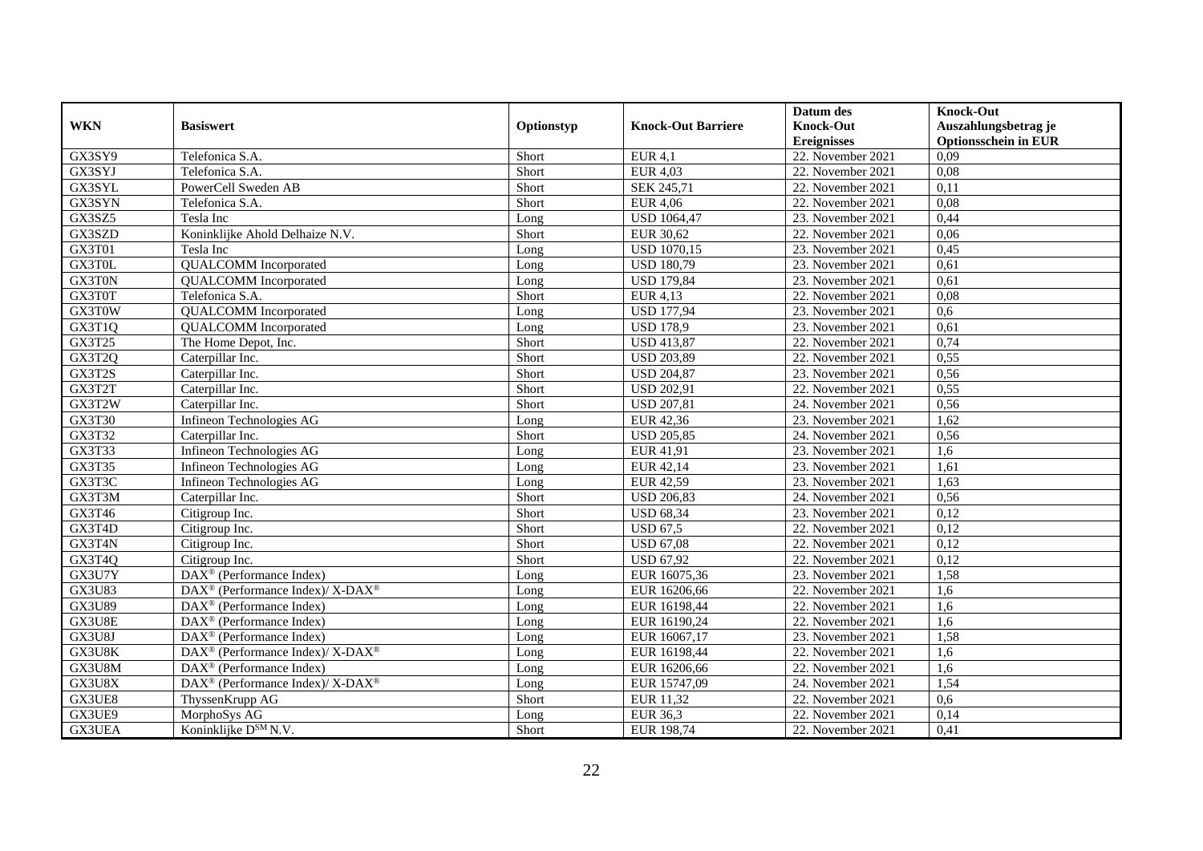| WKN | Basiswert | Optionstyp | Knock-Out Barriere | Datum des Knock-Out Ereignisses | Knock-Out Auszahlungsbetrag je Optionsschein in EUR |
|---|---|---|---|---|---|
| GX3SY9 | Telefonica S.A. | Short | EUR 4,1 | 22. November 2021 | 0,09 |
| GX3SYJ | Telefonica S.A. | Short | EUR 4,03 | 22. November 2021 | 0,08 |
| GX3SYL | PowerCell Sweden AB | Short | SEK 245,71 | 22. November 2021 | 0,11 |
| GX3SYN | Telefonica S.A. | Short | EUR 4,06 | 22. November 2021 | 0,08 |
| GX3SZ5 | Tesla Inc | Long | USD 1064,47 | 23. November 2021 | 0,44 |
| GX3SZD | Koninklijke Ahold Delhaize N.V. | Short | EUR 30,62 | 22. November 2021 | 0,06 |
| GX3T01 | Tesla Inc | Long | USD 1070,15 | 23. November 2021 | 0,45 |
| GX3T0L | QUALCOMM Incorporated | Long | USD 180,79 | 23. November 2021 | 0,61 |
| GX3T0N | QUALCOMM Incorporated | Long | USD 179,84 | 23. November 2021 | 0,61 |
| GX3T0T | Telefonica S.A. | Short | EUR 4,13 | 22. November 2021 | 0,08 |
| GX3T0W | QUALCOMM Incorporated | Long | USD 177,94 | 23. November 2021 | 0,6 |
| GX3T1Q | QUALCOMM Incorporated | Long | USD 178,9 | 23. November 2021 | 0,61 |
| GX3T25 | The Home Depot, Inc. | Short | USD 413,87 | 22. November 2021 | 0,74 |
| GX3T2Q | Caterpillar Inc. | Short | USD 203,89 | 22. November 2021 | 0,55 |
| GX3T2S | Caterpillar Inc. | Short | USD 204,87 | 23. November 2021 | 0,56 |
| GX3T2T | Caterpillar Inc. | Short | USD 202,91 | 22. November 2021 | 0,55 |
| GX3T2W | Caterpillar Inc. | Short | USD 207,81 | 24. November 2021 | 0,56 |
| GX3T30 | Infineon Technologies AG | Long | EUR 42,36 | 23. November 2021 | 1,62 |
| GX3T32 | Caterpillar Inc. | Short | USD 205,85 | 24. November 2021 | 0,56 |
| GX3T33 | Infineon Technologies AG | Long | EUR 41,91 | 23. November 2021 | 1,6 |
| GX3T35 | Infineon Technologies AG | Long | EUR 42,14 | 23. November 2021 | 1,61 |
| GX3T3C | Infineon Technologies AG | Long | EUR 42,59 | 23. November 2021 | 1,63 |
| GX3T3M | Caterpillar Inc. | Short | USD 206,83 | 24. November 2021 | 0,56 |
| GX3T46 | Citigroup Inc. | Short | USD 68,34 | 23. November 2021 | 0,12 |
| GX3T4D | Citigroup Inc. | Short | USD 67,5 | 22. November 2021 | 0,12 |
| GX3T4N | Citigroup Inc. | Short | USD 67,08 | 22. November 2021 | 0,12 |
| GX3T4Q | Citigroup Inc. | Short | USD 67,92 | 22. November 2021 | 0,12 |
| GX3U7Y | DAX® (Performance Index) | Long | EUR 16075,36 | 23. November 2021 | 1,58 |
| GX3U83 | DAX® (Performance Index)/ X-DAX® | Long | EUR 16206,66 | 22. November 2021 | 1,6 |
| GX3U89 | DAX® (Performance Index) | Long | EUR 16198,44 | 22. November 2021 | 1,6 |
| GX3U8E | DAX® (Performance Index) | Long | EUR 16190,24 | 22. November 2021 | 1,6 |
| GX3U8J | DAX® (Performance Index) | Long | EUR 16067,17 | 23. November 2021 | 1,58 |
| GX3U8K | DAX® (Performance Index)/ X-DAX® | Long | EUR 16198,44 | 22. November 2021 | 1,6 |
| GX3U8M | DAX® (Performance Index) | Long | EUR 16206,66 | 22. November 2021 | 1,6 |
| GX3U8X | DAX® (Performance Index)/ X-DAX® | Long | EUR 15747,09 | 24. November 2021 | 1,54 |
| GX3UE8 | ThyssenKrupp AG | Short | EUR 11,32 | 22. November 2021 | 0,6 |
| GX3UE9 | MorphoSys AG | Long | EUR 36,3 | 22. November 2021 | 0,14 |
| GX3UEA | Koninklijke DSM N.V. | Short | EUR 198,74 | 22. November 2021 | 0,41 |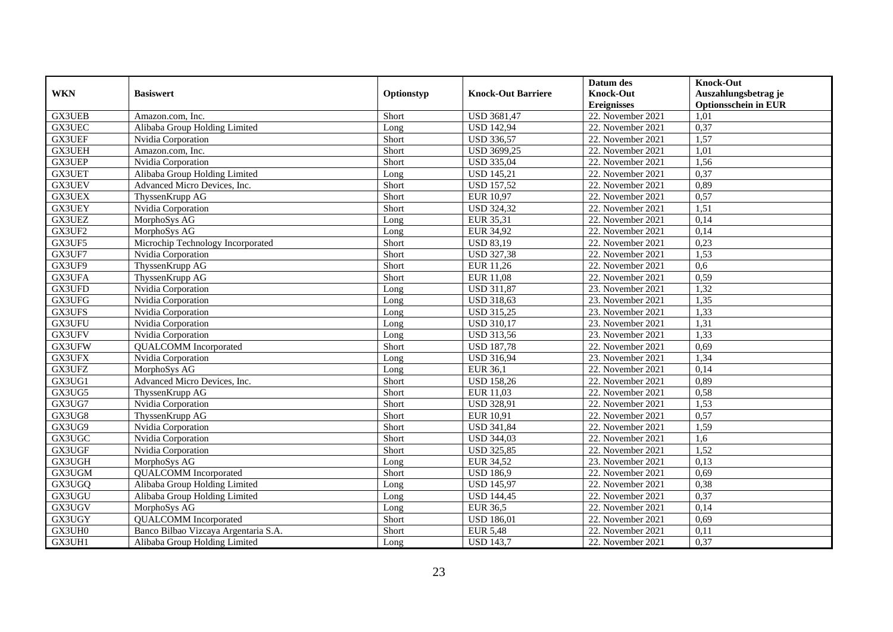| WKN | Basiswert | Optionstyp | Knock-Out Barriere | Datum des Knock-Out Ereignisses | Knock-Out Auszahlungsbetrag je Optionsschein in EUR |
|---|---|---|---|---|---|
| GX3UEB | Amazon.com, Inc. | Short | USD 3681,47 | 22. November 2021 | 1,01 |
| GX3UEC | Alibaba Group Holding Limited | Long | USD 142,94 | 22. November 2021 | 0,37 |
| GX3UEF | Nvidia Corporation | Short | USD 336,57 | 22. November 2021 | 1,57 |
| GX3UEH | Amazon.com, Inc. | Short | USD 3699,25 | 22. November 2021 | 1,01 |
| GX3UEP | Nvidia Corporation | Short | USD 335,04 | 22. November 2021 | 1,56 |
| GX3UET | Alibaba Group Holding Limited | Long | USD 145,21 | 22. November 2021 | 0,37 |
| GX3UEV | Advanced Micro Devices, Inc. | Short | USD 157,52 | 22. November 2021 | 0,89 |
| GX3UEX | ThyssenKrupp AG | Short | EUR 10,97 | 22. November 2021 | 0,57 |
| GX3UEY | Nvidia Corporation | Short | USD 324,32 | 22. November 2021 | 1,51 |
| GX3UEZ | MorphoSys AG | Long | EUR 35,31 | 22. November 2021 | 0,14 |
| GX3UF2 | MorphoSys AG | Long | EUR 34,92 | 22. November 2021 | 0,14 |
| GX3UF5 | Microchip Technology Incorporated | Short | USD 83,19 | 22. November 2021 | 0,23 |
| GX3UF7 | Nvidia Corporation | Short | USD 327,38 | 22. November 2021 | 1,53 |
| GX3UF9 | ThyssenKrupp AG | Short | EUR 11,26 | 22. November 2021 | 0,6 |
| GX3UFA | ThyssenKrupp AG | Short | EUR 11,08 | 22. November 2021 | 0,59 |
| GX3UFD | Nvidia Corporation | Long | USD 311,87 | 23. November 2021 | 1,32 |
| GX3UFG | Nvidia Corporation | Long | USD 318,63 | 23. November 2021 | 1,35 |
| GX3UFS | Nvidia Corporation | Long | USD 315,25 | 23. November 2021 | 1,33 |
| GX3UFU | Nvidia Corporation | Long | USD 310,17 | 23. November 2021 | 1,31 |
| GX3UFV | Nvidia Corporation | Long | USD 313,56 | 23. November 2021 | 1,33 |
| GX3UFW | QUALCOMM Incorporated | Short | USD 187,78 | 22. November 2021 | 0,69 |
| GX3UFX | Nvidia Corporation | Long | USD 316,94 | 23. November 2021 | 1,34 |
| GX3UFZ | MorphoSys AG | Long | EUR 36,1 | 22. November 2021 | 0,14 |
| GX3UG1 | Advanced Micro Devices, Inc. | Short | USD 158,26 | 22. November 2021 | 0,89 |
| GX3UG5 | ThyssenKrupp AG | Short | EUR 11,03 | 22. November 2021 | 0,58 |
| GX3UG7 | Nvidia Corporation | Short | USD 328,91 | 22. November 2021 | 1,53 |
| GX3UG8 | ThyssenKrupp AG | Short | EUR 10,91 | 22. November 2021 | 0,57 |
| GX3UG9 | Nvidia Corporation | Short | USD 341,84 | 22. November 2021 | 1,59 |
| GX3UGC | Nvidia Corporation | Short | USD 344,03 | 22. November 2021 | 1,6 |
| GX3UGF | Nvidia Corporation | Short | USD 325,85 | 22. November 2021 | 1,52 |
| GX3UGH | MorphoSys AG | Long | EUR 34,52 | 23. November 2021 | 0,13 |
| GX3UGM | QUALCOMM Incorporated | Short | USD 186,9 | 22. November 2021 | 0,69 |
| GX3UGQ | Alibaba Group Holding Limited | Long | USD 145,97 | 22. November 2021 | 0,38 |
| GX3UGU | Alibaba Group Holding Limited | Long | USD 144,45 | 22. November 2021 | 0,37 |
| GX3UGV | MorphoSys AG | Long | EUR 36,5 | 22. November 2021 | 0,14 |
| GX3UGY | QUALCOMM Incorporated | Short | USD 186,01 | 22. November 2021 | 0,69 |
| GX3UH0 | Banco Bilbao Vizcaya Argentaria S.A. | Short | EUR 5,48 | 22. November 2021 | 0,11 |
| GX3UH1 | Alibaba Group Holding Limited | Long | USD 143,7 | 22. November 2021 | 0,37 |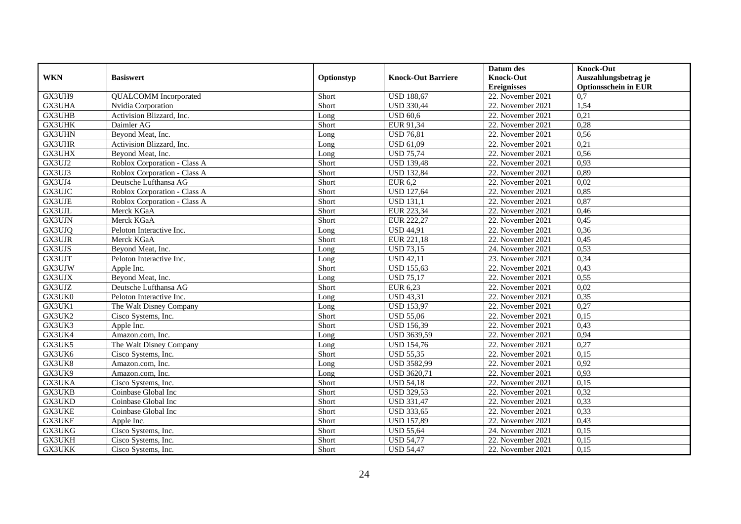| WKN | Basiswert | Optionstyp | Knock-Out Barriere | Datum des Knock-Out Ereignisses | Knock-Out Auszahlungsbetrag je Optionsschein in EUR |
|---|---|---|---|---|---|
| GX3UH9 | QUALCOMM Incorporated | Short | USD 188,67 | 22. November 2021 | 0,7 |
| GX3UHA | Nvidia Corporation | Short | USD 330,44 | 22. November 2021 | 1,54 |
| GX3UHB | Activision Blizzard, Inc. | Long | USD 60,6 | 22. November 2021 | 0,21 |
| GX3UHK | Daimler AG | Short | EUR 91,34 | 22. November 2021 | 0,28 |
| GX3UHN | Beyond Meat, Inc. | Long | USD 76,81 | 22. November 2021 | 0,56 |
| GX3UHR | Activision Blizzard, Inc. | Long | USD 61,09 | 22. November 2021 | 0,21 |
| GX3UHX | Beyond Meat, Inc. | Long | USD 75,74 | 22. November 2021 | 0,56 |
| GX3UJ2 | Roblox Corporation - Class A | Short | USD 139,48 | 22. November 2021 | 0,93 |
| GX3UJ3 | Roblox Corporation - Class A | Short | USD 132,84 | 22. November 2021 | 0,89 |
| GX3UJ4 | Deutsche Lufthansa AG | Short | EUR 6,2 | 22. November 2021 | 0,02 |
| GX3UJC | Roblox Corporation - Class A | Short | USD 127,64 | 22. November 2021 | 0,85 |
| GX3UJE | Roblox Corporation - Class A | Short | USD 131,1 | 22. November 2021 | 0,87 |
| GX3UJL | Merck KGaA | Short | EUR 223,34 | 22. November 2021 | 0,46 |
| GX3UJN | Merck KGaA | Short | EUR 222,27 | 22. November 2021 | 0,45 |
| GX3UJQ | Peloton Interactive Inc. | Long | USD 44,91 | 22. November 2021 | 0,36 |
| GX3UJR | Merck KGaA | Short | EUR 221,18 | 22. November 2021 | 0,45 |
| GX3UJS | Beyond Meat, Inc. | Long | USD 73,15 | 24. November 2021 | 0,53 |
| GX3UJT | Peloton Interactive Inc. | Long | USD 42,11 | 23. November 2021 | 0,34 |
| GX3UJW | Apple Inc. | Short | USD 155,63 | 22. November 2021 | 0,43 |
| GX3UJX | Beyond Meat, Inc. | Long | USD 75,17 | 22. November 2021 | 0,55 |
| GX3UJZ | Deutsche Lufthansa AG | Short | EUR 6,23 | 22. November 2021 | 0,02 |
| GX3UK0 | Peloton Interactive Inc. | Long | USD 43,31 | 22. November 2021 | 0,35 |
| GX3UK1 | The Walt Disney Company | Long | USD 153,97 | 22. November 2021 | 0,27 |
| GX3UK2 | Cisco Systems, Inc. | Short | USD 55,06 | 22. November 2021 | 0,15 |
| GX3UK3 | Apple Inc. | Short | USD 156,39 | 22. November 2021 | 0,43 |
| GX3UK4 | Amazon.com, Inc. | Long | USD 3639,59 | 22. November 2021 | 0,94 |
| GX3UK5 | The Walt Disney Company | Long | USD 154,76 | 22. November 2021 | 0,27 |
| GX3UK6 | Cisco Systems, Inc. | Short | USD 55,35 | 22. November 2021 | 0,15 |
| GX3UK8 | Amazon.com, Inc. | Long | USD 3582,99 | 22. November 2021 | 0,92 |
| GX3UK9 | Amazon.com, Inc. | Long | USD 3620,71 | 22. November 2021 | 0,93 |
| GX3UKA | Cisco Systems, Inc. | Short | USD 54,18 | 22. November 2021 | 0,15 |
| GX3UKB | Coinbase Global Inc | Short | USD 329,53 | 22. November 2021 | 0,32 |
| GX3UKD | Coinbase Global Inc | Short | USD 331,47 | 22. November 2021 | 0,33 |
| GX3UKE | Coinbase Global Inc | Short | USD 333,65 | 22. November 2021 | 0,33 |
| GX3UKF | Apple Inc. | Short | USD 157,89 | 22. November 2021 | 0,43 |
| GX3UKG | Cisco Systems, Inc. | Short | USD 55,64 | 24. November 2021 | 0,15 |
| GX3UKH | Cisco Systems, Inc. | Short | USD 54,77 | 22. November 2021 | 0,15 |
| GX3UKK | Cisco Systems, Inc. | Short | USD 54,47 | 22. November 2021 | 0,15 |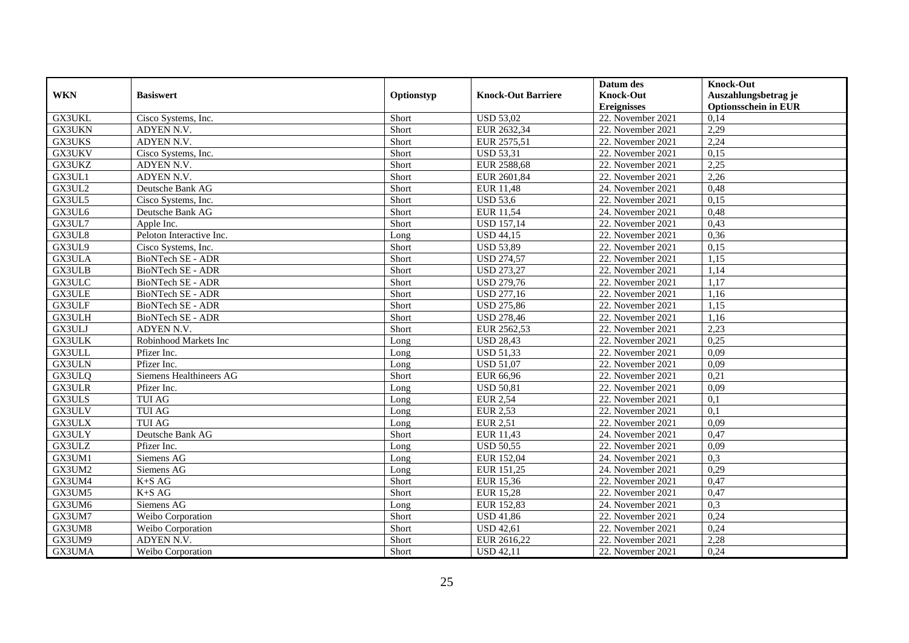| WKN | Basiswert | Optionstyp | Knock-Out Barriere | Datum des Knock-Out Ereignisses | Knock-Out Auszahlungsbetrag je Optionsschein in EUR |
|---|---|---|---|---|---|
| GX3UKL | Cisco Systems, Inc. | Short | USD 53,02 | 22. November 2021 | 0,14 |
| GX3UKN | ADYEN N.V. | Short | EUR 2632,34 | 22. November 2021 | 2,29 |
| GX3UKS | ADYEN N.V. | Short | EUR 2575,51 | 22. November 2021 | 2,24 |
| GX3UKV | Cisco Systems, Inc. | Short | USD 53,31 | 22. November 2021 | 0,15 |
| GX3UKZ | ADYEN N.V. | Short | EUR 2588,68 | 22. November 2021 | 2,25 |
| GX3UL1 | ADYEN N.V. | Short | EUR 2601,84 | 22. November 2021 | 2,26 |
| GX3UL2 | Deutsche Bank AG | Short | EUR 11,48 | 24. November 2021 | 0,48 |
| GX3UL5 | Cisco Systems, Inc. | Short | USD 53,6 | 22. November 2021 | 0,15 |
| GX3UL6 | Deutsche Bank AG | Short | EUR 11,54 | 24. November 2021 | 0,48 |
| GX3UL7 | Apple Inc. | Short | USD 157,14 | 22. November 2021 | 0,43 |
| GX3UL8 | Peloton Interactive Inc. | Long | USD 44,15 | 22. November 2021 | 0,36 |
| GX3UL9 | Cisco Systems, Inc. | Short | USD 53,89 | 22. November 2021 | 0,15 |
| GX3ULA | BioNTech SE - ADR | Short | USD 274,57 | 22. November 2021 | 1,15 |
| GX3ULB | BioNTech SE - ADR | Short | USD 273,27 | 22. November 2021 | 1,14 |
| GX3ULC | BioNTech SE - ADR | Short | USD 279,76 | 22. November 2021 | 1,17 |
| GX3ULE | BioNTech SE - ADR | Short | USD 277,16 | 22. November 2021 | 1,16 |
| GX3ULF | BioNTech SE - ADR | Short | USD 275,86 | 22. November 2021 | 1,15 |
| GX3ULH | BioNTech SE - ADR | Short | USD 278,46 | 22. November 2021 | 1,16 |
| GX3ULJ | ADYEN N.V. | Short | EUR 2562,53 | 22. November 2021 | 2,23 |
| GX3ULK | Robinhood Markets Inc | Long | USD 28,43 | 22. November 2021 | 0,25 |
| GX3ULL | Pfizer Inc. | Long | USD 51,33 | 22. November 2021 | 0,09 |
| GX3ULN | Pfizer Inc. | Long | USD 51,07 | 22. November 2021 | 0,09 |
| GX3ULQ | Siemens Healthineers AG | Short | EUR 66,96 | 22. November 2021 | 0,21 |
| GX3ULR | Pfizer Inc. | Long | USD 50,81 | 22. November 2021 | 0,09 |
| GX3ULS | TUI AG | Long | EUR 2,54 | 22. November 2021 | 0,1 |
| GX3ULV | TUI AG | Long | EUR 2,53 | 22. November 2021 | 0,1 |
| GX3ULX | TUI AG | Long | EUR 2,51 | 22. November 2021 | 0,09 |
| GX3ULY | Deutsche Bank AG | Short | EUR 11,43 | 24. November 2021 | 0,47 |
| GX3ULZ | Pfizer Inc. | Long | USD 50,55 | 22. November 2021 | 0,09 |
| GX3UM1 | Siemens AG | Long | EUR 152,04 | 24. November 2021 | 0,3 |
| GX3UM2 | Siemens AG | Long | EUR 151,25 | 24. November 2021 | 0,29 |
| GX3UM4 | K+S AG | Short | EUR 15,36 | 22. November 2021 | 0,47 |
| GX3UM5 | K+S AG | Short | EUR 15,28 | 22. November 2021 | 0,47 |
| GX3UM6 | Siemens AG | Long | EUR 152,83 | 24. November 2021 | 0,3 |
| GX3UM7 | Weibo Corporation | Short | USD 41,86 | 22. November 2021 | 0,24 |
| GX3UM8 | Weibo Corporation | Short | USD 42,61 | 22. November 2021 | 0,24 |
| GX3UM9 | ADYEN N.V. | Short | EUR 2616,22 | 22. November 2021 | 2,28 |
| GX3UMA | Weibo Corporation | Short | USD 42,11 | 22. November 2021 | 0,24 |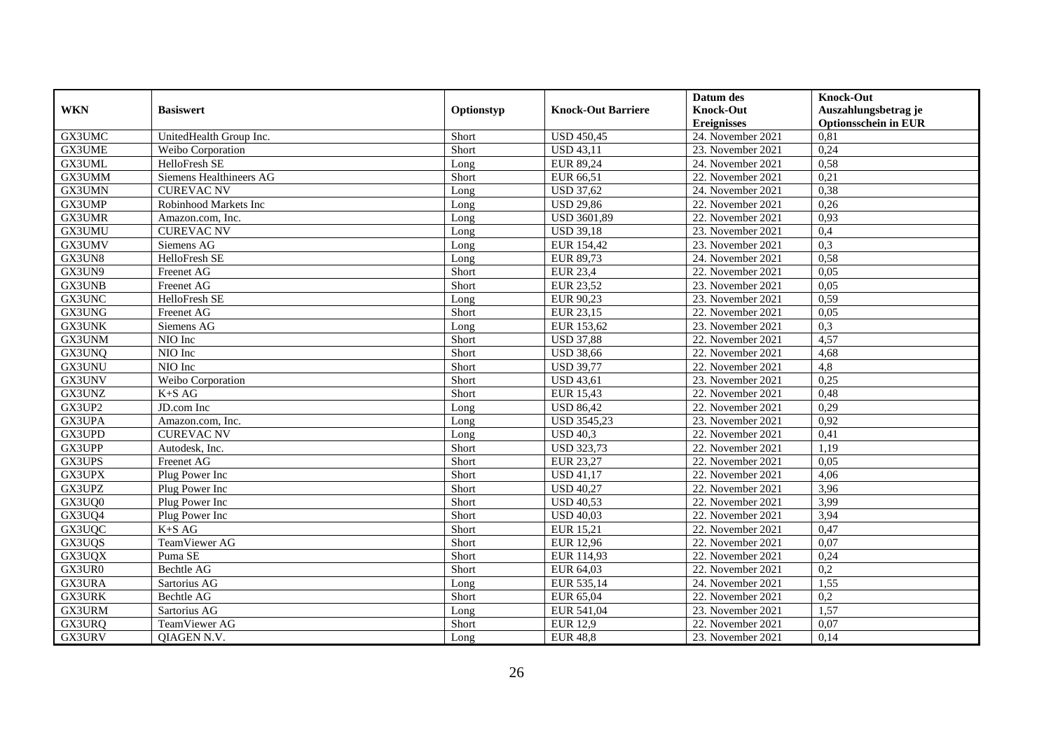| WKN | Basiswert | Optionstyp | Knock-Out Barriere | Datum des Knock-Out Ereignisses | Knock-Out Auszahlungsbetrag je Optionsschein in EUR |
|---|---|---|---|---|---|
| GX3UMC | UnitedHealth Group Inc. | Short | USD 450,45 | 24. November 2021 | 0,81 |
| GX3UME | Weibo Corporation | Short | USD 43,11 | 23. November 2021 | 0,24 |
| GX3UML | HelloFresh SE | Long | EUR 89,24 | 24. November 2021 | 0,58 |
| GX3UMM | Siemens Healthineers AG | Short | EUR 66,51 | 22. November 2021 | 0,21 |
| GX3UMN | CUREVAC NV | Long | USD 37,62 | 24. November 2021 | 0,38 |
| GX3UMP | Robinhood Markets Inc | Long | USD 29,86 | 22. November 2021 | 0,26 |
| GX3UMR | Amazon.com, Inc. | Long | USD 3601,89 | 22. November 2021 | 0,93 |
| GX3UMU | CUREVAC NV | Long | USD 39,18 | 23. November 2021 | 0,4 |
| GX3UMV | Siemens AG | Long | EUR 154,42 | 23. November 2021 | 0,3 |
| GX3UN8 | HelloFresh SE | Long | EUR 89,73 | 24. November 2021 | 0,58 |
| GX3UN9 | Freenet AG | Short | EUR 23,4 | 22. November 2021 | 0,05 |
| GX3UNB | Freenet AG | Short | EUR 23,52 | 23. November 2021 | 0,05 |
| GX3UNC | HelloFresh SE | Long | EUR 90,23 | 23. November 2021 | 0,59 |
| GX3UNG | Freenet AG | Short | EUR 23,15 | 22. November 2021 | 0,05 |
| GX3UNK | Siemens AG | Long | EUR 153,62 | 23. November 2021 | 0,3 |
| GX3UNM | NIO Inc | Short | USD 37,88 | 22. November 2021 | 4,57 |
| GX3UNQ | NIO Inc | Short | USD 38,66 | 22. November 2021 | 4,68 |
| GX3UNU | NIO Inc | Short | USD 39,77 | 22. November 2021 | 4,8 |
| GX3UNV | Weibo Corporation | Short | USD 43,61 | 23. November 2021 | 0,25 |
| GX3UNZ | K+S AG | Short | EUR 15,43 | 22. November 2021 | 0,48 |
| GX3UP2 | JD.com Inc | Long | USD 86,42 | 22. November 2021 | 0,29 |
| GX3UPA | Amazon.com, Inc. | Long | USD 3545,23 | 23. November 2021 | 0,92 |
| GX3UPD | CUREVAC NV | Long | USD 40,3 | 22. November 2021 | 0,41 |
| GX3UPP | Autodesk, Inc. | Short | USD 323,73 | 22. November 2021 | 1,19 |
| GX3UPS | Freenet AG | Short | EUR 23,27 | 22. November 2021 | 0,05 |
| GX3UPX | Plug Power Inc | Short | USD 41,17 | 22. November 2021 | 4,06 |
| GX3UPZ | Plug Power Inc | Short | USD 40,27 | 22. November 2021 | 3,96 |
| GX3UQ0 | Plug Power Inc | Short | USD 40,53 | 22. November 2021 | 3,99 |
| GX3UQ4 | Plug Power Inc | Short | USD 40,03 | 22. November 2021 | 3,94 |
| GX3UQC | K+S AG | Short | EUR 15,21 | 22. November 2021 | 0,47 |
| GX3UQS | TeamViewer AG | Short | EUR 12,96 | 22. November 2021 | 0,07 |
| GX3UQX | Puma SE | Short | EUR 114,93 | 22. November 2021 | 0,24 |
| GX3UR0 | Bechtle AG | Short | EUR 64,03 | 22. November 2021 | 0,2 |
| GX3URA | Sartorius AG | Long | EUR 535,14 | 24. November 2021 | 1,55 |
| GX3URK | Bechtle AG | Short | EUR 65,04 | 22. November 2021 | 0,2 |
| GX3URM | Sartorius AG | Long | EUR 541,04 | 23. November 2021 | 1,57 |
| GX3URQ | TeamViewer AG | Short | EUR 12,9 | 22. November 2021 | 0,07 |
| GX3URV | QIAGEN N.V. | Long | EUR 48,8 | 23. November 2021 | 0,14 |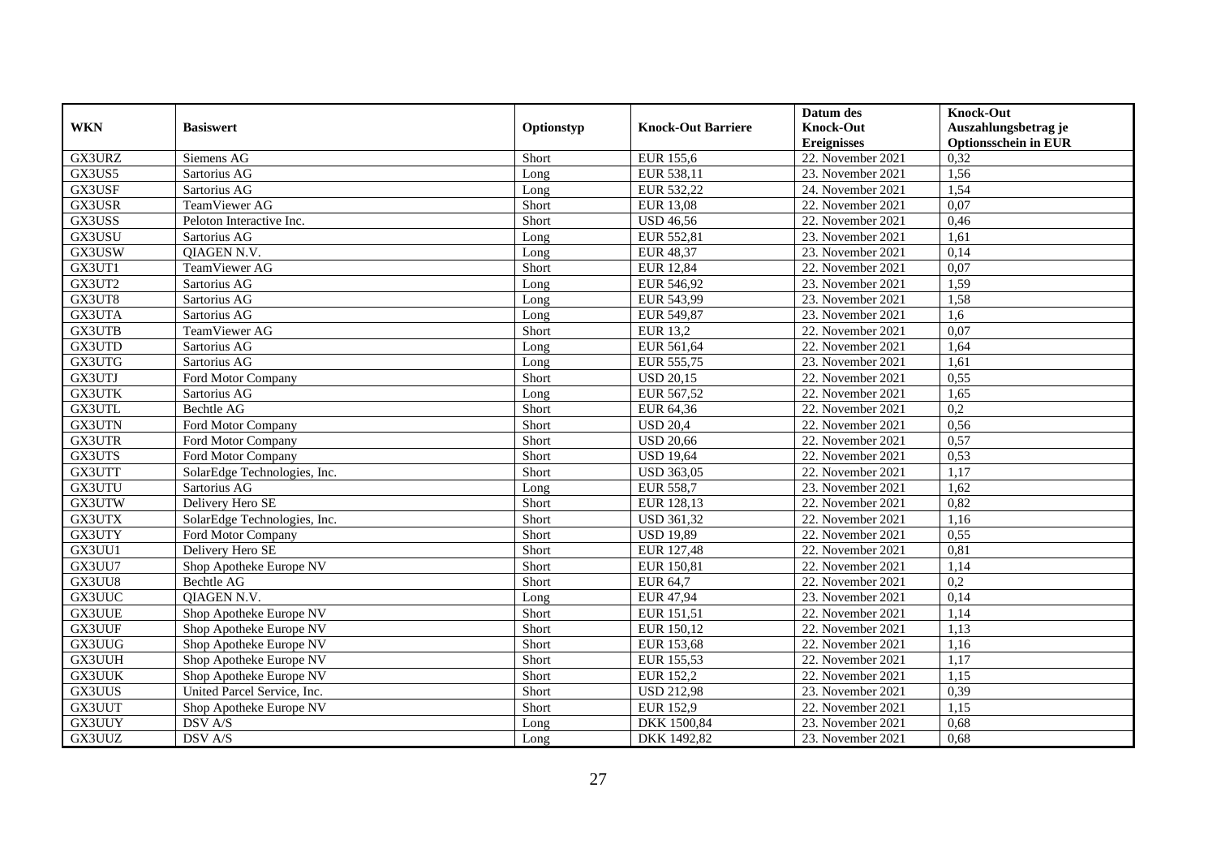| WKN | Basiswert | Optionstyp | Knock-Out Barriere | Datum des Knock-Out Ereignisses | Knock-Out Auszahlungsbetrag je Optionsschein in EUR |
|---|---|---|---|---|---|
| GX3URZ | Siemens AG | Short | EUR 155,6 | 22. November 2021 | 0,32 |
| GX3US5 | Sartorius AG | Long | EUR 538,11 | 23. November 2021 | 1,56 |
| GX3USF | Sartorius AG | Long | EUR 532,22 | 24. November 2021 | 1,54 |
| GX3USR | TeamViewer AG | Short | EUR 13,08 | 22. November 2021 | 0,07 |
| GX3USS | Peloton Interactive Inc. | Short | USD 46,56 | 22. November 2021 | 0,46 |
| GX3USU | Sartorius AG | Long | EUR 552,81 | 23. November 2021 | 1,61 |
| GX3USW | QIAGEN N.V. | Long | EUR 48,37 | 23. November 2021 | 0,14 |
| GX3UT1 | TeamViewer AG | Short | EUR 12,84 | 22. November 2021 | 0,07 |
| GX3UT2 | Sartorius AG | Long | EUR 546,92 | 23. November 2021 | 1,59 |
| GX3UT8 | Sartorius AG | Long | EUR 543,99 | 23. November 2021 | 1,58 |
| GX3UTA | Sartorius AG | Long | EUR 549,87 | 23. November 2021 | 1,6 |
| GX3UTB | TeamViewer AG | Short | EUR 13,2 | 22. November 2021 | 0,07 |
| GX3UTD | Sartorius AG | Long | EUR 561,64 | 22. November 2021 | 1,64 |
| GX3UTG | Sartorius AG | Long | EUR 555,75 | 23. November 2021 | 1,61 |
| GX3UTJ | Ford Motor Company | Short | USD 20,15 | 22. November 2021 | 0,55 |
| GX3UTK | Sartorius AG | Long | EUR 567,52 | 22. November 2021 | 1,65 |
| GX3UTL | Bechtle AG | Short | EUR 64,36 | 22. November 2021 | 0,2 |
| GX3UTN | Ford Motor Company | Short | USD 20,4 | 22. November 2021 | 0,56 |
| GX3UTR | Ford Motor Company | Short | USD 20,66 | 22. November 2021 | 0,57 |
| GX3UTS | Ford Motor Company | Short | USD 19,64 | 22. November 2021 | 0,53 |
| GX3UTT | SolarEdge Technologies, Inc. | Short | USD 363,05 | 22. November 2021 | 1,17 |
| GX3UTU | Sartorius AG | Long | EUR 558,7 | 23. November 2021 | 1,62 |
| GX3UTW | Delivery Hero SE | Short | EUR 128,13 | 22. November 2021 | 0,82 |
| GX3UTX | SolarEdge Technologies, Inc. | Short | USD 361,32 | 22. November 2021 | 1,16 |
| GX3UTY | Ford Motor Company | Short | USD 19,89 | 22. November 2021 | 0,55 |
| GX3UU1 | Delivery Hero SE | Short | EUR 127,48 | 22. November 2021 | 0,81 |
| GX3UU7 | Shop Apotheke Europe NV | Short | EUR 150,81 | 22. November 2021 | 1,14 |
| GX3UU8 | Bechtle AG | Short | EUR 64,7 | 22. November 2021 | 0,2 |
| GX3UUC | QIAGEN N.V. | Long | EUR 47,94 | 23. November 2021 | 0,14 |
| GX3UUE | Shop Apotheke Europe NV | Short | EUR 151,51 | 22. November 2021 | 1,14 |
| GX3UUF | Shop Apotheke Europe NV | Short | EUR 150,12 | 22. November 2021 | 1,13 |
| GX3UUG | Shop Apotheke Europe NV | Short | EUR 153,68 | 22. November 2021 | 1,16 |
| GX3UUH | Shop Apotheke Europe NV | Short | EUR 155,53 | 22. November 2021 | 1,17 |
| GX3UUK | Shop Apotheke Europe NV | Short | EUR 152,2 | 22. November 2021 | 1,15 |
| GX3UUS | United Parcel Service, Inc. | Short | USD 212,98 | 23. November 2021 | 0,39 |
| GX3UUT | Shop Apotheke Europe NV | Short | EUR 152,9 | 22. November 2021 | 1,15 |
| GX3UUY | DSV A/S | Long | DKK 1500,84 | 23. November 2021 | 0,68 |
| GX3UUZ | DSV A/S | Long | DKK 1492,82 | 23. November 2021 | 0,68 |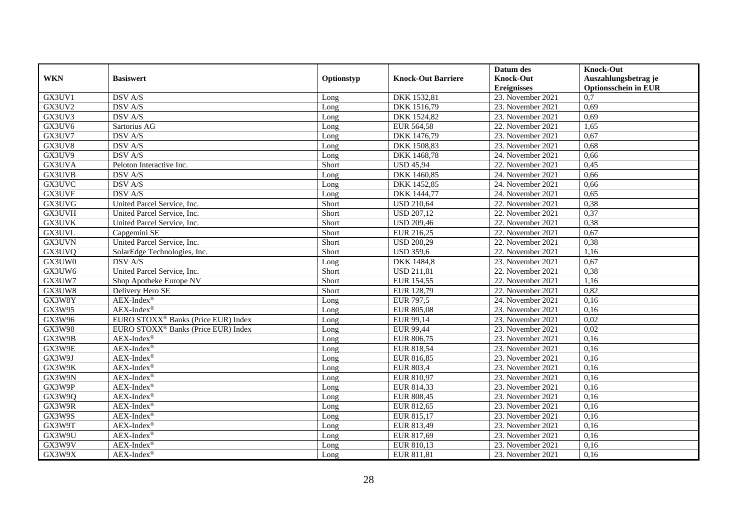| WKN | Basiswert | Optionstyp | Knock-Out Barriere | Datum des Knock-Out Ereignisses | Knock-Out Auszahlungsbetrag je Optionsschein in EUR |
|---|---|---|---|---|---|
| GX3UV1 | DSV A/S | Long | DKK 1532,81 | 23. November 2021 | 0,7 |
| GX3UV2 | DSV A/S | Long | DKK 1516,79 | 23. November 2021 | 0,69 |
| GX3UV3 | DSV A/S | Long | DKK 1524,82 | 23. November 2021 | 0,69 |
| GX3UV6 | Sartorius AG | Long | EUR 564,58 | 22. November 2021 | 1,65 |
| GX3UV7 | DSV A/S | Long | DKK 1476,79 | 23. November 2021 | 0,67 |
| GX3UV8 | DSV A/S | Long | DKK 1508,83 | 23. November 2021 | 0,68 |
| GX3UV9 | DSV A/S | Long | DKK 1468,78 | 24. November 2021 | 0,66 |
| GX3UVA | Peloton Interactive Inc. | Short | USD 45,94 | 22. November 2021 | 0,45 |
| GX3UVB | DSV A/S | Long | DKK 1460,85 | 24. November 2021 | 0,66 |
| GX3UVC | DSV A/S | Long | DKK 1452,85 | 24. November 2021 | 0,66 |
| GX3UVF | DSV A/S | Long | DKK 1444,77 | 24. November 2021 | 0,65 |
| GX3UVG | United Parcel Service, Inc. | Short | USD 210,64 | 22. November 2021 | 0,38 |
| GX3UVH | United Parcel Service, Inc. | Short | USD 207,12 | 22. November 2021 | 0,37 |
| GX3UVK | United Parcel Service, Inc. | Short | USD 209,46 | 22. November 2021 | 0,38 |
| GX3UVL | Capgemini SE | Short | EUR 216,25 | 22. November 2021 | 0,67 |
| GX3UVN | United Parcel Service, Inc. | Short | USD 208,29 | 22. November 2021 | 0,38 |
| GX3UVQ | SolarEdge Technologies, Inc. | Short | USD 359,6 | 22. November 2021 | 1,16 |
| GX3UW0 | DSV A/S | Long | DKK 1484,8 | 23. November 2021 | 0,67 |
| GX3UW6 | United Parcel Service, Inc. | Short | USD 211,81 | 22. November 2021 | 0,38 |
| GX3UW7 | Shop Apotheke Europe NV | Short | EUR 154,55 | 22. November 2021 | 1,16 |
| GX3UW8 | Delivery Hero SE | Short | EUR 128,79 | 22. November 2021 | 0,82 |
| GX3W8Y | AEX-Index® | Long | EUR 797,5 | 24. November 2021 | 0,16 |
| GX3W95 | AEX-Index® | Long | EUR 805,08 | 23. November 2021 | 0,16 |
| GX3W96 | EURO STOXX® Banks (Price EUR) Index | Long | EUR 99,14 | 23. November 2021 | 0,02 |
| GX3W98 | EURO STOXX® Banks (Price EUR) Index | Long | EUR 99,44 | 23. November 2021 | 0,02 |
| GX3W9B | AEX-Index® | Long | EUR 806,75 | 23. November 2021 | 0,16 |
| GX3W9E | AEX-Index® | Long | EUR 818,54 | 23. November 2021 | 0,16 |
| GX3W9J | AEX-Index® | Long | EUR 816,85 | 23. November 2021 | 0,16 |
| GX3W9K | AEX-Index® | Long | EUR 803,4 | 23. November 2021 | 0,16 |
| GX3W9N | AEX-Index® | Long | EUR 810,97 | 23. November 2021 | 0,16 |
| GX3W9P | AEX-Index® | Long | EUR 814,33 | 23. November 2021 | 0,16 |
| GX3W9Q | AEX-Index® | Long | EUR 808,45 | 23. November 2021 | 0,16 |
| GX3W9R | AEX-Index® | Long | EUR 812,65 | 23. November 2021 | 0,16 |
| GX3W9S | AEX-Index® | Long | EUR 815,17 | 23. November 2021 | 0,16 |
| GX3W9T | AEX-Index® | Long | EUR 813,49 | 23. November 2021 | 0,16 |
| GX3W9U | AEX-Index® | Long | EUR 817,69 | 23. November 2021 | 0,16 |
| GX3W9V | AEX-Index® | Long | EUR 810,13 | 23. November 2021 | 0,16 |
| GX3W9X | AEX-Index® | Long | EUR 811,81 | 23. November 2021 | 0,16 |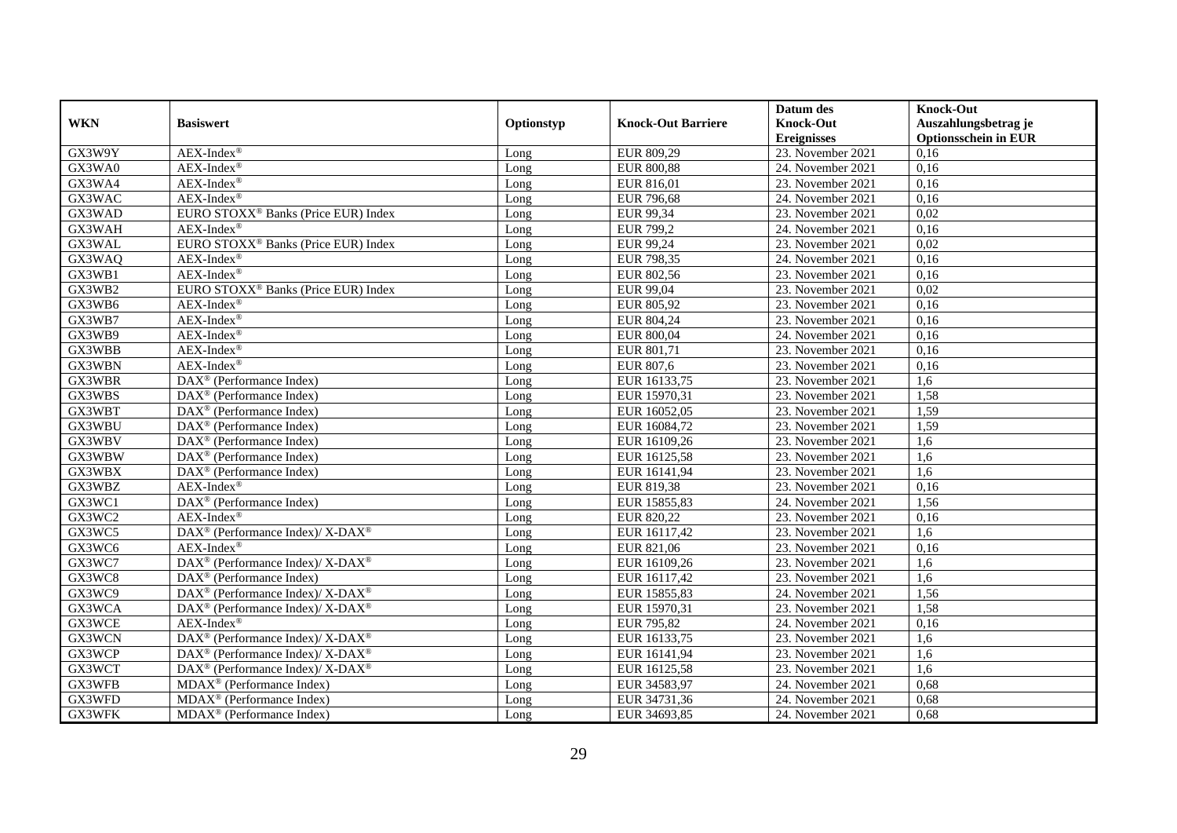| WKN | Basiswert | Optionstyp | Knock-Out Barriere | Datum des Knock-Out Ereignisses | Knock-Out Auszahlungsbetrag je Optionsschein in EUR |
|---|---|---|---|---|---|
| GX3W9Y | AEX-Index® | Long | EUR 809,29 | 23. November 2021 | 0,16 |
| GX3WA0 | AEX-Index® | Long | EUR 800,88 | 24. November 2021 | 0,16 |
| GX3WA4 | AEX-Index® | Long | EUR 816,01 | 23. November 2021 | 0,16 |
| GX3WAC | AEX-Index® | Long | EUR 796,68 | 24. November 2021 | 0,16 |
| GX3WAD | EURO STOXX® Banks (Price EUR) Index | Long | EUR 99,34 | 23. November 2021 | 0,02 |
| GX3WAH | AEX-Index® | Long | EUR 799,2 | 24. November 2021 | 0,16 |
| GX3WAL | EURO STOXX® Banks (Price EUR) Index | Long | EUR 99,24 | 23. November 2021 | 0,02 |
| GX3WAQ | AEX-Index® | Long | EUR 798,35 | 24. November 2021 | 0,16 |
| GX3WB1 | AEX-Index® | Long | EUR 802,56 | 23. November 2021 | 0,16 |
| GX3WB2 | EURO STOXX® Banks (Price EUR) Index | Long | EUR 99,04 | 23. November 2021 | 0,02 |
| GX3WB6 | AEX-Index® | Long | EUR 805,92 | 23. November 2021 | 0,16 |
| GX3WB7 | AEX-Index® | Long | EUR 804,24 | 23. November 2021 | 0,16 |
| GX3WB9 | AEX-Index® | Long | EUR 800,04 | 24. November 2021 | 0,16 |
| GX3WBB | AEX-Index® | Long | EUR 801,71 | 23. November 2021 | 0,16 |
| GX3WBN | AEX-Index® | Long | EUR 807,6 | 23. November 2021 | 0,16 |
| GX3WBR | DAX® (Performance Index) | Long | EUR 16133,75 | 23. November 2021 | 1,6 |
| GX3WBS | DAX® (Performance Index) | Long | EUR 15970,31 | 23. November 2021 | 1,58 |
| GX3WBT | DAX® (Performance Index) | Long | EUR 16052,05 | 23. November 2021 | 1,59 |
| GX3WBU | DAX® (Performance Index) | Long | EUR 16084,72 | 23. November 2021 | 1,59 |
| GX3WBV | DAX® (Performance Index) | Long | EUR 16109,26 | 23. November 2021 | 1,6 |
| GX3WBW | DAX® (Performance Index) | Long | EUR 16125,58 | 23. November 2021 | 1,6 |
| GX3WBX | DAX® (Performance Index) | Long | EUR 16141,94 | 23. November 2021 | 1,6 |
| GX3WBZ | AEX-Index® | Long | EUR 819,38 | 23. November 2021 | 0,16 |
| GX3WC1 | DAX® (Performance Index) | Long | EUR 15855,83 | 24. November 2021 | 1,56 |
| GX3WC2 | AEX-Index® | Long | EUR 820,22 | 23. November 2021 | 0,16 |
| GX3WC5 | DAX® (Performance Index)/ X-DAX® | Long | EUR 16117,42 | 23. November 2021 | 1,6 |
| GX3WC6 | AEX-Index® | Long | EUR 821,06 | 23. November 2021 | 0,16 |
| GX3WC7 | DAX® (Performance Index)/ X-DAX® | Long | EUR 16109,26 | 23. November 2021 | 1,6 |
| GX3WC8 | DAX® (Performance Index) | Long | EUR 16117,42 | 23. November 2021 | 1,6 |
| GX3WC9 | DAX® (Performance Index)/ X-DAX® | Long | EUR 15855,83 | 24. November 2021 | 1,56 |
| GX3WCA | DAX® (Performance Index)/ X-DAX® | Long | EUR 15970,31 | 23. November 2021 | 1,58 |
| GX3WCE | AEX-Index® | Long | EUR 795,82 | 24. November 2021 | 0,16 |
| GX3WCN | DAX® (Performance Index)/ X-DAX® | Long | EUR 16133,75 | 23. November 2021 | 1,6 |
| GX3WCP | DAX® (Performance Index)/ X-DAX® | Long | EUR 16141,94 | 23. November 2021 | 1,6 |
| GX3WCT | DAX® (Performance Index)/ X-DAX® | Long | EUR 16125,58 | 23. November 2021 | 1,6 |
| GX3WFB | MDAX® (Performance Index) | Long | EUR 34583,97 | 24. November 2021 | 0,68 |
| GX3WFD | MDAX® (Performance Index) | Long | EUR 34731,36 | 24. November 2021 | 0,68 |
| GX3WFK | MDAX® (Performance Index) | Long | EUR 34693,85 | 24. November 2021 | 0,68 |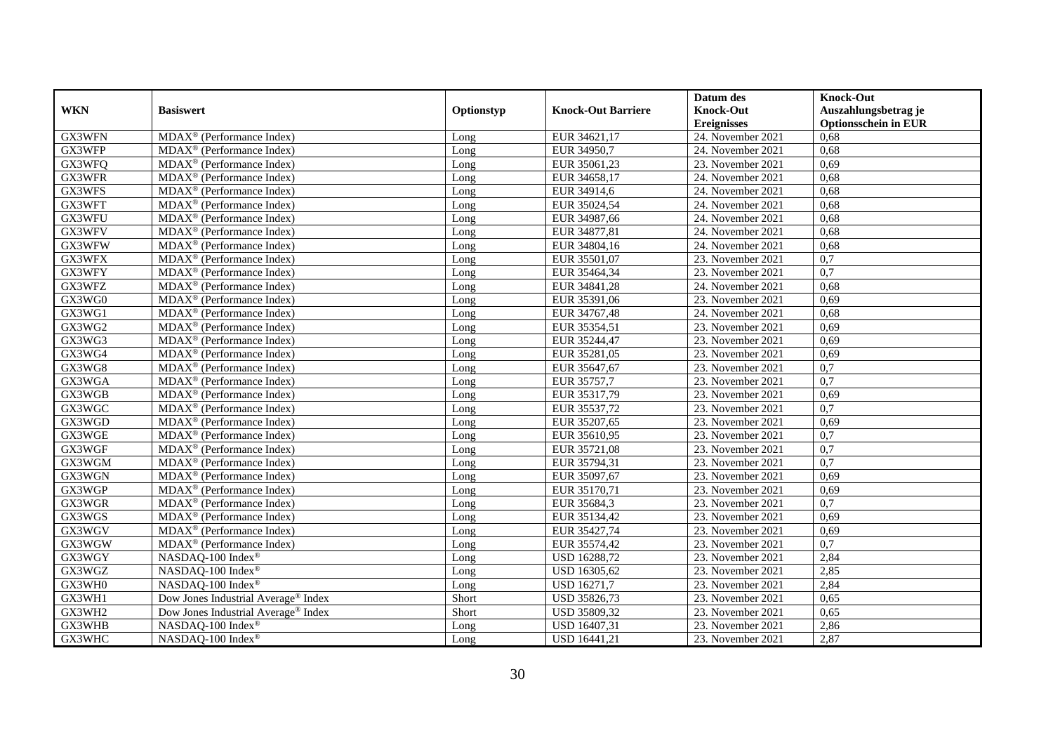| WKN | Basiswert | Optionstyp | Knock-Out Barriere | Datum des Knock-Out Ereignisses | Knock-Out Auszahlungsbetrag je Optionsschein in EUR |
|---|---|---|---|---|---|
| GX3WFN | MDAX® (Performance Index) | Long | EUR 34621,17 | 24. November 2021 | 0,68 |
| GX3WFP | MDAX® (Performance Index) | Long | EUR 34950,7 | 24. November 2021 | 0,68 |
| GX3WFQ | MDAX® (Performance Index) | Long | EUR 35061,23 | 23. November 2021 | 0,69 |
| GX3WFR | MDAX® (Performance Index) | Long | EUR 34658,17 | 24. November 2021 | 0,68 |
| GX3WFS | MDAX® (Performance Index) | Long | EUR 34914,6 | 24. November 2021 | 0,68 |
| GX3WFT | MDAX® (Performance Index) | Long | EUR 35024,54 | 24. November 2021 | 0,68 |
| GX3WFU | MDAX® (Performance Index) | Long | EUR 34987,66 | 24. November 2021 | 0,68 |
| GX3WFV | MDAX® (Performance Index) | Long | EUR 34877,81 | 24. November 2021 | 0,68 |
| GX3WFW | MDAX® (Performance Index) | Long | EUR 34804,16 | 24. November 2021 | 0,68 |
| GX3WFX | MDAX® (Performance Index) | Long | EUR 35501,07 | 23. November 2021 | 0,7 |
| GX3WFY | MDAX® (Performance Index) | Long | EUR 35464,34 | 23. November 2021 | 0,7 |
| GX3WFZ | MDAX® (Performance Index) | Long | EUR 34841,28 | 24. November 2021 | 0,68 |
| GX3WG0 | MDAX® (Performance Index) | Long | EUR 35391,06 | 23. November 2021 | 0,69 |
| GX3WG1 | MDAX® (Performance Index) | Long | EUR 34767,48 | 24. November 2021 | 0,68 |
| GX3WG2 | MDAX® (Performance Index) | Long | EUR 35354,51 | 23. November 2021 | 0,69 |
| GX3WG3 | MDAX® (Performance Index) | Long | EUR 35244,47 | 23. November 2021 | 0,69 |
| GX3WG4 | MDAX® (Performance Index) | Long | EUR 35281,05 | 23. November 2021 | 0,69 |
| GX3WG8 | MDAX® (Performance Index) | Long | EUR 35647,67 | 23. November 2021 | 0,7 |
| GX3WGA | MDAX® (Performance Index) | Long | EUR 35757,7 | 23. November 2021 | 0,7 |
| GX3WGB | MDAX® (Performance Index) | Long | EUR 35317,79 | 23. November 2021 | 0,69 |
| GX3WGC | MDAX® (Performance Index) | Long | EUR 35537,72 | 23. November 2021 | 0,7 |
| GX3WGD | MDAX® (Performance Index) | Long | EUR 35207,65 | 23. November 2021 | 0,69 |
| GX3WGE | MDAX® (Performance Index) | Long | EUR 35610,95 | 23. November 2021 | 0,7 |
| GX3WGF | MDAX® (Performance Index) | Long | EUR 35721,08 | 23. November 2021 | 0,7 |
| GX3WGM | MDAX® (Performance Index) | Long | EUR 35794,31 | 23. November 2021 | 0,7 |
| GX3WGN | MDAX® (Performance Index) | Long | EUR 35097,67 | 23. November 2021 | 0,69 |
| GX3WGP | MDAX® (Performance Index) | Long | EUR 35170,71 | 23. November 2021 | 0,69 |
| GX3WGR | MDAX® (Performance Index) | Long | EUR 35684,3 | 23. November 2021 | 0,7 |
| GX3WGS | MDAX® (Performance Index) | Long | EUR 35134,42 | 23. November 2021 | 0,69 |
| GX3WGV | MDAX® (Performance Index) | Long | EUR 35427,74 | 23. November 2021 | 0,69 |
| GX3WGW | MDAX® (Performance Index) | Long | EUR 35574,42 | 23. November 2021 | 0,7 |
| GX3WGY | NASDAQ-100 Index® | Long | USD 16288,72 | 23. November 2021 | 2,84 |
| GX3WGZ | NASDAQ-100 Index® | Long | USD 16305,62 | 23. November 2021 | 2,85 |
| GX3WH0 | NASDAQ-100 Index® | Long | USD 16271,7 | 23. November 2021 | 2,84 |
| GX3WH1 | Dow Jones Industrial Average® Index | Short | USD 35826,73 | 23. November 2021 | 0,65 |
| GX3WH2 | Dow Jones Industrial Average® Index | Short | USD 35809,32 | 23. November 2021 | 0,65 |
| GX3WHB | NASDAQ-100 Index® | Long | USD 16407,31 | 23. November 2021 | 2,86 |
| GX3WHC | NASDAQ-100 Index® | Long | USD 16441,21 | 23. November 2021 | 2,87 |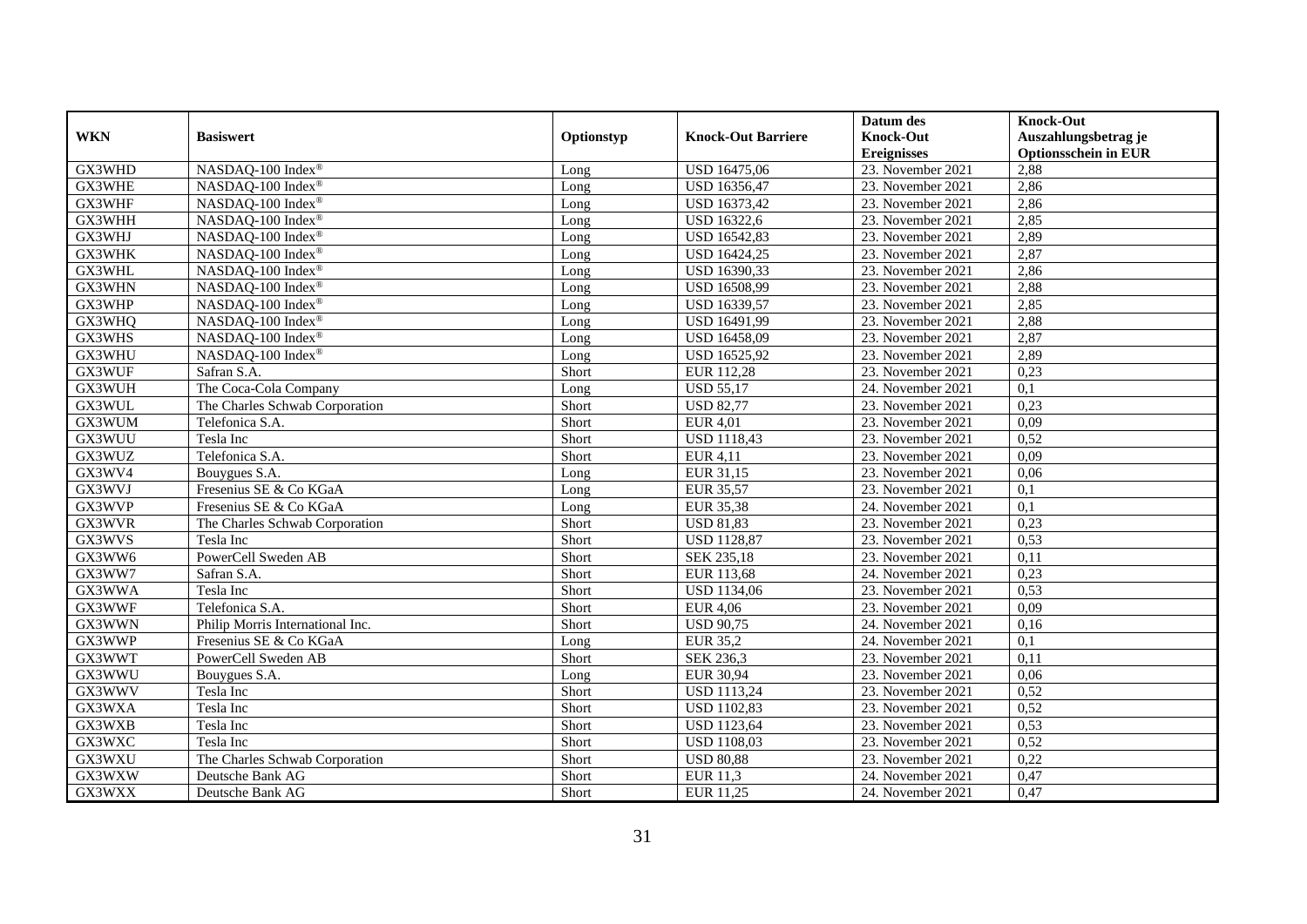| WKN | Basiswert | Optionstyp | Knock-Out Barriere | Datum des Knock-Out Ereignisses | Knock-Out Auszahlungsbetrag je Optionsschein in EUR |
|---|---|---|---|---|---|
| GX3WHD | NASDAQ-100 Index® | Long | USD 16475,06 | 23. November 2021 | 2,88 |
| GX3WHE | NASDAQ-100 Index® | Long | USD 16356,47 | 23. November 2021 | 2,86 |
| GX3WHF | NASDAQ-100 Index® | Long | USD 16373,42 | 23. November 2021 | 2,86 |
| GX3WHH | NASDAQ-100 Index® | Long | USD 16322,6 | 23. November 2021 | 2,85 |
| GX3WHJ | NASDAQ-100 Index® | Long | USD 16542,83 | 23. November 2021 | 2,89 |
| GX3WHK | NASDAQ-100 Index® | Long | USD 16424,25 | 23. November 2021 | 2,87 |
| GX3WHL | NASDAQ-100 Index® | Long | USD 16390,33 | 23. November 2021 | 2,86 |
| GX3WHN | NASDAQ-100 Index® | Long | USD 16508,99 | 23. November 2021 | 2,88 |
| GX3WHP | NASDAQ-100 Index® | Long | USD 16339,57 | 23. November 2021 | 2,85 |
| GX3WHQ | NASDAQ-100 Index® | Long | USD 16491,99 | 23. November 2021 | 2,88 |
| GX3WHS | NASDAQ-100 Index® | Long | USD 16458,09 | 23. November 2021 | 2,87 |
| GX3WHU | NASDAQ-100 Index® | Long | USD 16525,92 | 23. November 2021 | 2,89 |
| GX3WUF | Safran S.A. | Short | EUR 112,28 | 23. November 2021 | 0,23 |
| GX3WUH | The Coca-Cola Company | Long | USD 55,17 | 24. November 2021 | 0,1 |
| GX3WUL | The Charles Schwab Corporation | Short | USD 82,77 | 23. November 2021 | 0,23 |
| GX3WUM | Telefonica S.A. | Short | EUR 4,01 | 23. November 2021 | 0,09 |
| GX3WUU | Tesla Inc | Short | USD 1118,43 | 23. November 2021 | 0,52 |
| GX3WUZ | Telefonica S.A. | Short | EUR 4,11 | 23. November 2021 | 0,09 |
| GX3WV4 | Bouygues S.A. | Long | EUR 31,15 | 23. November 2021 | 0,06 |
| GX3WVJ | Fresenius SE & Co KGaA | Long | EUR 35,57 | 23. November 2021 | 0,1 |
| GX3WVP | Fresenius SE & Co KGaA | Long | EUR 35,38 | 24. November 2021 | 0,1 |
| GX3WVR | The Charles Schwab Corporation | Short | USD 81,83 | 23. November 2021 | 0,23 |
| GX3WVS | Tesla Inc | Short | USD 1128,87 | 23. November 2021 | 0,53 |
| GX3WW6 | PowerCell Sweden AB | Short | SEK 235,18 | 23. November 2021 | 0,11 |
| GX3WW7 | Safran S.A. | Short | EUR 113,68 | 24. November 2021 | 0,23 |
| GX3WWA | Tesla Inc | Short | USD 1134,06 | 23. November 2021 | 0,53 |
| GX3WWF | Telefonica S.A. | Short | EUR 4,06 | 23. November 2021 | 0,09 |
| GX3WWN | Philip Morris International Inc. | Short | USD 90,75 | 24. November 2021 | 0,16 |
| GX3WWP | Fresenius SE & Co KGaA | Long | EUR 35,2 | 24. November 2021 | 0,1 |
| GX3WWT | PowerCell Sweden AB | Short | SEK 236,3 | 23. November 2021 | 0,11 |
| GX3WWU | Bouygues S.A. | Long | EUR 30,94 | 23. November 2021 | 0,06 |
| GX3WWV | Tesla Inc | Short | USD 1113,24 | 23. November 2021 | 0,52 |
| GX3WXA | Tesla Inc | Short | USD 1102,83 | 23. November 2021 | 0,52 |
| GX3WXB | Tesla Inc | Short | USD 1123,64 | 23. November 2021 | 0,53 |
| GX3WXC | Tesla Inc | Short | USD 1108,03 | 23. November 2021 | 0,52 |
| GX3WXU | The Charles Schwab Corporation | Short | USD 80,88 | 23. November 2021 | 0,22 |
| GX3WXW | Deutsche Bank AG | Short | EUR 11,3 | 24. November 2021 | 0,47 |
| GX3WXX | Deutsche Bank AG | Short | EUR 11,25 | 24. November 2021 | 0,47 |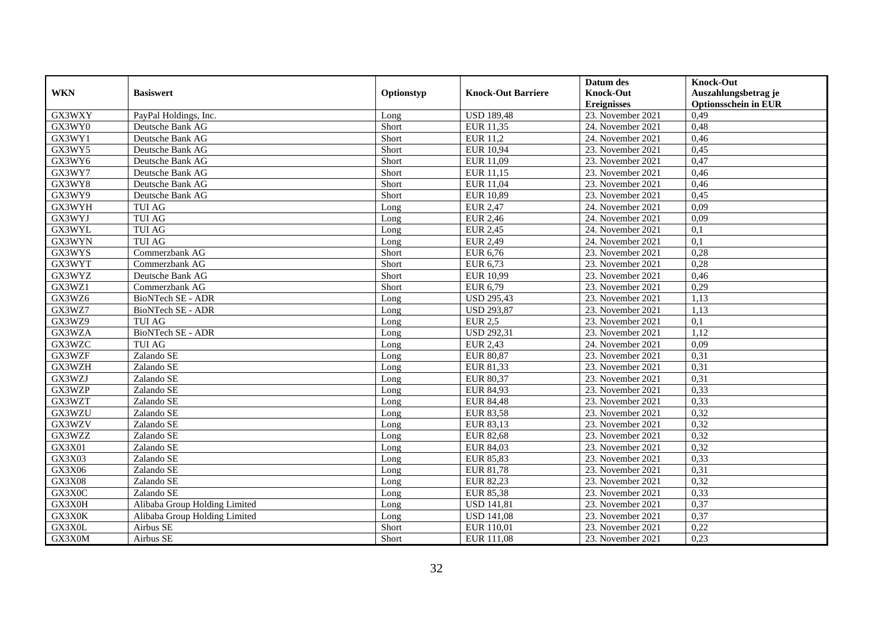| WKN | Basiswert | Optionstyp | Knock-Out Barriere | Datum des Knock-Out Ereignisses | Knock-Out Auszahlungsbetrag je Optionsschein in EUR |
|---|---|---|---|---|---|
| GX3WXY | PayPal Holdings, Inc. | Long | USD 189,48 | 23. November 2021 | 0,49 |
| GX3WY0 | Deutsche Bank AG | Short | EUR 11,35 | 24. November 2021 | 0,48 |
| GX3WY1 | Deutsche Bank AG | Short | EUR 11,2 | 24. November 2021 | 0,46 |
| GX3WY5 | Deutsche Bank AG | Short | EUR 10,94 | 23. November 2021 | 0,45 |
| GX3WY6 | Deutsche Bank AG | Short | EUR 11,09 | 23. November 2021 | 0,47 |
| GX3WY7 | Deutsche Bank AG | Short | EUR 11,15 | 23. November 2021 | 0,46 |
| GX3WY8 | Deutsche Bank AG | Short | EUR 11,04 | 23. November 2021 | 0,46 |
| GX3WY9 | Deutsche Bank AG | Short | EUR 10,89 | 23. November 2021 | 0,45 |
| GX3WYH | TUI AG | Long | EUR 2,47 | 24. November 2021 | 0,09 |
| GX3WYJ | TUI AG | Long | EUR 2,46 | 24. November 2021 | 0,09 |
| GX3WYL | TUI AG | Long | EUR 2,45 | 24. November 2021 | 0,1 |
| GX3WYN | TUI AG | Long | EUR 2,49 | 24. November 2021 | 0,1 |
| GX3WYS | Commerzbank AG | Short | EUR 6,76 | 23. November 2021 | 0,28 |
| GX3WYT | Commerzbank AG | Short | EUR 6,73 | 23. November 2021 | 0,28 |
| GX3WYZ | Deutsche Bank AG | Short | EUR 10,99 | 23. November 2021 | 0,46 |
| GX3WZ1 | Commerzbank AG | Short | EUR 6,79 | 23. November 2021 | 0,29 |
| GX3WZ6 | BioNTech SE - ADR | Long | USD 295,43 | 23. November 2021 | 1,13 |
| GX3WZ7 | BioNTech SE - ADR | Long | USD 293,87 | 23. November 2021 | 1,13 |
| GX3WZ9 | TUI AG | Long | EUR 2,5 | 23. November 2021 | 0,1 |
| GX3WZA | BioNTech SE - ADR | Long | USD 292,31 | 23. November 2021 | 1,12 |
| GX3WZC | TUI AG | Long | EUR 2,43 | 24. November 2021 | 0,09 |
| GX3WZF | Zalando SE | Long | EUR 80,87 | 23. November 2021 | 0,31 |
| GX3WZH | Zalando SE | Long | EUR 81,33 | 23. November 2021 | 0,31 |
| GX3WZJ | Zalando SE | Long | EUR 80,37 | 23. November 2021 | 0,31 |
| GX3WZP | Zalando SE | Long | EUR 84,93 | 23. November 2021 | 0,33 |
| GX3WZT | Zalando SE | Long | EUR 84,48 | 23. November 2021 | 0,33 |
| GX3WZU | Zalando SE | Long | EUR 83,58 | 23. November 2021 | 0,32 |
| GX3WZV | Zalando SE | Long | EUR 83,13 | 23. November 2021 | 0,32 |
| GX3WZZ | Zalando SE | Long | EUR 82,68 | 23. November 2021 | 0,32 |
| GX3X01 | Zalando SE | Long | EUR 84,03 | 23. November 2021 | 0,32 |
| GX3X03 | Zalando SE | Long | EUR 85,83 | 23. November 2021 | 0,33 |
| GX3X06 | Zalando SE | Long | EUR 81,78 | 23. November 2021 | 0,31 |
| GX3X08 | Zalando SE | Long | EUR 82,23 | 23. November 2021 | 0,32 |
| GX3X0C | Zalando SE | Long | EUR 85,38 | 23. November 2021 | 0,33 |
| GX3X0H | Alibaba Group Holding Limited | Long | USD 141,81 | 23. November 2021 | 0,37 |
| GX3X0K | Alibaba Group Holding Limited | Long | USD 141,08 | 23. November 2021 | 0,37 |
| GX3X0L | Airbus SE | Short | EUR 110,01 | 23. November 2021 | 0,22 |
| GX3X0M | Airbus SE | Short | EUR 111,08 | 23. November 2021 | 0,23 |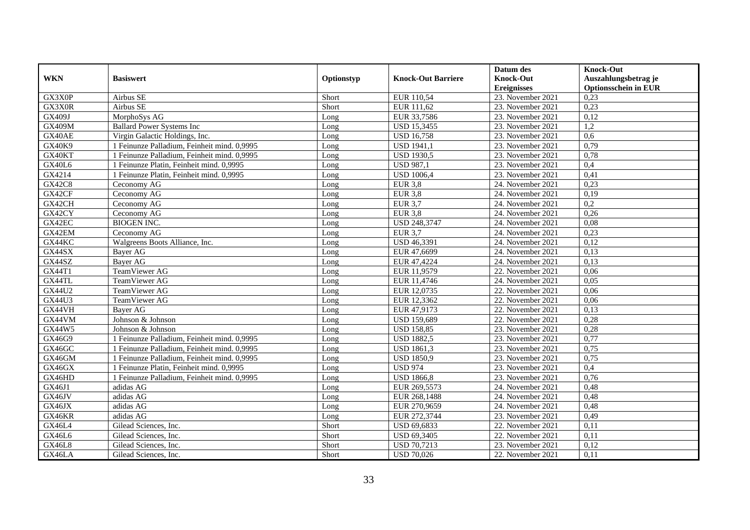| WKN | Basiswert | Optionstyp | Knock-Out Barriere | Datum des Knock-Out Ereignisses | Knock-Out Auszahlungsbetrag je Optionsschein in EUR |
|---|---|---|---|---|---|
| GX3X0P | Airbus SE | Short | EUR 110,54 | 23. November 2021 | 0,23 |
| GX3X0R | Airbus SE | Short | EUR 111,62 | 23. November 2021 | 0,23 |
| GX409J | MorphoSys AG | Long | EUR 33,7586 | 23. November 2021 | 0,12 |
| GX409M | Ballard Power Systems Inc | Long | USD 15,3455 | 23. November 2021 | 1,2 |
| GX40AE | Virgin Galactic Holdings, Inc. | Long | USD 16,758 | 23. November 2021 | 0,6 |
| GX40K9 | 1 Feinunze Palladium, Feinheit mind. 0,9995 | Long | USD 1941,1 | 23. November 2021 | 0,79 |
| GX40KT | 1 Feinunze Palladium, Feinheit mind. 0,9995 | Long | USD 1930,5 | 23. November 2021 | 0,78 |
| GX40L6 | 1 Feinunze Platin, Feinheit mind. 0,9995 | Long | USD 987,1 | 23. November 2021 | 0,4 |
| GX4214 | 1 Feinunze Platin, Feinheit mind. 0,9995 | Long | USD 1006,4 | 23. November 2021 | 0,41 |
| GX42C8 | Ceconomy AG | Long | EUR 3,8 | 24. November 2021 | 0,23 |
| GX42CF | Ceconomy AG | Long | EUR 3,8 | 24. November 2021 | 0,19 |
| GX42CH | Ceconomy AG | Long | EUR 3,7 | 24. November 2021 | 0,2 |
| GX42CY | Ceconomy AG | Long | EUR 3,8 | 24. November 2021 | 0,26 |
| GX42EC | BIOGEN INC. | Long | USD 248,3747 | 24. November 2021 | 0,08 |
| GX42EM | Ceconomy AG | Long | EUR 3,7 | 24. November 2021 | 0,23 |
| GX44KC | Walgreens Boots Alliance, Inc. | Long | USD 46,3391 | 24. November 2021 | 0,12 |
| GX44SX | Bayer AG | Long | EUR 47,6699 | 24. November 2021 | 0,13 |
| GX44SZ | Bayer AG | Long | EUR 47,4224 | 24. November 2021 | 0,13 |
| GX44T1 | TeamViewer AG | Long | EUR 11,9579 | 22. November 2021 | 0,06 |
| GX44TL | TeamViewer AG | Long | EUR 11,4746 | 24. November 2021 | 0,05 |
| GX44U2 | TeamViewer AG | Long | EUR 12,0735 | 22. November 2021 | 0,06 |
| GX44U3 | TeamViewer AG | Long | EUR 12,3362 | 22. November 2021 | 0,06 |
| GX44VH | Bayer AG | Long | EUR 47,9173 | 22. November 2021 | 0,13 |
| GX44VM | Johnson & Johnson | Long | USD 159,689 | 22. November 2021 | 0,28 |
| GX44W5 | Johnson & Johnson | Long | USD 158,85 | 23. November 2021 | 0,28 |
| GX46G9 | 1 Feinunze Palladium, Feinheit mind. 0,9995 | Long | USD 1882,5 | 23. November 2021 | 0,77 |
| GX46GC | 1 Feinunze Palladium, Feinheit mind. 0,9995 | Long | USD 1861,3 | 23. November 2021 | 0,75 |
| GX46GM | 1 Feinunze Palladium, Feinheit mind. 0,9995 | Long | USD 1850,9 | 23. November 2021 | 0,75 |
| GX46GX | 1 Feinunze Platin, Feinheit mind. 0,9995 | Long | USD 974 | 23. November 2021 | 0,4 |
| GX46HD | 1 Feinunze Palladium, Feinheit mind. 0,9995 | Long | USD 1866,8 | 23. November 2021 | 0,76 |
| GX46J1 | adidas AG | Long | EUR 269,5573 | 24. November 2021 | 0,48 |
| GX46JV | adidas AG | Long | EUR 268,1488 | 24. November 2021 | 0,48 |
| GX46JX | adidas AG | Long | EUR 270,9659 | 24. November 2021 | 0,48 |
| GX46KR | adidas AG | Long | EUR 272,3744 | 23. November 2021 | 0,49 |
| GX46L4 | Gilead Sciences, Inc. | Short | USD 69,6833 | 22. November 2021 | 0,11 |
| GX46L6 | Gilead Sciences, Inc. | Short | USD 69,3405 | 22. November 2021 | 0,11 |
| GX46L8 | Gilead Sciences, Inc. | Short | USD 70,7213 | 23. November 2021 | 0,12 |
| GX46LA | Gilead Sciences, Inc. | Short | USD 70,026 | 22. November 2021 | 0,11 |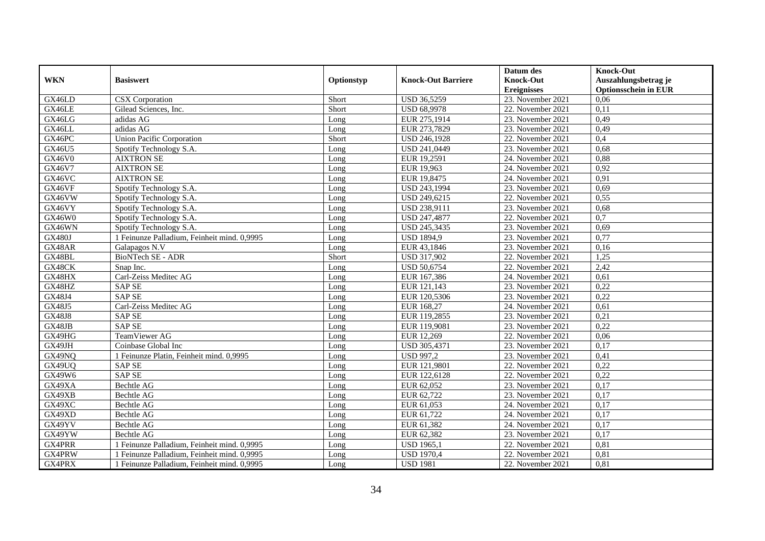| WKN | Basiswert | Optionstyp | Knock-Out Barriere | Datum des Knock-Out Ereignisses | Knock-Out Auszahlungsbetrag je Optionsschein in EUR |
|---|---|---|---|---|---|
| GX46LD | CSX Corporation | Short | USD 36,5259 | 23. November 2021 | 0,06 |
| GX46LE | Gilead Sciences, Inc. | Short | USD 68,9978 | 22. November 2021 | 0,11 |
| GX46LG | adidas AG | Long | EUR 275,1914 | 23. November 2021 | 0,49 |
| GX46LL | adidas AG | Long | EUR 273,7829 | 23. November 2021 | 0,49 |
| GX46PC | Union Pacific Corporation | Short | USD 246,1928 | 22. November 2021 | 0,4 |
| GX46U5 | Spotify Technology S.A. | Long | USD 241,0449 | 23. November 2021 | 0,68 |
| GX46V0 | AIXTRON SE | Long | EUR 19,2591 | 24. November 2021 | 0,88 |
| GX46V7 | AIXTRON SE | Long | EUR 19,963 | 24. November 2021 | 0,92 |
| GX46VC | AIXTRON SE | Long | EUR 19,8475 | 24. November 2021 | 0,91 |
| GX46VF | Spotify Technology S.A. | Long | USD 243,1994 | 23. November 2021 | 0,69 |
| GX46VW | Spotify Technology S.A. | Long | USD 249,6215 | 22. November 2021 | 0,55 |
| GX46VY | Spotify Technology S.A. | Long | USD 238,9111 | 23. November 2021 | 0,68 |
| GX46W0 | Spotify Technology S.A. | Long | USD 247,4877 | 22. November 2021 | 0,7 |
| GX46WN | Spotify Technology S.A. | Long | USD 245,3435 | 23. November 2021 | 0,69 |
| GX480J | 1 Feinunze Palladium, Feinheit mind. 0,9995 | Long | USD 1894,9 | 23. November 2021 | 0,77 |
| GX48AR | Galapagos N.V | Long | EUR 43,1846 | 23. November 2021 | 0,16 |
| GX48BL | BioNTech SE - ADR | Short | USD 317,902 | 22. November 2021 | 1,25 |
| GX48CK | Snap Inc. | Long | USD 50,6754 | 22. November 2021 | 2,42 |
| GX48HX | Carl-Zeiss Meditec AG | Long | EUR 167,386 | 24. November 2021 | 0,61 |
| GX48HZ | SAP SE | Long | EUR 121,143 | 23. November 2021 | 0,22 |
| GX48J4 | SAP SE | Long | EUR 120,5306 | 23. November 2021 | 0,22 |
| GX48J5 | Carl-Zeiss Meditec AG | Long | EUR 168,27 | 24. November 2021 | 0,61 |
| GX48J8 | SAP SE | Long | EUR 119,2855 | 23. November 2021 | 0,21 |
| GX48JB | SAP SE | Long | EUR 119,9081 | 23. November 2021 | 0,22 |
| GX49HG | TeamViewer AG | Long | EUR 12,269 | 22. November 2021 | 0,06 |
| GX49JH | Coinbase Global Inc | Long | USD 305,4371 | 23. November 2021 | 0,17 |
| GX49NQ | 1 Feinunze Platin, Feinheit mind. 0,9995 | Long | USD 997,2 | 23. November 2021 | 0,41 |
| GX49UQ | SAP SE | Long | EUR 121,9801 | 22. November 2021 | 0,22 |
| GX49W6 | SAP SE | Long | EUR 122,6128 | 22. November 2021 | 0,22 |
| GX49XA | Bechtle AG | Long | EUR 62,052 | 23. November 2021 | 0,17 |
| GX49XB | Bechtle AG | Long | EUR 62,722 | 23. November 2021 | 0,17 |
| GX49XC | Bechtle AG | Long | EUR 61,053 | 24. November 2021 | 0,17 |
| GX49XD | Bechtle AG | Long | EUR 61,722 | 24. November 2021 | 0,17 |
| GX49YV | Bechtle AG | Long | EUR 61,382 | 24. November 2021 | 0,17 |
| GX49YW | Bechtle AG | Long | EUR 62,382 | 23. November 2021 | 0,17 |
| GX4PRR | 1 Feinunze Palladium, Feinheit mind. 0,9995 | Long | USD 1965,1 | 22. November 2021 | 0,81 |
| GX4PRW | 1 Feinunze Palladium, Feinheit mind. 0,9995 | Long | USD 1970,4 | 22. November 2021 | 0,81 |
| GX4PRX | 1 Feinunze Palladium, Feinheit mind. 0,9995 | Long | USD 1981 | 22. November 2021 | 0,81 |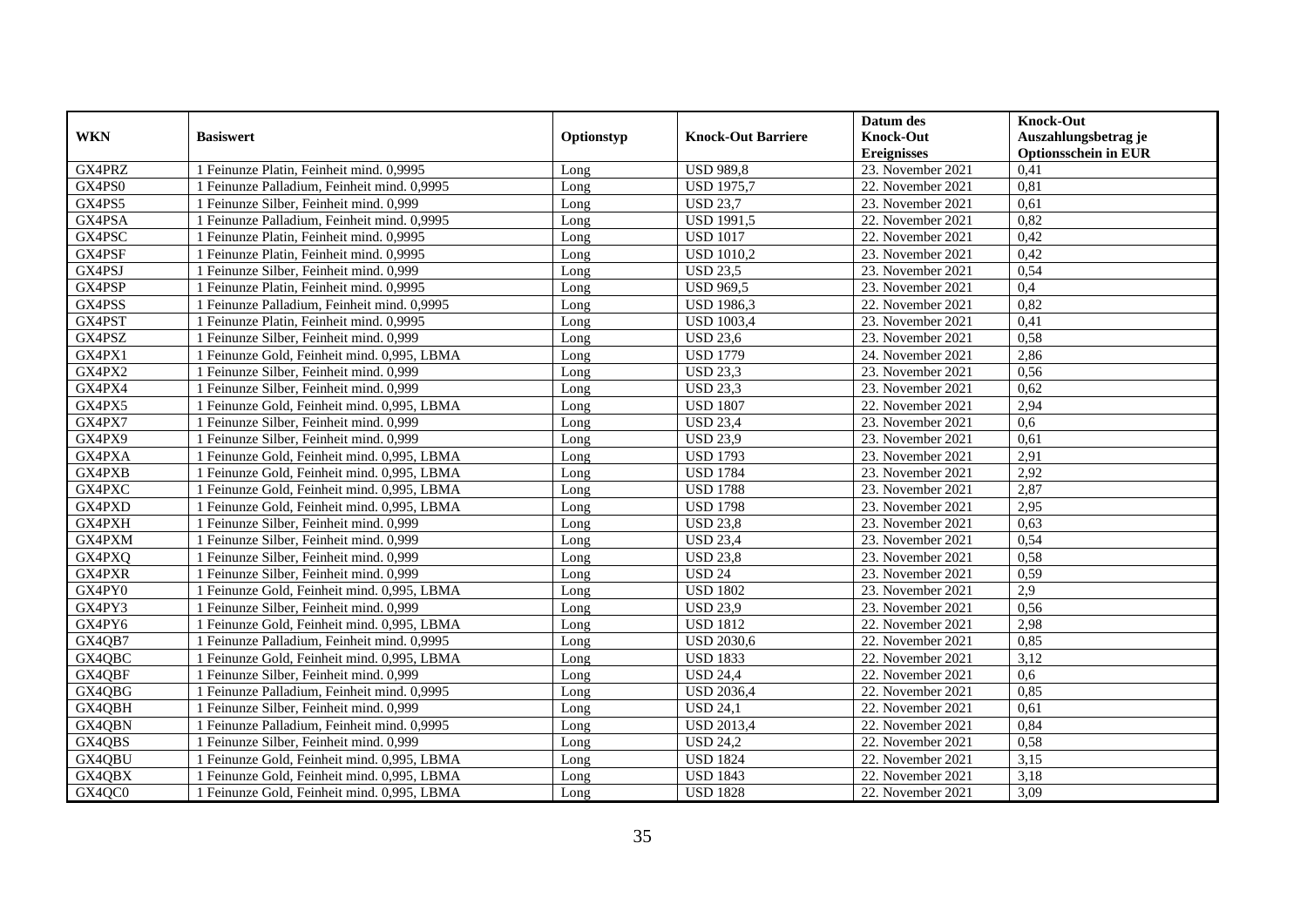| WKN | Basiswert | Optionstyp | Knock-Out Barriere | Datum des Knock-Out Ereignisses | Knock-Out Auszahlungsbetrag je Optionsschein in EUR |
|---|---|---|---|---|---|
| GX4PRZ | 1 Feinunze Platin, Feinheit mind. 0,9995 | Long | USD 989,8 | 23. November 2021 | 0,41 |
| GX4PS0 | 1 Feinunze Palladium, Feinheit mind. 0,9995 | Long | USD 1975,7 | 22. November 2021 | 0,81 |
| GX4PS5 | 1 Feinunze Silber, Feinheit mind. 0,999 | Long | USD 23,7 | 23. November 2021 | 0,61 |
| GX4PSA | 1 Feinunze Palladium, Feinheit mind. 0,9995 | Long | USD 1991,5 | 22. November 2021 | 0,82 |
| GX4PSC | 1 Feinunze Platin, Feinheit mind. 0,9995 | Long | USD 1017 | 22. November 2021 | 0,42 |
| GX4PSF | 1 Feinunze Platin, Feinheit mind. 0,9995 | Long | USD 1010,2 | 23. November 2021 | 0,42 |
| GX4PSJ | 1 Feinunze Silber, Feinheit mind. 0,999 | Long | USD 23,5 | 23. November 2021 | 0,54 |
| GX4PSP | 1 Feinunze Platin, Feinheit mind. 0,9995 | Long | USD 969,5 | 23. November 2021 | 0,4 |
| GX4PSS | 1 Feinunze Palladium, Feinheit mind. 0,9995 | Long | USD 1986,3 | 22. November 2021 | 0,82 |
| GX4PST | 1 Feinunze Platin, Feinheit mind. 0,9995 | Long | USD 1003,4 | 23. November 2021 | 0,41 |
| GX4PSZ | 1 Feinunze Silber, Feinheit mind. 0,999 | Long | USD 23,6 | 23. November 2021 | 0,58 |
| GX4PX1 | 1 Feinunze Gold, Feinheit mind. 0,995, LBMA | Long | USD 1779 | 24. November 2021 | 2,86 |
| GX4PX2 | 1 Feinunze Silber, Feinheit mind. 0,999 | Long | USD 23,3 | 23. November 2021 | 0,56 |
| GX4PX4 | 1 Feinunze Silber, Feinheit mind. 0,999 | Long | USD 23,3 | 23. November 2021 | 0,62 |
| GX4PX5 | 1 Feinunze Gold, Feinheit mind. 0,995, LBMA | Long | USD 1807 | 22. November 2021 | 2,94 |
| GX4PX7 | 1 Feinunze Silber, Feinheit mind. 0,999 | Long | USD 23,4 | 23. November 2021 | 0,6 |
| GX4PX9 | 1 Feinunze Silber, Feinheit mind. 0,999 | Long | USD 23,9 | 23. November 2021 | 0,61 |
| GX4PXA | 1 Feinunze Gold, Feinheit mind. 0,995, LBMA | Long | USD 1793 | 23. November 2021 | 2,91 |
| GX4PXB | 1 Feinunze Gold, Feinheit mind. 0,995, LBMA | Long | USD 1784 | 23. November 2021 | 2,92 |
| GX4PXC | 1 Feinunze Gold, Feinheit mind. 0,995, LBMA | Long | USD 1788 | 23. November 2021 | 2,87 |
| GX4PXD | 1 Feinunze Gold, Feinheit mind. 0,995, LBMA | Long | USD 1798 | 23. November 2021 | 2,95 |
| GX4PXH | 1 Feinunze Silber, Feinheit mind. 0,999 | Long | USD 23,8 | 23. November 2021 | 0,63 |
| GX4PXM | 1 Feinunze Silber, Feinheit mind. 0,999 | Long | USD 23,4 | 23. November 2021 | 0,54 |
| GX4PXQ | 1 Feinunze Silber, Feinheit mind. 0,999 | Long | USD 23,8 | 23. November 2021 | 0,58 |
| GX4PXR | 1 Feinunze Silber, Feinheit mind. 0,999 | Long | USD 24 | 23. November 2021 | 0,59 |
| GX4PY0 | 1 Feinunze Gold, Feinheit mind. 0,995, LBMA | Long | USD 1802 | 23. November 2021 | 2,9 |
| GX4PY3 | 1 Feinunze Silber, Feinheit mind. 0,999 | Long | USD 23,9 | 23. November 2021 | 0,56 |
| GX4PY6 | 1 Feinunze Gold, Feinheit mind. 0,995, LBMA | Long | USD 1812 | 22. November 2021 | 2,98 |
| GX4QB7 | 1 Feinunze Palladium, Feinheit mind. 0,9995 | Long | USD 2030,6 | 22. November 2021 | 0,85 |
| GX4QBC | 1 Feinunze Gold, Feinheit mind. 0,995, LBMA | Long | USD 1833 | 22. November 2021 | 3,12 |
| GX4QBF | 1 Feinunze Silber, Feinheit mind. 0,999 | Long | USD 24,4 | 22. November 2021 | 0,6 |
| GX4QBG | 1 Feinunze Palladium, Feinheit mind. 0,9995 | Long | USD 2036,4 | 22. November 2021 | 0,85 |
| GX4QBH | 1 Feinunze Silber, Feinheit mind. 0,999 | Long | USD 24,1 | 22. November 2021 | 0,61 |
| GX4QBN | 1 Feinunze Palladium, Feinheit mind. 0,9995 | Long | USD 2013,4 | 22. November 2021 | 0,84 |
| GX4QBS | 1 Feinunze Silber, Feinheit mind. 0,999 | Long | USD 24,2 | 22. November 2021 | 0,58 |
| GX4QBU | 1 Feinunze Gold, Feinheit mind. 0,995, LBMA | Long | USD 1824 | 22. November 2021 | 3,15 |
| GX4QBX | 1 Feinunze Gold, Feinheit mind. 0,995, LBMA | Long | USD 1843 | 22. November 2021 | 3,18 |
| GX4QC0 | 1 Feinunze Gold, Feinheit mind. 0,995, LBMA | Long | USD 1828 | 22. November 2021 | 3,09 |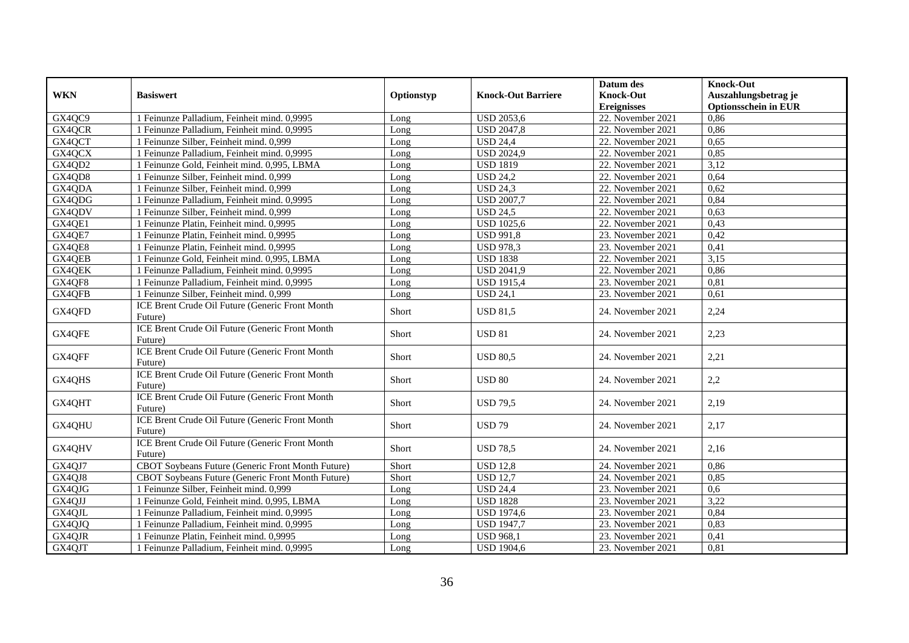| WKN | Basiswert | Optionstyp | Knock-Out Barriere | Datum des Knock-Out Ereignisses | Knock-Out Auszahlungsbetrag je Optionsschein in EUR |
|---|---|---|---|---|---|
| GX4QC9 | 1 Feinunze Palladium, Feinheit mind. 0,9995 | Long | USD 2053,6 | 22. November 2021 | 0,86 |
| GX4QCR | 1 Feinunze Palladium, Feinheit mind. 0,9995 | Long | USD 2047,8 | 22. November 2021 | 0,86 |
| GX4QCT | 1 Feinunze Silber, Feinheit mind. 0,999 | Long | USD 24,4 | 22. November 2021 | 0,65 |
| GX4QCX | 1 Feinunze Palladium, Feinheit mind. 0,9995 | Long | USD 2024,9 | 22. November 2021 | 0,85 |
| GX4QD2 | 1 Feinunze Gold, Feinheit mind. 0,995, LBMA | Long | USD 1819 | 22. November 2021 | 3,12 |
| GX4QD8 | 1 Feinunze Silber, Feinheit mind. 0,999 | Long | USD 24,2 | 22. November 2021 | 0,64 |
| GX4QDA | 1 Feinunze Silber, Feinheit mind. 0,999 | Long | USD 24,3 | 22. November 2021 | 0,62 |
| GX4QDG | 1 Feinunze Palladium, Feinheit mind. 0,9995 | Long | USD 2007,7 | 22. November 2021 | 0,84 |
| GX4QDV | 1 Feinunze Silber, Feinheit mind. 0,999 | Long | USD 24,5 | 22. November 2021 | 0,63 |
| GX4QE1 | 1 Feinunze Platin, Feinheit mind. 0,9995 | Long | USD 1025,6 | 22. November 2021 | 0,43 |
| GX4QE7 | 1 Feinunze Platin, Feinheit mind. 0,9995 | Long | USD 991,8 | 23. November 2021 | 0,42 |
| GX4QE8 | 1 Feinunze Platin, Feinheit mind. 0,9995 | Long | USD 978,3 | 23. November 2021 | 0,41 |
| GX4QEB | 1 Feinunze Gold, Feinheit mind. 0,995, LBMA | Long | USD 1838 | 22. November 2021 | 3,15 |
| GX4QEK | 1 Feinunze Palladium, Feinheit mind. 0,9995 | Long | USD 2041,9 | 22. November 2021 | 0,86 |
| GX4QF8 | 1 Feinunze Palladium, Feinheit mind. 0,9995 | Long | USD 1915,4 | 23. November 2021 | 0,81 |
| GX4QFB | 1 Feinunze Silber, Feinheit mind. 0,999 | Long | USD 24,1 | 23. November 2021 | 0,61 |
| GX4QFD | ICE Brent Crude Oil Future (Generic Front Month Future) | Short | USD 81,5 | 24. November 2021 | 2,24 |
| GX4QFE | ICE Brent Crude Oil Future (Generic Front Month Future) | Short | USD 81 | 24. November 2021 | 2,23 |
| GX4QFF | ICE Brent Crude Oil Future (Generic Front Month Future) | Short | USD 80,5 | 24. November 2021 | 2,21 |
| GX4QHS | ICE Brent Crude Oil Future (Generic Front Month Future) | Short | USD 80 | 24. November 2021 | 2,2 |
| GX4QHT | ICE Brent Crude Oil Future (Generic Front Month Future) | Short | USD 79,5 | 24. November 2021 | 2,19 |
| GX4QHU | ICE Brent Crude Oil Future (Generic Front Month Future) | Short | USD 79 | 24. November 2021 | 2,17 |
| GX4QHV | ICE Brent Crude Oil Future (Generic Front Month Future) | Short | USD 78,5 | 24. November 2021 | 2,16 |
| GX4QJ7 | CBOT Soybeans Future (Generic Front Month Future) | Short | USD 12,8 | 24. November 2021 | 0,86 |
| GX4QJ8 | CBOT Soybeans Future (Generic Front Month Future) | Short | USD 12,7 | 24. November 2021 | 0,85 |
| GX4QJG | 1 Feinunze Silber, Feinheit mind. 0,999 | Long | USD 24,4 | 23. November 2021 | 0,6 |
| GX4QJJ | 1 Feinunze Gold, Feinheit mind. 0,995, LBMA | Long | USD 1828 | 23. November 2021 | 3,22 |
| GX4QJL | 1 Feinunze Palladium, Feinheit mind. 0,9995 | Long | USD 1974,6 | 23. November 2021 | 0,84 |
| GX4QJQ | 1 Feinunze Palladium, Feinheit mind. 0,9995 | Long | USD 1947,7 | 23. November 2021 | 0,83 |
| GX4QJR | 1 Feinunze Platin, Feinheit mind. 0,9995 | Long | USD 968,1 | 23. November 2021 | 0,41 |
| GX4QJT | 1 Feinunze Palladium, Feinheit mind. 0,9995 | Long | USD 1904,6 | 23. November 2021 | 0,81 |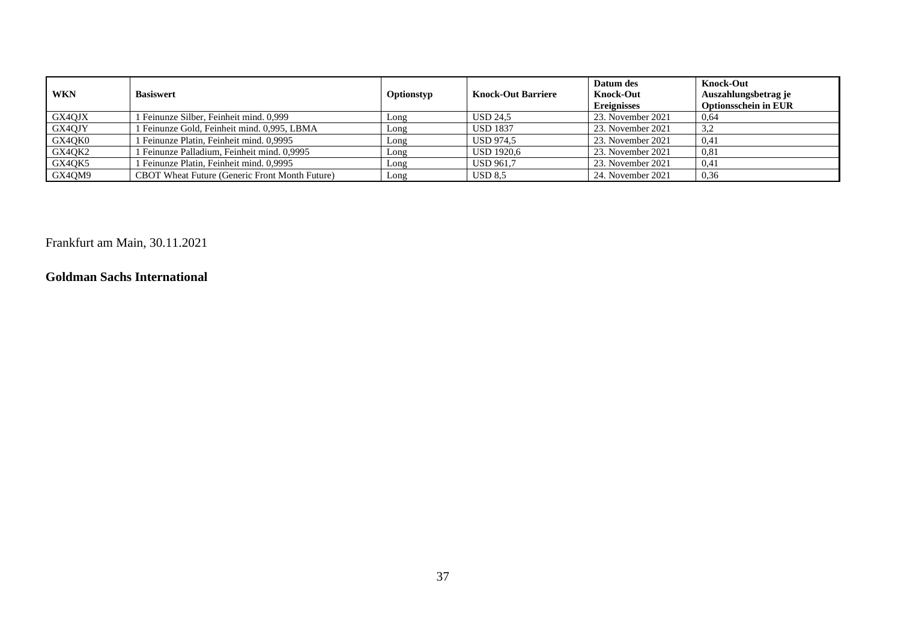| WKN | Basiswert | Optionstyp | Knock-Out Barriere | Datum des Knock-Out Ereignisses | Knock-Out Auszahlungsbetrag je Optionsschein in EUR |
|---|---|---|---|---|---|
| GX4QJX | 1 Feinunze Silber, Feinheit mind. 0,999 | Long | USD 24,5 | 23. November 2021 | 0,64 |
| GX4QJY | 1 Feinunze Gold, Feinheit mind. 0,995, LBMA | Long | USD 1837 | 23. November 2021 | 3,2 |
| GX4QK0 | 1 Feinunze Platin, Feinheit mind. 0,9995 | Long | USD 974,5 | 23. November 2021 | 0,41 |
| GX4QK2 | 1 Feinunze Palladium, Feinheit mind. 0,9995 | Long | USD 1920,6 | 23. November 2021 | 0,81 |
| GX4QK5 | 1 Feinunze Platin, Feinheit mind. 0,9995 | Long | USD 961,7 | 23. November 2021 | 0,41 |
| GX4QM9 | CBOT Wheat Future (Generic Front Month Future) | Long | USD 8,5 | 24. November 2021 | 0,36 |

Frankfurt am Main, 30.11.2021

**Goldman Sachs International**